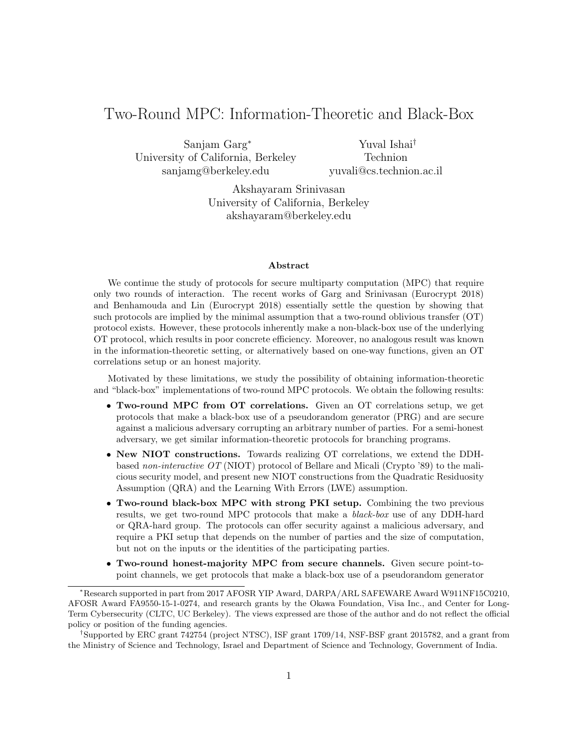# Two-Round MPC: Information-Theoretic and Black-Box

Sanjam Garg[*]
University of California, Berkeley
sanjamg@berkeley.edu

Yuval Ishai[†]
Technion
yuvali@cs.technion.ac.il

Akshayaram Srinivasan
University of California, Berkeley
akshayaram@berkeley.edu

### Abstract

We continue the study of protocols for secure multiparty computation (MPC) that require only two rounds of interaction. The recent works of Garg and Srinivasan (Eurocrypt 2018) and Benhamouda and Lin (Eurocrypt 2018) essentially settle the question by showing that such protocols are implied by the minimal assumption that a two-round oblivious transfer (OT) protocol exists. However, these protocols inherently make a non-black-box use of the underlying OT protocol, which results in poor concrete efficiency. Moreover, no analogous result was known in the information-theoretic setting, or alternatively based on one-way functions, given an OT correlations setup or an honest majority.

Motivated by these limitations, we study the possibility of obtaining information-theoretic and "black-box" implementations of two-round MPC protocols. We obtain the following results:

- **Two-round MPC from OT correlations.** Given an OT correlations setup, we get protocols that make a black-box use of a pseudorandom generator (PRG) and are secure against a malicious adversary corrupting an arbitrary number of parties. For a semi-honest adversary, we get similar information-theoretic protocols for branching programs.
- **New NIOT constructions.** Towards realizing OT correlations, we extend the DDH-based *non-interactive OT* (NIOT) protocol of Bellare and Micali (Crypto '89) to the malicious security model, and present new NIOT constructions from the Quadratic Residuosity Assumption (QRA) and the Learning With Errors (LWE) assumption.
- **Two-round black-box MPC with strong PKI setup.** Combining the two previous results, we get two-round MPC protocols that make a *black-box* use of any DDH-hard or QRA-hard group. The protocols can offer security against a malicious adversary, and require a PKI setup that depends on the number of parties and the size of computation, but not on the inputs or the identities of the participating parties.
- **Two-round honest-majority MPC from secure channels.** Given secure point-to-point channels, we get protocols that make a black-box use of a pseudorandom generator

---

[*]Research supported in part from 2017 AFOSR YIP Award, DARPA/ARL SAFEWARE Award W911NF15C0210, AFOSR Award FA9550-15-1-0274, and research grants by the Okawa Foundation, Visa Inc., and Center for Long-Term Cybersecurity (CLTC, UC Berkeley). The views expressed are those of the author and do not reflect the official policy or position of the funding agencies.

[†]Supported by ERC grant 742754 (project NTSC), ISF grant 1709/14, NSF-BSF grant 2015782, and a grant from the Ministry of Science and Technology, Israel and Department of Science and Technology, Government of India.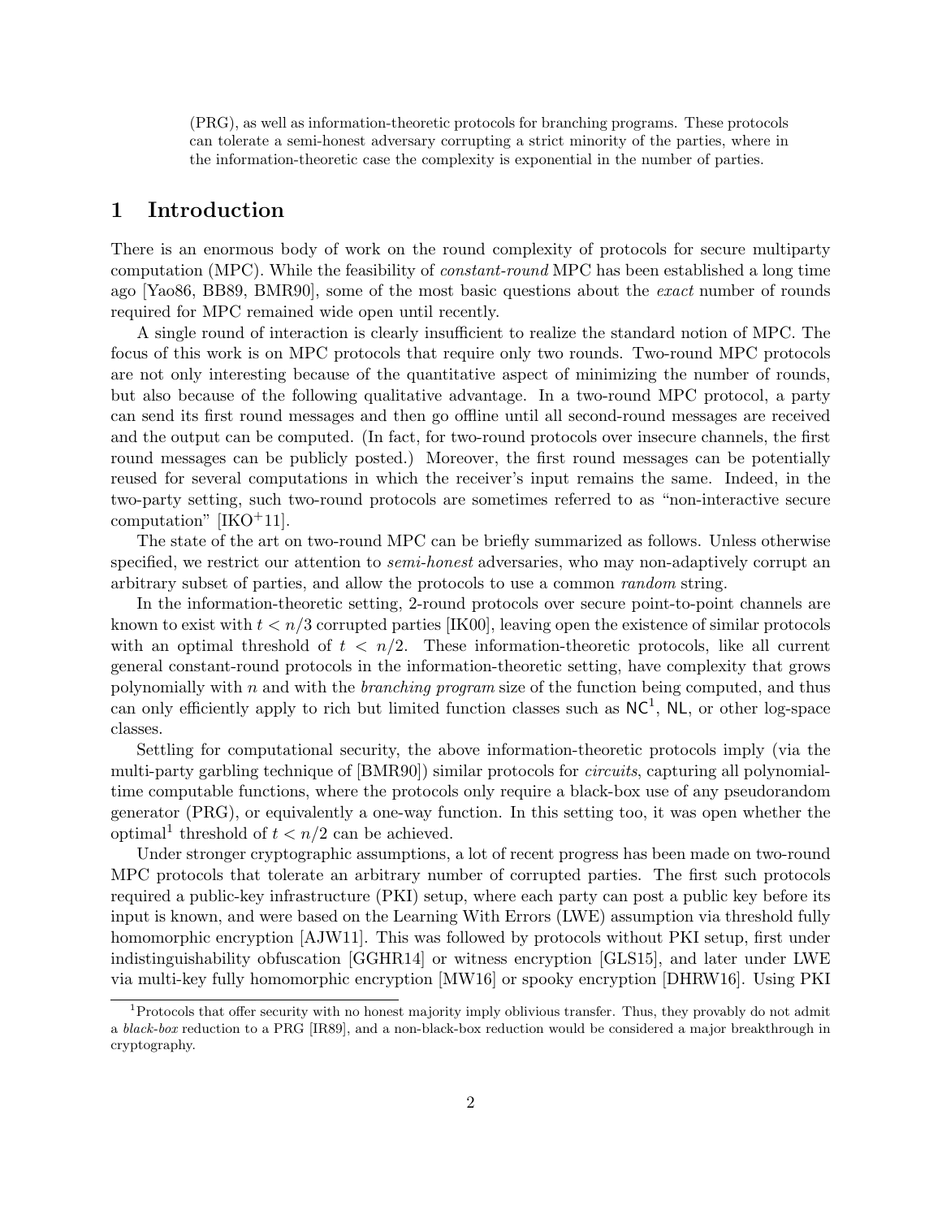(PRG), as well as information-theoretic protocols for branching programs. These protocols can tolerate a semi-honest adversary corrupting a strict minority of the parties, where in the information-theoretic case the complexity is exponential in the number of parties.

# 1 Introduction

There is an enormous body of work on the round complexity of protocols for secure multiparty computation (MPC). While the feasibility of *constant-round* MPC has been established a long time ago [Yao86, BB89, BMR90], some of the most basic questions about the *exact* number of rounds required for MPC remained wide open until recently.

A single round of interaction is clearly insufficient to realize the standard notion of MPC. The focus of this work is on MPC protocols that require only two rounds. Two-round MPC protocols are not only interesting because of the quantitative aspect of minimizing the number of rounds, but also because of the following qualitative advantage. In a two-round MPC protocol, a party can send its first round messages and then go offline until all second-round messages are received and the output can be computed. (In fact, for two-round protocols over insecure channels, the first round messages can be publicly posted.) Moreover, the first round messages can be potentially reused for several computations in which the receiver's input remains the same. Indeed, in the two-party setting, such two-round protocols are sometimes referred to as "non-interactive secure computation" [IKO+11].

The state of the art on two-round MPC can be briefly summarized as follows. Unless otherwise specified, we restrict our attention to *semi-honest* adversaries, who may non-adaptively corrupt an arbitrary subset of parties, and allow the protocols to use a common *random* string.

In the information-theoretic setting, 2-round protocols over secure point-to-point channels are known to exist with $t < n/3$ corrupted parties [IK00], leaving open the existence of similar protocols with an optimal threshold of $t < n/2$. These information-theoretic protocols, like all current general constant-round protocols in the information-theoretic setting, have complexity that grows polynomially with $n$ and with the *branching program* size of the function being computed, and thus can only efficiently apply to rich but limited function classes such as $\mathsf{NC}^1$, $\mathsf{NL}$, or other log-space classes.

Settling for computational security, the above information-theoretic protocols imply (via the multi-party garbling technique of [BMR90]) similar protocols for *circuits*, capturing all polynomial-time computable functions, where the protocols only require a black-box use of any pseudorandom generator (PRG), or equivalently a one-way function. In this setting too, it was open whether the optimal[1] threshold of $t < n/2$ can be achieved.

Under stronger cryptographic assumptions, a lot of recent progress has been made on two-round MPC protocols that tolerate an arbitrary number of corrupted parties. The first such protocols required a public-key infrastructure (PKI) setup, where each party can post a public key before its input is known, and were based on the Learning With Errors (LWE) assumption via threshold fully homomorphic encryption [AJW11]. This was followed by protocols without PKI setup, first under indistinguishability obfuscation [GGHR14] or witness encryption [GLS15], and later under LWE via multi-key fully homomorphic encryption [MW16] or spooky encryption [DHRW16]. Using PKI

[1] Protocols that offer security with no honest majority imply oblivious transfer. Thus, they provably do not admit a *black-box* reduction to a PRG [IR89], and a non-black-box reduction would be considered a major breakthrough in cryptography.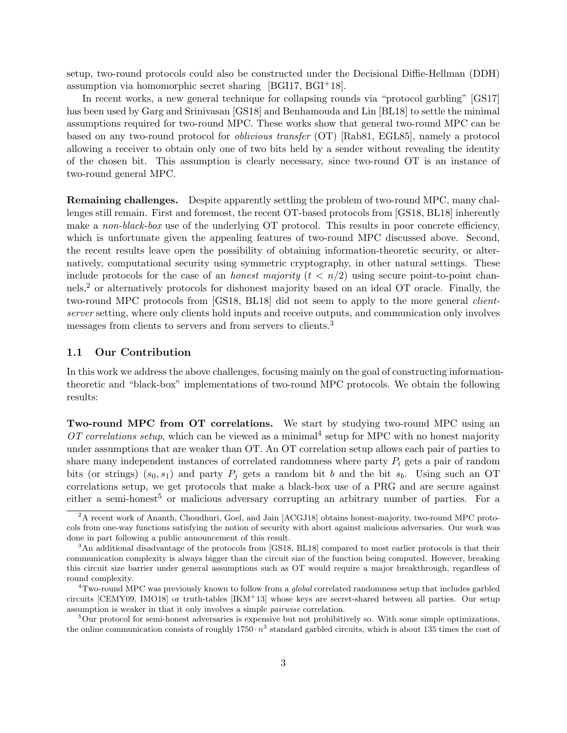setup, two-round protocols could also be constructed under the Decisional Diffie-Hellman (DDH) assumption via homomorphic secret sharing [BGI17, BGI+18].

In recent works, a new general technique for collapsing rounds via "protocol garbling" [GS17] has been used by Garg and Srinivasan [GS18] and Benhamouda and Lin [BL18] to settle the minimal assumptions required for two-round MPC. These works show that general two-round MPC can be based on any two-round protocol for *oblivious transfer* (OT) [Rab81, EGL85], namely a protocol allowing a receiver to obtain only one of two bits held by a sender without revealing the identity of the chosen bit. This assumption is clearly necessary, since two-round OT is an instance of two-round general MPC.

**Remaining challenges.** Despite apparently settling the problem of two-round MPC, many challenges still remain. First and foremost, the recent OT-based protocols from [GS18, BL18] inherently make a *non-black-box* use of the underlying OT protocol. This results in poor concrete efficiency, which is unfortunate given the appealing features of two-round MPC discussed above. Second, the recent results leave open the possibility of obtaining information-theoretic security, or alternatively, computational security using symmetric cryptography, in other natural settings. These include protocols for the case of an *honest majority* ($t < n/2$) using secure point-to-point channels,[2] or alternatively protocols for dishonest majority based on an ideal OT oracle. Finally, the two-round MPC protocols from [GS18, BL18] did not seem to apply to the more general *client-server* setting, where only clients hold inputs and receive outputs, and communication only involves messages from clients to servers and from servers to clients.[3]

### 1.1 Our Contribution

In this work we address the above challenges, focusing mainly on the goal of constructing information-theoretic and "black-box" implementations of two-round MPC protocols. We obtain the following results:

**Two-round MPC from OT correlations.** We start by studying two-round MPC using an *OT correlations setup*, which can be viewed as a minimal[4] setup for MPC with no honest majority under assumptions that are weaker than OT. An OT correlation setup allows each pair of parties to share many independent instances of correlated randomness where party $P_i$ gets a pair of random bits (or strings) $(s_0, s_1)$ and party $P_j$ gets a random bit $b$ and the bit $s_b$. Using such an OT correlations setup, we get protocols that make a black-box use of a PRG and are secure against either a semi-honest[5] or malicious adversary corrupting an arbitrary number of parties. For a

[2] A recent work of Ananth, Choudhuri, Goel, and Jain [ACGJ18] obtains honest-majority, two-round MPC protocols from one-way functions satisfying the notion of security with abort against malicious adversaries. Our work was done in part following a public announcement of this result.

[3] An additional disadvantage of the protocols from [GS18, BL18] compared to most earlier protocols is that their communication complexity is always bigger than the circuit size of the function being computed. However, breaking this circuit size barrier under general assumptions such as OT would require a major breakthrough, regardless of round complexity.

[4] Two-round MPC was previously known to follow from a *global* correlated randomness setup that includes garbled circuits [CEMY09, IMO18] or truth-tables [IKM+13] whose keys are secret-shared between all parties. Our setup assumption is weaker in that it only involves a simple *pairwise* correlation.

[5] Our protocol for semi-honest adversaries is expensive but not prohibitively so. With some simple optimizations, the online communication consists of roughly $1750 \cdot n^3$ standard garbled circuits, which is about 135 times the cost of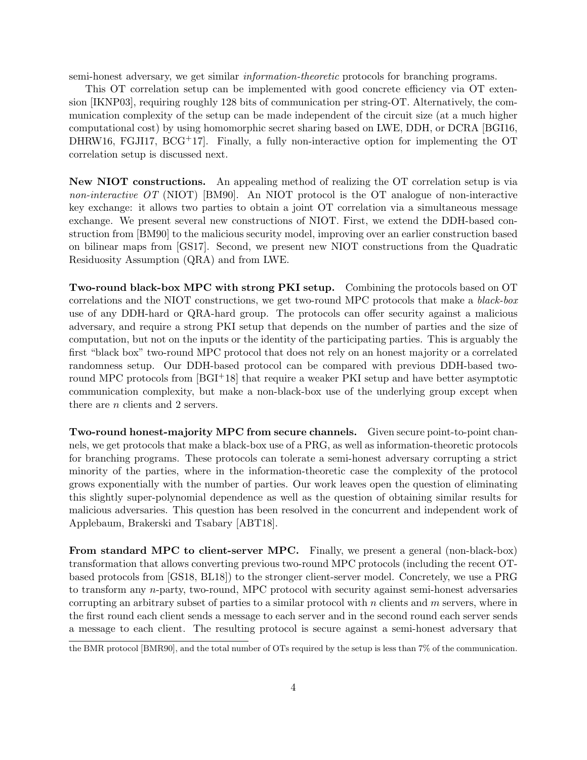semi-honest adversary, we get similar *information-theoretic* protocols for branching programs.

This OT correlation setup can be implemented with good concrete efficiency via OT extension [IKNP03], requiring roughly 128 bits of communication per string-OT. Alternatively, the communication complexity of the setup can be made independent of the circuit size (at a much higher computational cost) by using homomorphic secret sharing based on LWE, DDH, or DCRA [BGI16, DHRW16, FGJI17, BCG+17]. Finally, a fully non-interactive option for implementing the OT correlation setup is discussed next.

**New NIOT constructions.** An appealing method of realizing the OT correlation setup is via *non-interactive OT* (NIOT) [BM90]. An NIOT protocol is the OT analogue of non-interactive key exchange: it allows two parties to obtain a joint OT correlation via a simultaneous message exchange. We present several new constructions of NIOT. First, we extend the DDH-based construction from [BM90] to the malicious security model, improving over an earlier construction based on bilinear maps from [GS17]. Second, we present new NIOT constructions from the Quadratic Residuosity Assumption (QRA) and from LWE.

**Two-round black-box MPC with strong PKI setup.** Combining the protocols based on OT correlations and the NIOT constructions, we get two-round MPC protocols that make a *black-box* use of any DDH-hard or QRA-hard group. The protocols can offer security against a malicious adversary, and require a strong PKI setup that depends on the number of parties and the size of computation, but not on the inputs or the identity of the participating parties. This is arguably the first "black box" two-round MPC protocol that does not rely on an honest majority or a correlated randomness setup. Our DDH-based protocol can be compared with previous DDH-based two-round MPC protocols from [BGI+18] that require a weaker PKI setup and have better asymptotic communication complexity, but make a non-black-box use of the underlying group except when there are $n$ clients and 2 servers.

**Two-round honest-majority MPC from secure channels.** Given secure point-to-point channels, we get protocols that make a black-box use of a PRG, as well as information-theoretic protocols for branching programs. These protocols can tolerate a semi-honest adversary corrupting a strict minority of the parties, where in the information-theoretic case the complexity of the protocol grows exponentially with the number of parties. Our work leaves open the question of eliminating this slightly super-polynomial dependence as well as the question of obtaining similar results for malicious adversaries. This question has been resolved in the concurrent and independent work of Applebaum, Brakerski and Tsabary [ABT18].

**From standard MPC to client-server MPC.** Finally, we present a general (non-black-box) transformation that allows converting previous two-round MPC protocols (including the recent OT-based protocols from [GS18, BL18]) to the stronger client-server model. Concretely, we use a PRG to transform any $n$-party, two-round, MPC protocol with security against semi-honest adversaries corrupting an arbitrary subset of parties to a similar protocol with $n$ clients and $m$ servers, where in the first round each client sends a message to each server and in the second round each server sends a message to each client. The resulting protocol is secure against a semi-honest adversary that

the BMR protocol [BMR90], and the total number of OTs required by the setup is less than 7% of the communication.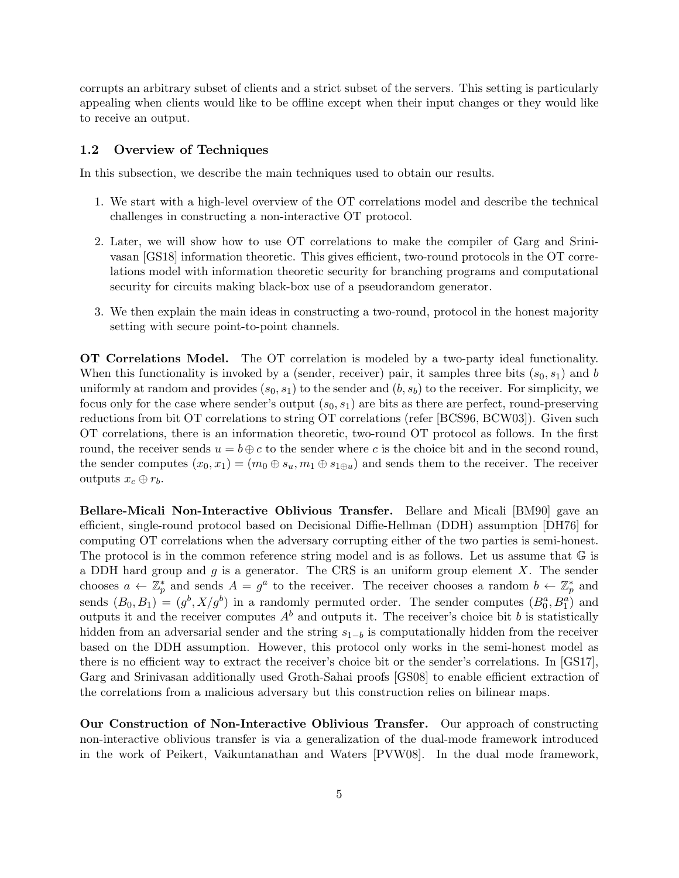corrupts an arbitrary subset of clients and a strict subset of the servers. This setting is particularly appealing when clients would like to be offline except when their input changes or they would like to receive an output.

### 1.2 Overview of Techniques

In this subsection, we describe the main techniques used to obtain our results.

1. We start with a high-level overview of the OT correlations model and describe the technical challenges in constructing a non-interactive OT protocol.
2. Later, we will show how to use OT correlations to make the compiler of Garg and Srinivasan [GS18] information theoretic. This gives efficient, two-round protocols in the OT correlations model with information theoretic security for branching programs and computational security for circuits making black-box use of a pseudorandom generator.
3. We then explain the main ideas in constructing a two-round, protocol in the honest majority setting with secure point-to-point channels.

**OT Correlations Model.** The OT correlation is modeled by a two-party ideal functionality. When this functionality is invoked by a (sender, receiver) pair, it samples three bits $(s_0, s_1)$ and $b$ uniformly at random and provides $(s_0, s_1)$ to the sender and $(b, s_b)$ to the receiver. For simplicity, we focus only for the case where sender's output $(s_0, s_1)$ are bits as there are perfect, round-preserving reductions from bit OT correlations to string OT correlations (refer [BCS96, BCW03]). Given such OT correlations, there is an information theoretic, two-round OT protocol as follows. In the first round, the receiver sends $u = b \oplus c$ to the sender where $c$ is the choice bit and in the second round, the sender computes $(x_0, x_1) = (m_0 \oplus s_u, m_1 \oplus s_{1 \oplus u})$ and sends them to the receiver. The receiver outputs $x_c \oplus r_b$.

**Bellare-Micali Non-Interactive Oblivious Transfer.** Bellare and Micali [BM90] gave an efficient, single-round protocol based on Decisional Diffie-Hellman (DDH) assumption [DH76] for computing OT correlations when the adversary corrupting either of the two parties is semi-honest. The protocol is in the common reference string model and is as follows. Let us assume that $\mathbb{G}$ is a DDH hard group and $g$ is a generator. The CRS is an uniform group element $X$. The sender chooses $a \leftarrow \mathbb{Z}_p^*$ and sends $A = g^a$ to the receiver. The receiver chooses a random $b \leftarrow \mathbb{Z}_p^*$ and sends $(B_0, B_1) = (g^b, X/g^b)$ in a randomly permuted order. The sender computes $(B_0^a, B_1^a)$ and outputs it and the receiver computes $A^b$ and outputs it. The receiver's choice bit $b$ is statistically hidden from an adversarial sender and the string $s_{1-b}$ is computationally hidden from the receiver based on the DDH assumption. However, this protocol only works in the semi-honest model as there is no efficient way to extract the receiver's choice bit or the sender's correlations. In [GS17], Garg and Srinivasan additionally used Groth-Sahai proofs [GS08] to enable efficient extraction of the correlations from a malicious adversary but this construction relies on bilinear maps.

**Our Construction of Non-Interactive Oblivious Transfer.** Our approach of constructing non-interactive oblivious transfer is via a generalization of the dual-mode framework introduced in the work of Peikert, Vaikuntanathan and Waters [PVW08]. In the dual mode framework,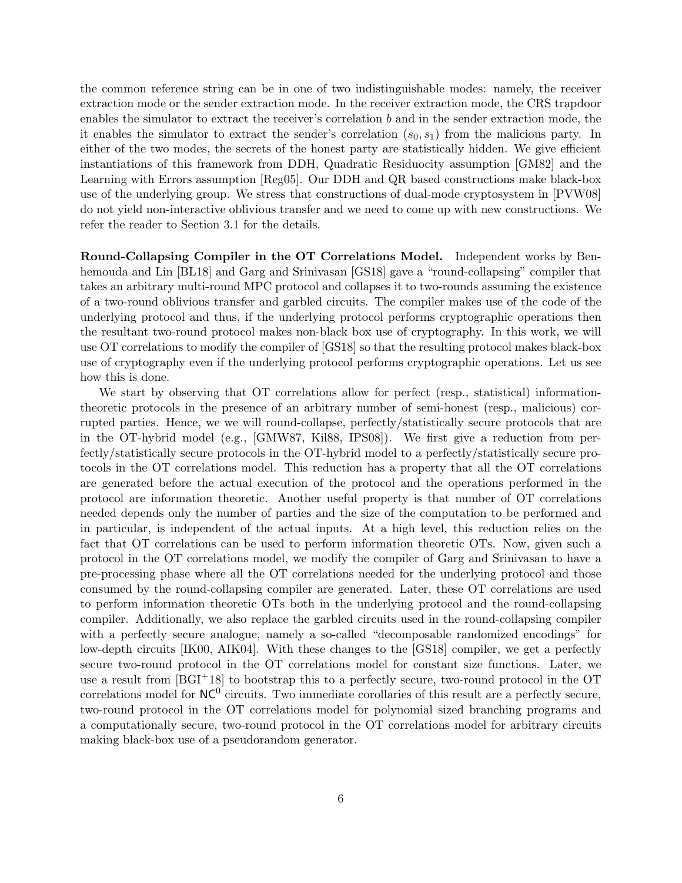the common reference string can be in one of two indistinguishable modes: namely, the receiver extraction mode or the sender extraction mode. In the receiver extraction mode, the CRS trapdoor enables the simulator to extract the receiver's correlation $b$ and in the sender extraction mode, the it enables the simulator to extract the sender's correlation $(s_0, s_1)$ from the malicious party. In either of the two modes, the secrets of the honest party are statistically hidden. We give efficient instantiations of this framework from DDH, Quadratic Residuocity assumption [GM82] and the Learning with Errors assumption [Reg05]. Our DDH and QR based constructions make black-box use of the underlying group. We stress that constructions of dual-mode cryptosystem in [PVW08] do not yield non-interactive oblivious transfer and we need to come up with new constructions. We refer the reader to Section 3.1 for the details.

**Round-Collapsing Compiler in the OT Correlations Model.** Independent works by Benhemouda and Lin [BL18] and Garg and Srinivasan [GS18] gave a "round-collapsing" compiler that takes an arbitrary multi-round MPC protocol and collapses it to two-rounds assuming the existence of a two-round oblivious transfer and garbled circuits. The compiler makes use of the code of the underlying protocol and thus, if the underlying protocol performs cryptographic operations then the resultant two-round protocol makes non-black box use of cryptography. In this work, we will use OT correlations to modify the compiler of [GS18] so that the resulting protocol makes black-box use of cryptography even if the underlying protocol performs cryptographic operations. Let us see how this is done.

We start by observing that OT correlations allow for perfect (resp., statistical) information-theoretic protocols in the presence of an arbitrary number of semi-honest (resp., malicious) corrupted parties. Hence, we we will round-collapse, perfectly/statistically secure protocols that are in the OT-hybrid model (e.g., [GMW87, Kil88, IPS08]). We first give a reduction from perfectly/statistically secure protocols in the OT-hybrid model to a perfectly/statistically secure protocols in the OT correlations model. This reduction has a property that all the OT correlations are generated before the actual execution of the protocol and the operations performed in the protocol are information theoretic. Another useful property is that number of OT correlations needed depends only the number of parties and the size of the computation to be performed and in particular, is independent of the actual inputs. At a high level, this reduction relies on the fact that OT correlations can be used to perform information theoretic OTs. Now, given such a protocol in the OT correlations model, we modify the compiler of Garg and Srinivasan to have a pre-processing phase where all the OT correlations needed for the underlying protocol and those consumed by the round-collapsing compiler are generated. Later, these OT correlations are used to perform information theoretic OTs both in the underlying protocol and the round-collapsing compiler. Additionally, we also replace the garbled circuits used in the round-collapsing compiler with a perfectly secure analogue, namely a so-called "decomposable randomized encodings" for low-depth circuits [IK00, AIK04]. With these changes to the [GS18] compiler, we get a perfectly secure two-round protocol in the OT correlations model for constant size functions. Later, we use a result from [BGI+18] to bootstrap this to a perfectly secure, two-round protocol in the OT correlations model for $\mathsf{NC}^0$ circuits. Two immediate corollaries of this result are a perfectly secure, two-round protocol in the OT correlations model for polynomial sized branching programs and a computationally secure, two-round protocol in the OT correlations model for arbitrary circuits making black-box use of a pseudorandom generator.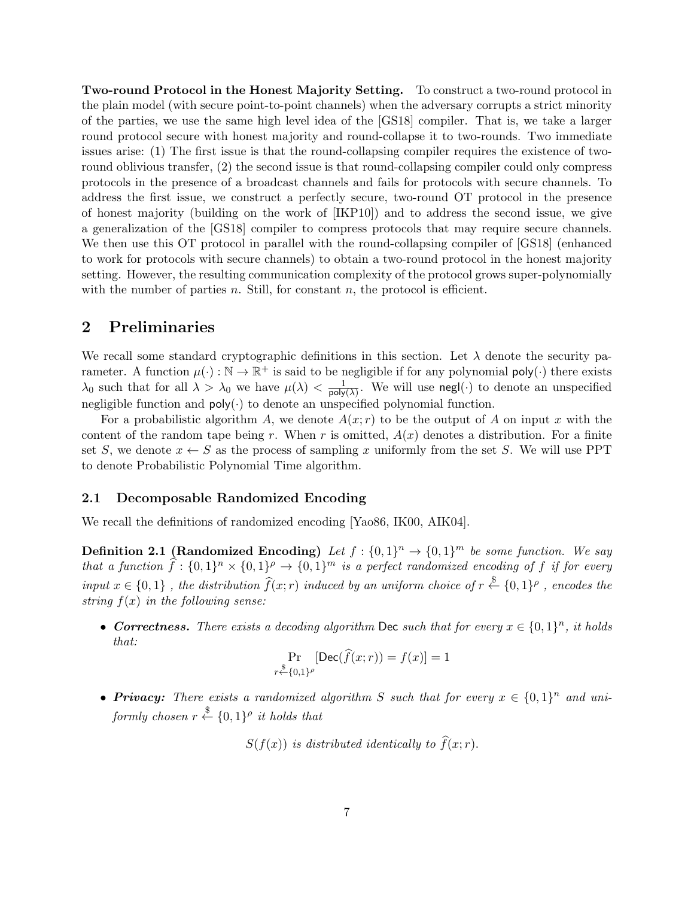**Two-round Protocol in the Honest Majority Setting.** To construct a two-round protocol in the plain model (with secure point-to-point channels) when the adversary corrupts a strict minority of the parties, we use the same high level idea of the [GS18] compiler. That is, we take a larger round protocol secure with honest majority and round-collapse it to two-rounds. Two immediate issues arise: (1) The first issue is that the round-collapsing compiler requires the existence of two-round oblivious transfer, (2) the second issue is that round-collapsing compiler could only compress protocols in the presence of a broadcast channels and fails for protocols with secure channels. To address the first issue, we construct a perfectly secure, two-round OT protocol in the presence of honest majority (building on the work of [IKP10]) and to address the second issue, we give a generalization of the [GS18] compiler to compress protocols that may require secure channels. We then use this OT protocol in parallel with the round-collapsing compiler of [GS18] (enhanced to work for protocols with secure channels) to obtain a two-round protocol in the honest majority setting. However, the resulting communication complexity of the protocol grows super-polynomially with the number of parties $n$. Still, for constant $n$, the protocol is efficient.

## 2 Preliminaries

We recall some standard cryptographic definitions in this section. Let $\lambda$ denote the security parameter. A function $\mu(\cdot) : \mathbb{N} \to \mathbb{R}^+$ is said to be negligible if for any polynomial $\mathsf{poly}(\cdot)$ there exists $\lambda_0$ such that for all $\lambda > \lambda_0$ we have $\mu(\lambda) < \frac{1}{\mathsf{poly}(\lambda)}$. We will use $\mathsf{negl}(\cdot)$ to denote an unspecified negligible function and $\mathsf{poly}(\cdot)$ to denote an unspecified polynomial function.

For a probabilistic algorithm $A$, we denote $A(x; r)$ to be the output of $A$ on input $x$ with the content of the random tape being $r$. When $r$ is omitted, $A(x)$ denotes a distribution. For a finite set $S$, we denote $x \leftarrow S$ as the process of sampling $x$ uniformly from the set $S$. We will use PPT to denote Probabilistic Polynomial Time algorithm.

### 2.1 Decomposable Randomized Encoding

We recall the definitions of randomized encoding [Yao86, IK00, AIK04].

**Definition 2.1 (Randomized Encoding)** *Let $f : \{0,1\}^n \to \{0,1\}^m$ be some function. We say that a function $\widehat{f} : \{0,1\}^n \times \{0,1\}^\rho \to \{0,1\}^m$ is a perfect randomized encoding of $f$ if for every input $x \in \{0,1\}$ , the distribution $\widehat{f}(x; r)$ induced by an uniform choice of $r \xleftarrow{\$} \{0,1\}^\rho$ , encodes the string $f(x)$ in the following sense:*

- ***Correctness.*** *There exists a decoding algorithm $\mathsf{Dec}$ such that for every $x \in \{0,1\}^n$, it holds that:*
$$\Pr_{r \xleftarrow{\$} \{0,1\}^\rho} [\mathsf{Dec}(\widehat{f}(x; r)) = f(x)] = 1$$

- ***Privacy:*** *There exists a randomized algorithm $S$ such that for every $x \in \{0,1\}^n$ and uniformly chosen $r \xleftarrow{\$} \{0,1\}^\rho$ it holds that*
$$S(f(x)) \text{ is distributed identically to } \widehat{f}(x; r).$$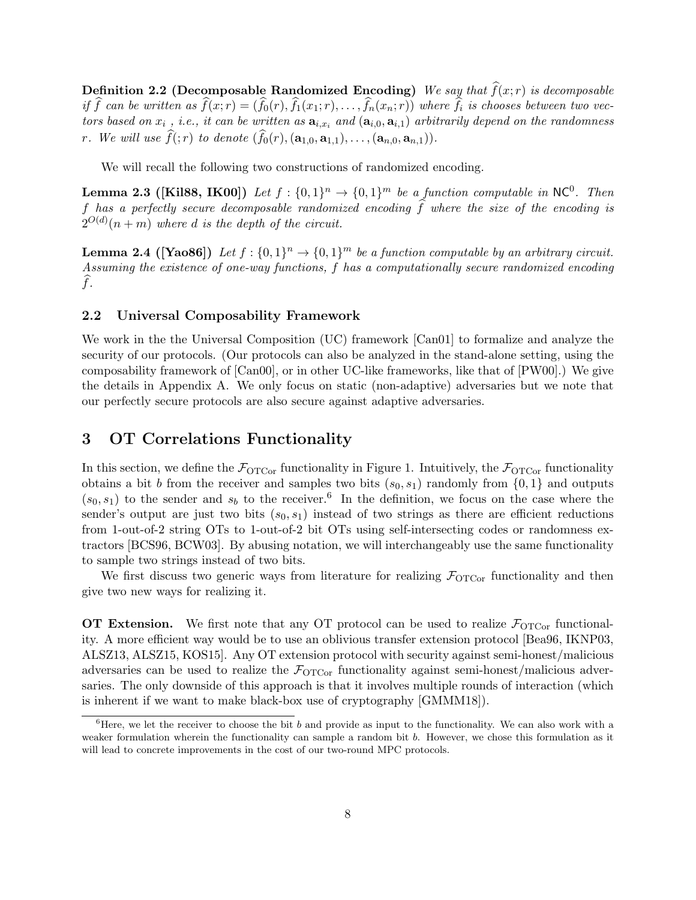**Definition 2.2 (Decomposable Randomized Encoding)** *We say that $\widehat{f}(x;r)$ is decomposable if $\widehat{f}$ can be written as $\widehat{f}(x;r) = (\widehat{f}_0(r), \widehat{f}_1(x_1;r), \ldots, \widehat{f}_n(x_n;r))$ where $\widehat{f}_i$ is chooses between two vectors based on $x_i$ , i.e., it can be written as $\mathbf{a}_{i,x_i}$ and $(\mathbf{a}_{i,0}, \mathbf{a}_{i,1})$ arbitrarily depend on the randomness $r$. We will use $\widehat{f}(;r)$ to denote $(\widehat{f}_0(r), (\mathbf{a}_{1,0}, \mathbf{a}_{1,1}), \ldots, (\mathbf{a}_{n,0}, \mathbf{a}_{n,1}))$.*

We will recall the following two constructions of randomized encoding.

**Lemma 2.3 ([Kil88, IK00])** *Let $f : \{0,1\}^n \to \{0,1\}^m$ be a function computable in $\mathsf{NC}^0$. Then $f$ has a perfectly secure decomposable randomized encoding $\widehat{f}$ where the size of the encoding is $2^{O(d)}(n+m)$ where $d$ is the depth of the circuit.*

**Lemma 2.4 ([Yao86])** *Let $f : \{0,1\}^n \to \{0,1\}^m$ be a function computable by an arbitrary circuit. Assuming the existence of one-way functions, $f$ has a computationally secure randomized encoding $\widehat{f}$.*

### 2.2 Universal Composability Framework

We work in the the Universal Composition (UC) framework [Can01] to formalize and analyze the security of our protocols. (Our protocols can also be analyzed in the stand-alone setting, using the composability framework of [Can00], or in other UC-like frameworks, like that of [PW00].) We give the details in Appendix A. We only focus on static (non-adaptive) adversaries but we note that our perfectly secure protocols are also secure against adaptive adversaries.

## 3 OT Correlations Functionality

In this section, we define the $\mathcal{F}_{\mathrm{OTCor}}$ functionality in Figure 1. Intuitively, the $\mathcal{F}_{\mathrm{OTCor}}$ functionality obtains a bit $b$ from the receiver and samples two bits $(s_0, s_1)$ randomly from $\{0,1\}$ and outputs $(s_0, s_1)$ to the sender and $s_b$ to the receiver.[6] In the definition, we focus on the case where the sender's output are just two bits $(s_0, s_1)$ instead of two strings as there are efficient reductions from 1-out-of-2 string OTs to 1-out-of-2 bit OTs using self-intersecting codes or randomness extractors [BCS96, BCW03]. By abusing notation, we will interchangeably use the same functionality to sample two strings instead of two bits.

We first discuss two generic ways from literature for realizing $\mathcal{F}_{\mathrm{OTCor}}$ functionality and then give two new ways for realizing it.

**OT Extension.** We first note that any OT protocol can be used to realize $\mathcal{F}_{\mathrm{OTCor}}$ functionality. A more efficient way would be to use an oblivious transfer extension protocol [Bea96, IKNP03, ALSZ13, ALSZ15, KOS15]. Any OT extension protocol with security against semi-honest/malicious adversaries can be used to realize the $\mathcal{F}_{\mathrm{OTCor}}$ functionality against semi-honest/malicious adversaries. The only downside of this approach is that it involves multiple rounds of interaction (which is inherent if we want to make black-box use of cryptography [GMMM18]).

[6] Here, we let the receiver to choose the bit $b$ and provide as input to the functionality. We can also work with a weaker formulation wherein the functionality can sample a random bit $b$. However, we chose this formulation as it will lead to concrete improvements in the cost of our two-round MPC protocols.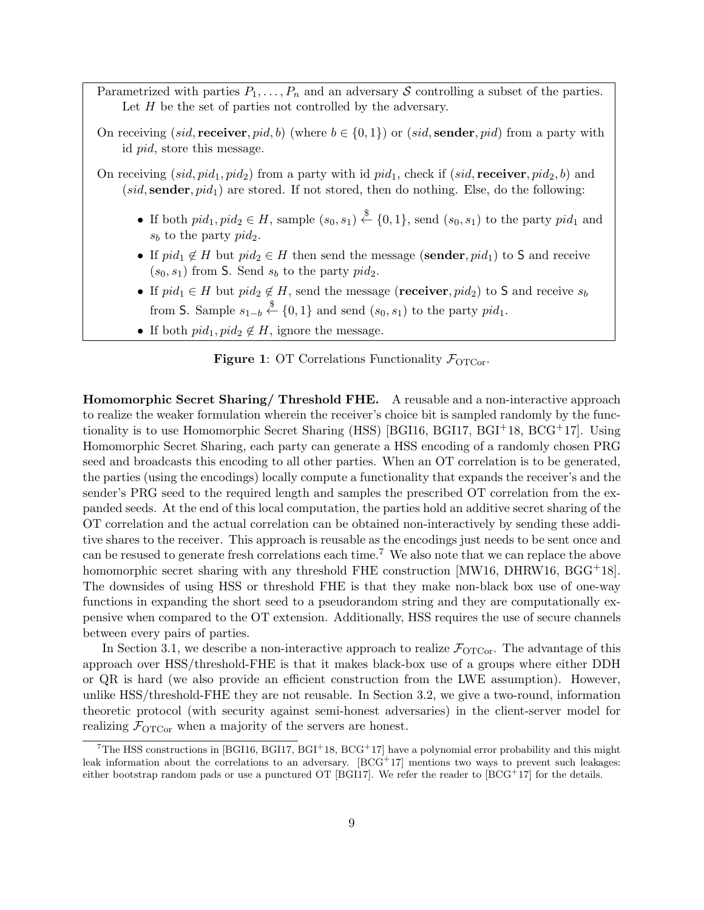Parametrized with parties $P_1, \ldots, P_n$ and an adversary $\mathcal{S}$ controlling a subset of the parties. Let $H$ be the set of parties not controlled by the adversary.

On receiving $(sid, \textbf{receiver}, pid, b)$ (where $b \in \{0,1\}$) or $(sid, \textbf{sender}, pid)$ from a party with id $pid$, store this message.

On receiving $(sid, pid_1, pid_2)$ from a party with id $pid_1$, check if $(sid, \textbf{receiver}, pid_2, b)$ and $(sid, \textbf{sender}, pid_1)$ are stored. If not stored, then do nothing. Else, do the following:

- If both $pid_1, pid_2 \in H$, sample $(s_0, s_1) \xleftarrow{\$} \{0,1\}$, send $(s_0, s_1)$ to the party $pid_1$ and $s_b$ to the party $pid_2$.
- If $pid_1 \notin H$ but $pid_2 \in H$ then send the message $(\textbf{sender}, pid_1)$ to $\mathsf{S}$ and receive $(s_0, s_1)$ from $\mathsf{S}$. Send $s_b$ to the party $pid_2$.
- If $pid_1 \in H$ but $pid_2 \notin H$, send the message $(\textbf{receiver}, pid_2)$ to $\mathsf{S}$ and receive $s_b$ from $\mathsf{S}$. Sample $s_{1-b} \xleftarrow{\$} \{0,1\}$ and send $(s_0, s_1)$ to the party $pid_1$.
- If both $pid_1, pid_2 \notin H$, ignore the message.

**Figure 1**: OT Correlations Functionality $\mathcal{F}_{\mathrm{OTCor}}$.

**Homomorphic Secret Sharing/ Threshold FHE.** A reusable and a non-interactive approach to realize the weaker formulation wherein the receiver's choice bit is sampled randomly by the functionality is to use Homomorphic Secret Sharing (HSS) [BGI16, BGI17, BGI+18, BCG+17]. Using Homomorphic Secret Sharing, each party can generate a HSS encoding of a randomly chosen PRG seed and broadcasts this encoding to all other parties. When an OT correlation is to be generated, the parties (using the encodings) locally compute a functionality that expands the receiver's and the sender's PRG seed to the required length and samples the prescribed OT correlation from the expanded seeds. At the end of this local computation, the parties hold an additive secret sharing of the OT correlation and the actual correlation can be obtained non-interactively by sending these additive shares to the receiver. This approach is reusable as the encodings just needs to be sent once and can be resused to generate fresh correlations each time.[7] We also note that we can replace the above homomorphic secret sharing with any threshold FHE construction [MW16, DHRW16, BGG+18]. The downsides of using HSS or threshold FHE is that they make non-black box use of one-way functions in expanding the short seed to a pseudorandom string and they are computationally expensive when compared to the OT extension. Additionally, HSS requires the use of secure channels between every pairs of parties.

In Section 3.1, we describe a non-interactive approach to realize $\mathcal{F}_{\mathrm{OTCor}}$. The advantage of this approach over HSS/threshold-FHE is that it makes black-box use of a groups where either DDH or QR is hard (we also provide an efficient construction from the LWE assumption). However, unlike HSS/threshold-FHE they are not reusable. In Section 3.2, we give a two-round, information theoretic protocol (with security against semi-honest adversaries) in the client-server model for realizing $\mathcal{F}_{\mathrm{OTCor}}$ when a majority of the servers are honest.

[7] The HSS constructions in [BGI16, BGI17, BGI+18, BCG+17] have a polynomial error probability and this might leak information about the correlations to an adversary. [BCG+17] mentions two ways to prevent such leakages: either bootstrap random pads or use a punctured OT [BGI17]. We refer the reader to [BCG+17] for the details.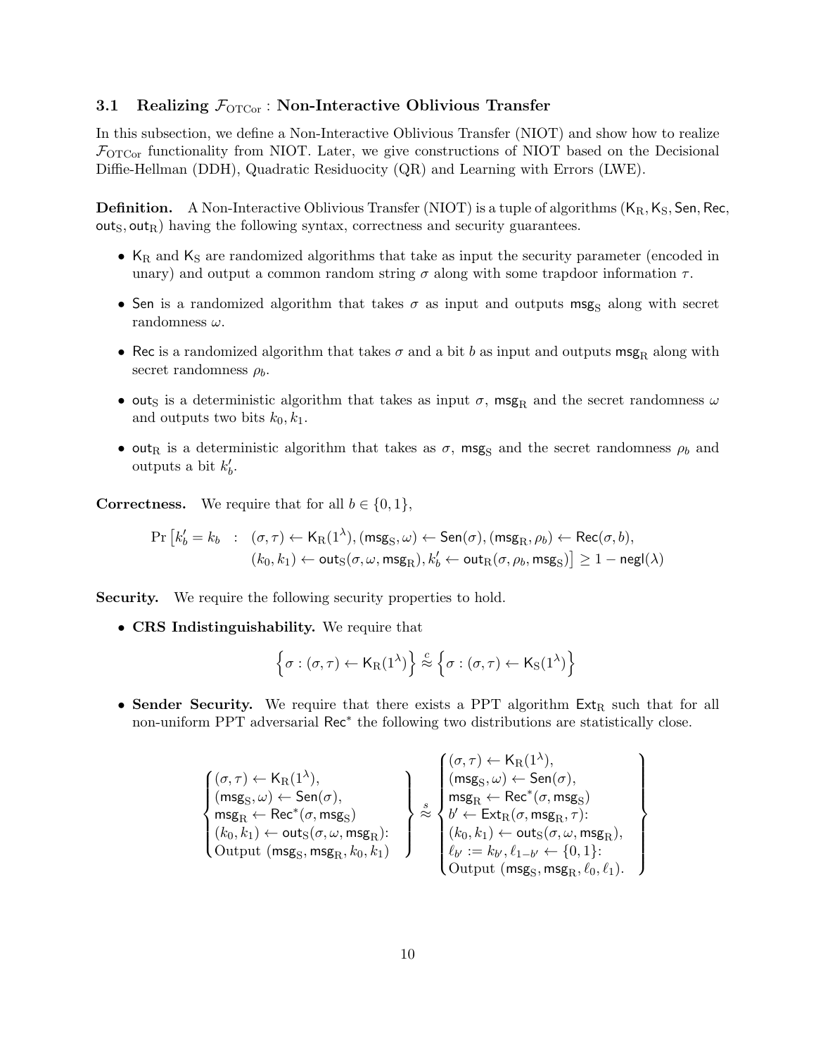### 3.1 Realizing $\mathcal{F}_{\mathrm{OTCor}}$ : Non-Interactive Oblivious Transfer

In this subsection, we define a Non-Interactive Oblivious Transfer (NIOT) and show how to realize $\mathcal{F}_{\mathrm{OTCor}}$ functionality from NIOT. Later, we give constructions of NIOT based on the Decisional Diffie-Hellman (DDH), Quadratic Residuocity (QR) and Learning with Errors (LWE).

**Definition.** A Non-Interactive Oblivious Transfer (NIOT) is a tuple of algorithms $(\mathsf{K}_{\mathrm{R}}, \mathsf{K}_{\mathrm{S}}, \mathsf{Sen}, \mathsf{Rec}, \mathsf{out}_{\mathrm{S}}, \mathsf{out}_{\mathrm{R}})$ having the following syntax, correctness and security guarantees.

- $\mathsf{K}_{\mathrm{R}}$ and $\mathsf{K}_{\mathrm{S}}$ are randomized algorithms that take as input the security parameter (encoded in unary) and output a common random string $\sigma$ along with some trapdoor information $\tau$.
- $\mathsf{Sen}$ is a randomized algorithm that takes $\sigma$ as input and outputs $\mathsf{msg}_{\mathrm{S}}$ along with secret randomness $\omega$.
- $\mathsf{Rec}$ is a randomized algorithm that takes $\sigma$ and a bit $b$ as input and outputs $\mathsf{msg}_{\mathrm{R}}$ along with secret randomness $\rho_b$.
- $\mathsf{out}_{\mathrm{S}}$ is a deterministic algorithm that takes as input $\sigma$, $\mathsf{msg}_{\mathrm{R}}$ and the secret randomness $\omega$ and outputs two bits $k_0, k_1$.
- $\mathsf{out}_{\mathrm{R}}$ is a deterministic algorithm that takes as $\sigma$, $\mathsf{msg}_{\mathrm{S}}$ and the secret randomness $\rho_b$ and outputs a bit $k'_b$.

**Correctness.** We require that for all $b \in \{0, 1\}$,

$$\Pr\big[k'_b = k_b \;\;:\;\; (\sigma,\tau) \leftarrow \mathsf{K}_{\mathrm{R}}(1^\lambda), (\mathsf{msg}_{\mathrm{S}}, \omega) \leftarrow \mathsf{Sen}(\sigma), (\mathsf{msg}_{\mathrm{R}}, \rho_b) \leftarrow \mathsf{Rec}(\sigma, b),$$
$$(k_0, k_1) \leftarrow \mathsf{out}_{\mathrm{S}}(\sigma, \omega, \mathsf{msg}_{\mathrm{R}}), k'_b \leftarrow \mathsf{out}_{\mathrm{R}}(\sigma, \rho_b, \mathsf{msg}_{\mathrm{S}})\big] \geq 1 - \mathsf{negl}(\lambda)$$

**Security.** We require the following security properties to hold.

- **CRS Indistinguishability.** We require that

$$\Big\{\sigma : (\sigma,\tau) \leftarrow \mathsf{K}_{\mathrm{R}}(1^\lambda)\Big\} \stackrel{c}{\approx} \Big\{\sigma : (\sigma,\tau) \leftarrow \mathsf{K}_{\mathrm{S}}(1^\lambda)\Big\}$$

- **Sender Security.** We require that there exists a PPT algorithm $\mathsf{Ext}_{\mathrm{R}}$ such that for all non-uniform PPT adversarial $\mathsf{Rec}^*$ the following two distributions are statistically close.

$$\left\{\begin{array}{l}(\sigma,\tau) \leftarrow \mathsf{K}_{\mathrm{R}}(1^\lambda),\\ (\mathsf{msg}_{\mathrm{S}}, \omega) \leftarrow \mathsf{Sen}(\sigma),\\ \mathsf{msg}_{\mathrm{R}} \leftarrow \mathsf{Rec}^*(\sigma, \mathsf{msg}_{\mathrm{S}})\\ (k_0, k_1) \leftarrow \mathsf{out}_{\mathrm{S}}(\sigma, \omega, \mathsf{msg}_{\mathrm{R}}):\\ \text{Output } (\mathsf{msg}_{\mathrm{S}}, \mathsf{msg}_{\mathrm{R}}, k_0, k_1)\end{array}\right\} \stackrel{s}{\approx} \left\{\begin{array}{l}(\sigma,\tau) \leftarrow \mathsf{K}_{\mathrm{R}}(1^\lambda),\\ (\mathsf{msg}_{\mathrm{S}}, \omega) \leftarrow \mathsf{Sen}(\sigma),\\ \mathsf{msg}_{\mathrm{R}} \leftarrow \mathsf{Rec}^*(\sigma, \mathsf{msg}_{\mathrm{S}})\\ b' \leftarrow \mathsf{Ext}_{\mathrm{R}}(\sigma, \mathsf{msg}_{\mathrm{R}}, \tau):\\ (k_0, k_1) \leftarrow \mathsf{out}_{\mathrm{S}}(\sigma, \omega, \mathsf{msg}_{\mathrm{R}}),\\ \ell_{b'} := k_{b'}, \ell_{1-b'} \leftarrow \{0,1\}:\\ \text{Output } (\mathsf{msg}_{\mathrm{S}}, \mathsf{msg}_{\mathrm{R}}, \ell_0, \ell_1).\end{array}\right\}$$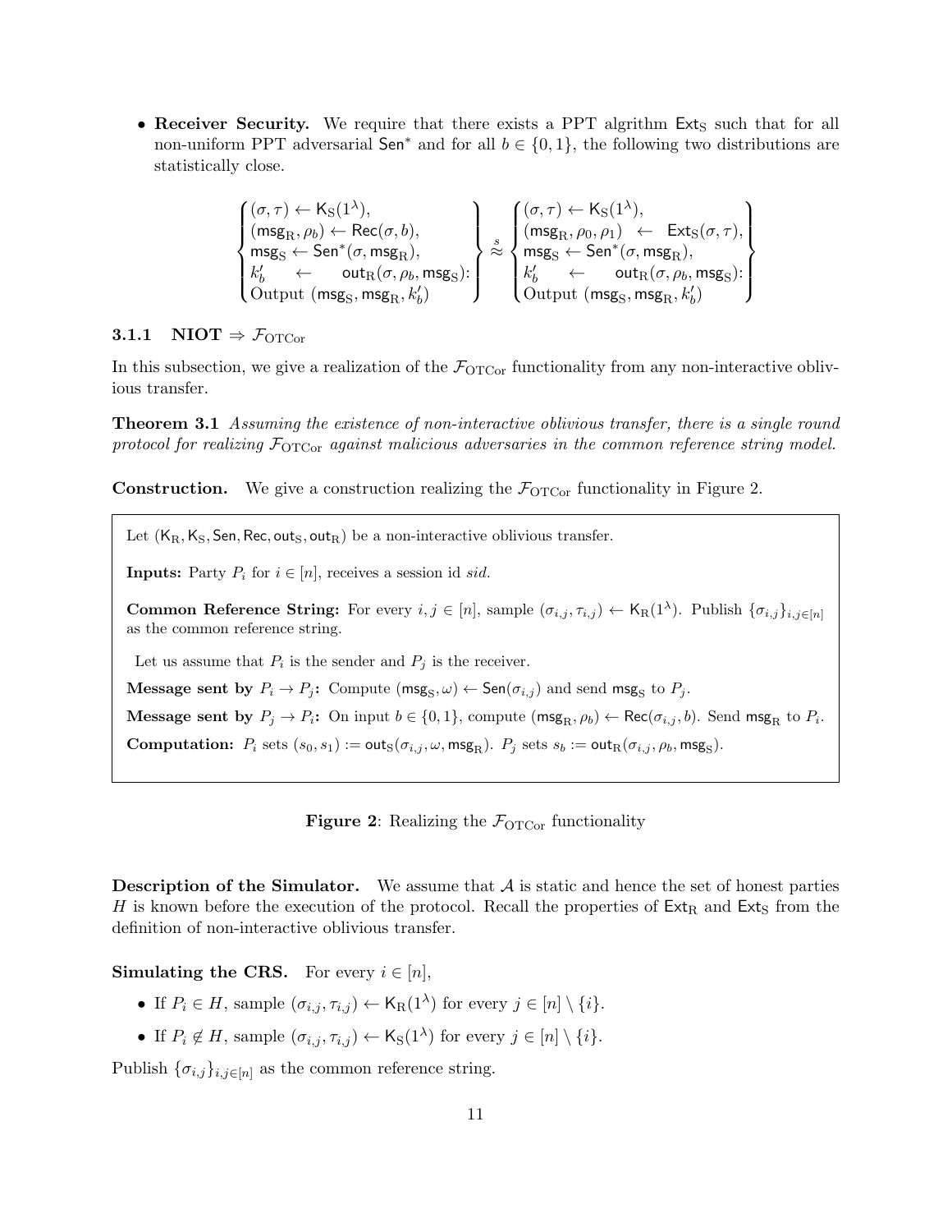- **Receiver Security.** We require that there exists a PPT algorithm $\mathsf{Ext}_{\mathrm{S}}$ such that for all non-uniform PPT adversarial $\mathsf{Sen}^*$ and for all $b \in \{0,1\}$, the following two distributions are statistically close.

$$\begin{Bmatrix} (\sigma,\tau) \leftarrow \mathsf{K}_{\mathrm{S}}(1^\lambda), \\ (\mathsf{msg}_{\mathrm{R}}, \rho_b) \leftarrow \mathsf{Rec}(\sigma, b), \\ \mathsf{msg}_{\mathrm{S}} \leftarrow \mathsf{Sen}^*(\sigma, \mathsf{msg}_{\mathrm{R}}), \\ k'_b \leftarrow \mathsf{out}_{\mathrm{R}}(\sigma, \rho_b, \mathsf{msg}_{\mathrm{S}}): \\ \text{Output } (\mathsf{msg}_{\mathrm{S}}, \mathsf{msg}_{\mathrm{R}}, k'_b) \end{Bmatrix} \overset{s}{\approx} \begin{Bmatrix} (\sigma,\tau) \leftarrow \mathsf{K}_{\mathrm{S}}(1^\lambda), \\ (\mathsf{msg}_{\mathrm{R}}, \rho_0, \rho_1) \leftarrow \mathsf{Ext}_{\mathrm{S}}(\sigma, \tau), \\ \mathsf{msg}_{\mathrm{S}} \leftarrow \mathsf{Sen}^*(\sigma, \mathsf{msg}_{\mathrm{R}}), \\ k'_b \leftarrow \mathsf{out}_{\mathrm{R}}(\sigma, \rho_b, \mathsf{msg}_{\mathrm{S}}): \\ \text{Output } (\mathsf{msg}_{\mathrm{S}}, \mathsf{msg}_{\mathrm{R}}, k'_b) \end{Bmatrix}$$

### 3.1.1 NIOT $\Rightarrow \mathcal{F}_{\mathrm{OTCor}}$

In this subsection, we give a realization of the $\mathcal{F}_{\mathrm{OTCor}}$ functionality from any non-interactive oblivious transfer.

**Theorem 3.1** *Assuming the existence of non-interactive oblivious transfer, there is a single round protocol for realizing $\mathcal{F}_{\mathrm{OTCor}}$ against malicious adversaries in the common reference string model.*

**Construction.** We give a construction realizing the $\mathcal{F}_{\mathrm{OTCor}}$ functionality in Figure 2.

> Let $(\mathsf{K}_{\mathrm{R}}, \mathsf{K}_{\mathrm{S}}, \mathsf{Sen}, \mathsf{Rec}, \mathsf{out}_{\mathrm{S}}, \mathsf{out}_{\mathrm{R}})$ be a non-interactive oblivious transfer.
>
> **Inputs:** Party $P_i$ for $i \in [n]$, receives a session id *sid*.
>
> **Common Reference String:** For every $i, j \in [n]$, sample $(\sigma_{i,j}, \tau_{i,j}) \leftarrow \mathsf{K}_{\mathrm{R}}(1^\lambda)$. Publish $\{\sigma_{i,j}\}_{i,j \in [n]}$ as the common reference string.
>
> Let us assume that $P_i$ is the sender and $P_j$ is the receiver.
>
> **Message sent by $P_i \rightarrow P_j$:** Compute $(\mathsf{msg}_{\mathrm{S}}, \omega) \leftarrow \mathsf{Sen}(\sigma_{i,j})$ and send $\mathsf{msg}_{\mathrm{S}}$ to $P_j$.
>
> **Message sent by $P_j \rightarrow P_i$:** On input $b \in \{0,1\}$, compute $(\mathsf{msg}_{\mathrm{R}}, \rho_b) \leftarrow \mathsf{Rec}(\sigma_{i,j}, b)$. Send $\mathsf{msg}_{\mathrm{R}}$ to $P_i$.
>
> **Computation:** $P_i$ sets $(s_0, s_1) := \mathsf{out}_{\mathrm{S}}(\sigma_{i,j}, \omega, \mathsf{msg}_{\mathrm{R}})$. $P_j$ sets $s_b := \mathsf{out}_{\mathrm{R}}(\sigma_{i,j}, \rho_b, \mathsf{msg}_{\mathrm{S}})$.

**Figure 2**: Realizing the $\mathcal{F}_{\mathrm{OTCor}}$ functionality

**Description of the Simulator.** We assume that $\mathcal{A}$ is static and hence the set of honest parties $H$ is known before the execution of the protocol. Recall the properties of $\mathsf{Ext}_{\mathrm{R}}$ and $\mathsf{Ext}_{\mathrm{S}}$ from the definition of non-interactive oblivious transfer.

**Simulating the CRS.** For every $i \in [n]$,

- If $P_i \in H$, sample $(\sigma_{i,j}, \tau_{i,j}) \leftarrow \mathsf{K}_{\mathrm{R}}(1^\lambda)$ for every $j \in [n] \setminus \{i\}$.
- If $P_i \notin H$, sample $(\sigma_{i,j}, \tau_{i,j}) \leftarrow \mathsf{K}_{\mathrm{S}}(1^\lambda)$ for every $j \in [n] \setminus \{i\}$.

Publish $\{\sigma_{i,j}\}_{i,j \in [n]}$ as the common reference string.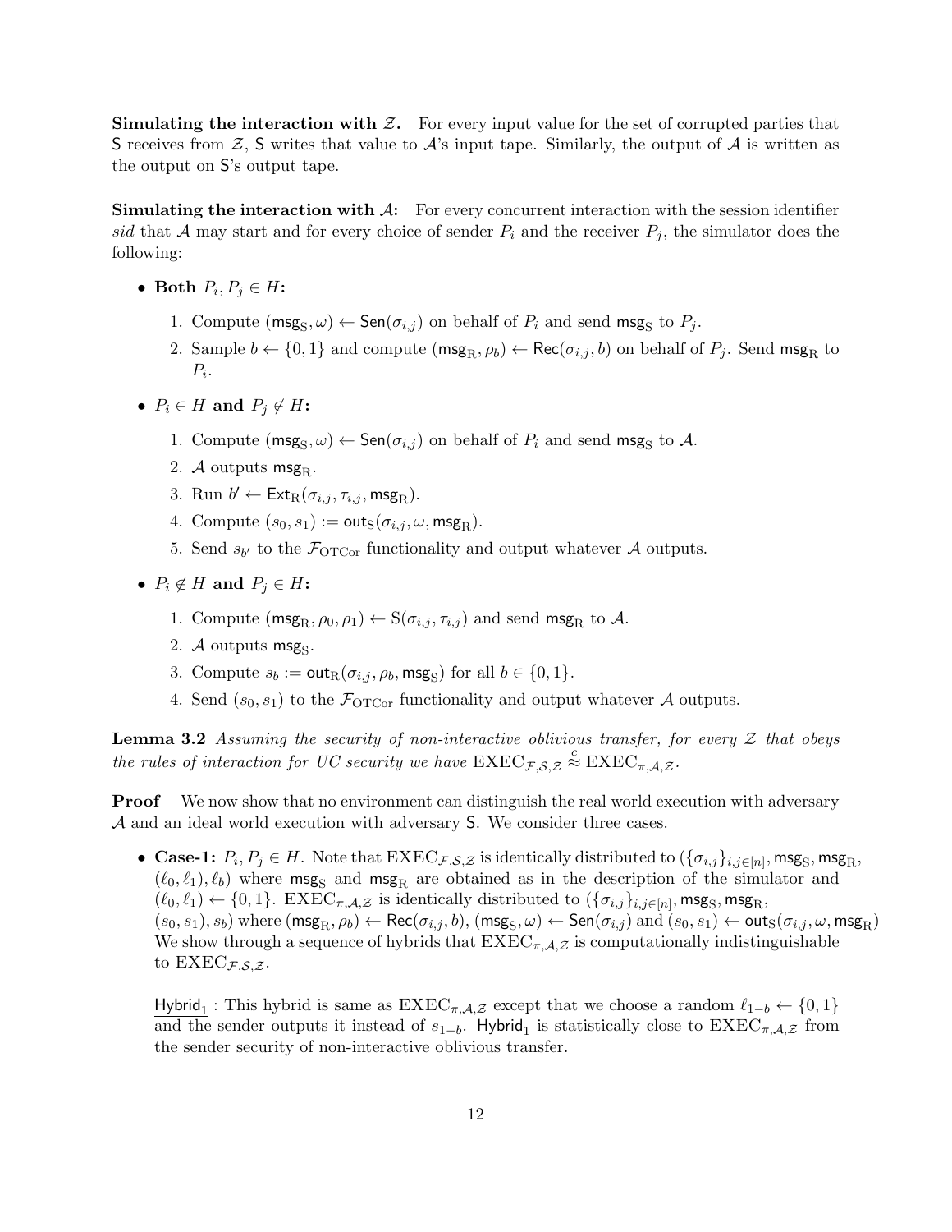**Simulating the interaction with $\mathcal{Z}$.** For every input value for the set of corrupted parties that $\mathsf{S}$ receives from $\mathcal{Z}$, $\mathsf{S}$ writes that value to $\mathcal{A}$'s input tape. Similarly, the output of $\mathcal{A}$ is written as the output on $\mathsf{S}$'s output tape.

**Simulating the interaction with $\mathcal{A}$:** For every concurrent interaction with the session identifier *sid* that $\mathcal{A}$ may start and for every choice of sender $P_i$ and the receiver $P_j$, the simulator does the following:

- **Both $P_i, P_j \in H$:**
  1. Compute $(\mathsf{msg}_\mathrm{S}, \omega) \leftarrow \mathsf{Sen}(\sigma_{i,j})$ on behalf of $P_i$ and send $\mathsf{msg}_\mathrm{S}$ to $P_j$.
  2. Sample $b \leftarrow \{0,1\}$ and compute $(\mathsf{msg}_\mathrm{R}, \rho_b) \leftarrow \mathsf{Rec}(\sigma_{i,j}, b)$ on behalf of $P_j$. Send $\mathsf{msg}_\mathrm{R}$ to $P_i$.

- **$P_i \in H$ and $P_j \notin H$:**
  1. Compute $(\mathsf{msg}_\mathrm{S}, \omega) \leftarrow \mathsf{Sen}(\sigma_{i,j})$ on behalf of $P_i$ and send $\mathsf{msg}_\mathrm{S}$ to $\mathcal{A}$.
  2. $\mathcal{A}$ outputs $\mathsf{msg}_\mathrm{R}$.
  3. Run $b' \leftarrow \mathsf{Ext}_\mathrm{R}(\sigma_{i,j}, \tau_{i,j}, \mathsf{msg}_\mathrm{R})$.
  4. Compute $(s_0, s_1) := \mathsf{out}_\mathrm{S}(\sigma_{i,j}, \omega, \mathsf{msg}_\mathrm{R})$.
  5. Send $s_{b'}$ to the $\mathcal{F}_{\mathrm{OTCor}}$ functionality and output whatever $\mathcal{A}$ outputs.

- **$P_i \notin H$ and $P_j \in H$:**
  1. Compute $(\mathsf{msg}_\mathrm{R}, \rho_0, \rho_1) \leftarrow \mathrm{S}(\sigma_{i,j}, \tau_{i,j})$ and send $\mathsf{msg}_\mathrm{R}$ to $\mathcal{A}$.
  2. $\mathcal{A}$ outputs $\mathsf{msg}_\mathrm{S}$.
  3. Compute $s_b := \mathsf{out}_\mathrm{R}(\sigma_{i,j}, \rho_b, \mathsf{msg}_\mathrm{S})$ for all $b \in \{0,1\}$.
  4. Send $(s_0, s_1)$ to the $\mathcal{F}_{\mathrm{OTCor}}$ functionality and output whatever $\mathcal{A}$ outputs.

**Lemma 3.2** *Assuming the security of non-interactive oblivious transfer, for every $\mathcal{Z}$ that obeys the rules of interaction for UC security we have* $\mathrm{EXEC}_{\mathcal{F},\mathcal{S},\mathcal{Z}} \stackrel{c}{\approx} \mathrm{EXEC}_{\pi,\mathcal{A},\mathcal{Z}}$.

**Proof** We now show that no environment can distinguish the real world execution with adversary $\mathcal{A}$ and an ideal world execution with adversary $\mathsf{S}$. We consider three cases.

- **Case-1:** $P_i, P_j \in H$. Note that $\mathrm{EXEC}_{\mathcal{F},\mathcal{S},\mathcal{Z}}$ is identically distributed to $(\{\sigma_{i,j}\}_{i,j\in[n]}, \mathsf{msg}_\mathrm{S}, \mathsf{msg}_\mathrm{R}, (\ell_0, \ell_1), \ell_b)$ where $\mathsf{msg}_\mathrm{S}$ and $\mathsf{msg}_\mathrm{R}$ are obtained as in the description of the simulator and $(\ell_0, \ell_1) \leftarrow \{0,1\}$. $\mathrm{EXEC}_{\pi,\mathcal{A},\mathcal{Z}}$ is identically distributed to $(\{\sigma_{i,j}\}_{i,j\in[n]}, \mathsf{msg}_\mathrm{S}, \mathsf{msg}_\mathrm{R}, (s_0, s_1), s_b)$ where $(\mathsf{msg}_\mathrm{R}, \rho_b) \leftarrow \mathsf{Rec}(\sigma_{i,j}, b)$, $(\mathsf{msg}_\mathrm{S}, \omega) \leftarrow \mathsf{Sen}(\sigma_{i,j})$ and $(s_0, s_1) \leftarrow \mathsf{out}_\mathrm{S}(\sigma_{i,j}, \omega, \mathsf{msg}_\mathrm{R})$ We show through a sequence of hybrids that $\mathrm{EXEC}_{\pi,\mathcal{A},\mathcal{Z}}$ is computationally indistinguishable to $\mathrm{EXEC}_{\mathcal{F},\mathcal{S},\mathcal{Z}}$.

  $\underline{\mathsf{Hybrid}_1}$ : This hybrid is same as $\mathrm{EXEC}_{\pi,\mathcal{A},\mathcal{Z}}$ except that we choose a random $\ell_{1-b} \leftarrow \{0,1\}$ and the sender outputs it instead of $s_{1-b}$. $\mathsf{Hybrid}_1$ is statistically close to $\mathrm{EXEC}_{\pi,\mathcal{A},\mathcal{Z}}$ from the sender security of non-interactive oblivious transfer.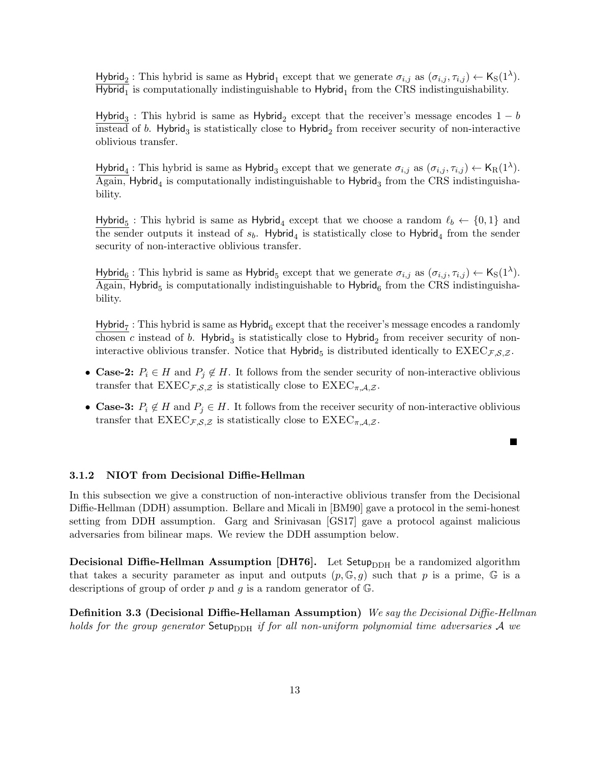$\underline{\mathsf{Hybrid}_2}$ : This hybrid is same as $\mathsf{Hybrid}_1$ except that we generate $\sigma_{i,j}$ as $(\sigma_{i,j}, \tau_{i,j}) \leftarrow \mathsf{K}_{\mathrm{S}}(1^\lambda)$. $\mathsf{Hybrid}_1$ is computationally indistinguishable to $\mathsf{Hybrid}_1$ from the CRS indistinguishability.

$\underline{\mathsf{Hybrid}_3}$ : This hybrid is same as $\mathsf{Hybrid}_2$ except that the receiver's message encodes $1 - b$ instead of $b$. $\mathsf{Hybrid}_3$ is statistically close to $\mathsf{Hybrid}_2$ from receiver security of non-interactive oblivious transfer.

$\underline{\mathsf{Hybrid}_4}$ : This hybrid is same as $\mathsf{Hybrid}_3$ except that we generate $\sigma_{i,j}$ as $(\sigma_{i,j}, \tau_{i,j}) \leftarrow \mathsf{K}_{\mathrm{R}}(1^\lambda)$. Again, $\mathsf{Hybrid}_4$ is computationally indistinguishable to $\mathsf{Hybrid}_3$ from the CRS indistinguishability.

$\underline{\mathsf{Hybrid}_5}$ : This hybrid is same as $\mathsf{Hybrid}_4$ except that we choose a random $\ell_b \leftarrow \{0,1\}$ and the sender outputs it instead of $s_b$. $\mathsf{Hybrid}_4$ is statistically close to $\mathsf{Hybrid}_4$ from the sender security of non-interactive oblivious transfer.

$\underline{\mathsf{Hybrid}_6}$ : This hybrid is same as $\mathsf{Hybrid}_5$ except that we generate $\sigma_{i,j}$ as $(\sigma_{i,j}, \tau_{i,j}) \leftarrow \mathsf{K}_{\mathrm{S}}(1^\lambda)$. Again, $\mathsf{Hybrid}_5$ is computationally indistinguishable to $\mathsf{Hybrid}_6$ from the CRS indistinguishability.

$\underline{\mathsf{Hybrid}_7}$ : This hybrid is same as $\mathsf{Hybrid}_6$ except that the receiver's message encodes a randomly chosen $c$ instead of $b$. $\mathsf{Hybrid}_3$ is statistically close to $\mathsf{Hybrid}_2$ from receiver security of non-interactive oblivious transfer. Notice that $\mathsf{Hybrid}_5$ is distributed identically to $\mathrm{EXEC}_{\mathcal{F},\mathcal{S},\mathcal{Z}}$.

- **Case-2:** $P_i \in H$ and $P_j \notin H$. It follows from the sender security of non-interactive oblivious transfer that $\mathrm{EXEC}_{\mathcal{F},\mathcal{S},\mathcal{Z}}$ is statistically close to $\mathrm{EXEC}_{\pi,\mathcal{A},\mathcal{Z}}$.
- **Case-3:** $P_i \notin H$ and $P_j \in H$. It follows from the receiver security of non-interactive oblivious transfer that $\mathrm{EXEC}_{\mathcal{F},\mathcal{S},\mathcal{Z}}$ is statistically close to $\mathrm{EXEC}_{\pi,\mathcal{A},\mathcal{Z}}$.

■

### 3.1.2 NIOT from Decisional Diffie-Hellman

In this subsection we give a construction of non-interactive oblivious transfer from the Decisional Diffie-Hellman (DDH) assumption. Bellare and Micali in [BM90] gave a protocol in the semi-honest setting from DDH assumption. Garg and Srinivasan [GS17] gave a protocol against malicious adversaries from bilinear maps. We review the DDH assumption below.

**Decisional Diffie-Hellman Assumption [DH76].** Let $\mathsf{Setup}_{\mathrm{DDH}}$ be a randomized algorithm that takes a security parameter as input and outputs $(p, \mathbb{G}, g)$ such that $p$ is a prime, $\mathbb{G}$ is a descriptions of group of order $p$ and $g$ is a random generator of $\mathbb{G}$.

**Definition 3.3 (Decisional Diffie-Hellaman Assumption)** *We say the Decisional Diffie-Hellman holds for the group generator* $\mathsf{Setup}_{\mathrm{DDH}}$ *if for all non-uniform polynomial time adversaries* $\mathcal{A}$ *we*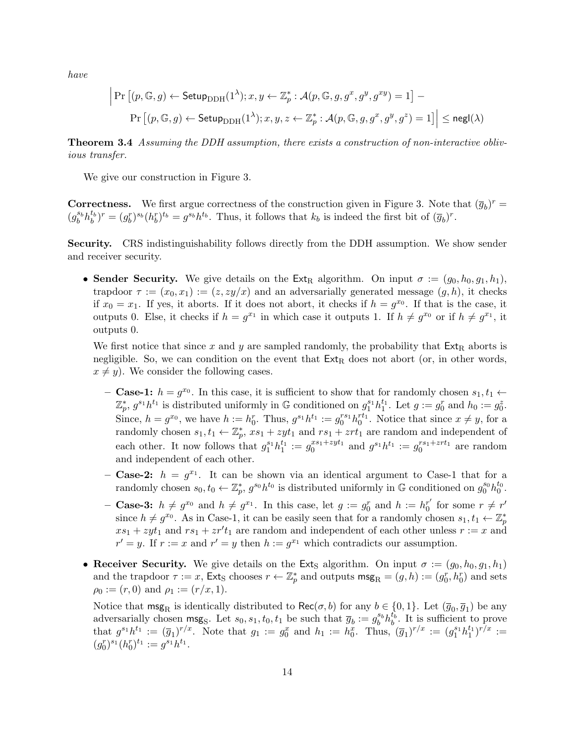*have*

$$\Big| \Pr\left[(p, \mathbb{G}, g) \leftarrow \mathsf{Setup}_{\mathrm{DDH}}(1^\lambda); x, y \leftarrow \mathbb{Z}_p^* : \mathcal{A}(p, \mathbb{G}, g, g^x, g^y, g^{xy}) = 1\right] -$$
$$\Pr\left[(p, \mathbb{G}, g) \leftarrow \mathsf{Setup}_{\mathrm{DDH}}(1^\lambda); x, y, z \leftarrow \mathbb{Z}_p^* : \mathcal{A}(p, \mathbb{G}, g, g^x, g^y, g^z) = 1\right]\Big| \leq \mathsf{negl}(\lambda)$$

**Theorem 3.4** *Assuming the DDH assumption, there exists a construction of non-interactive oblivious transfer.*

We give our construction in Figure 3.

**Correctness.** We first argue correctness of the construction given in Figure 3. Note that $(\overline{g}_b)^r = (g_b^{s_b} h_b^{t_b})^r = (g_b^r)^{s_b} (h_b^r)^{t_b} = g^{s_b} h^{t_b}$. Thus, it follows that $k_b$ is indeed the first bit of $(\overline{g}_b)^r$.

**Security.** CRS indistinguishability follows directly from the DDH assumption. We show sender and receiver security.

- **Sender Security.** We give details on the $\mathsf{Ext}_{\mathrm{R}}$ algorithm. On input $\sigma := (g_0, h_0, g_1, h_1)$, trapdoor $\tau := (x_0, x_1) := (z, zy/x)$ and an adversarially generated message $(g, h)$, it checks if $x_0 = x_1$. If yes, it aborts. If it does not abort, it checks if $h = g^{x_0}$. If that is the case, it outputs 0. Else, it checks if $h = g^{x_1}$ in which case it outputs 1. If $h \neq g^{x_0}$ or if $h \neq g^{x_1}$, it outputs 0.

  We first notice that since $x$ and $y$ are sampled randomly, the probability that $\mathsf{Ext}_{\mathrm{R}}$ aborts is negligible. So, we can condition on the event that $\mathsf{Ext}_{\mathrm{R}}$ does not abort (or, in other words, $x \neq y$). We consider the following cases.

  - **Case-1:** $h = g^{x_0}$. In this case, it is sufficient to show that for randomly chosen $s_1, t_1 \leftarrow \mathbb{Z}_p^*$, $g^{s_1} h^{t_1}$ is distributed uniformly in $\mathbb{G}$ conditioned on $g_1^{s_1} h_1^{t_1}$. Let $g := g_0^r$ and $h_0 := g_0^z$. Since, $h = g^{x_0}$, we have $h := h_0^r$. Thus, $g^{s_1} h^{t_1} := g_0^{rs_1} h_0^{rt_1}$. Notice that since $x \neq y$, for a randomly chosen $s_1, t_1 \leftarrow \mathbb{Z}_p^*$, $xs_1 + zyt_1$ and $rs_1 + zrt_1$ are random and independent of each other. It now follows that $g_1^{s_1} h_1^{t_1} := g_0^{xs_1 + zyt_1}$ and $g^{s_1} h^{t_1} := g_0^{rs_1 + zrt_1}$ are random and independent of each other.
  - **Case-2:** $h = g^{x_1}$. It can be shown via an identical argument to Case-1 that for a randomly chosen $s_0, t_0 \leftarrow \mathbb{Z}_p^*$, $g^{s_0} h^{t_0}$ is distributed uniformly in $\mathbb{G}$ conditioned on $g_0^{s_0} h_0^{t_0}$.
  - **Case-3:** $h \neq g^{x_0}$ and $h \neq g^{x_1}$. In this case, let $g := g_0^r$ and $h := h_0^{r'}$ for some $r \neq r'$ since $h \neq g^{x_0}$. As in Case-1, it can be easily seen that for a randomly chosen $s_1, t_1 \leftarrow \mathbb{Z}_p^*$ $xs_1 + zyt_1$ and $rs_1 + zr't_1$ are random and independent of each other unless $r := x$ and $r' = y$. If $r := x$ and $r' = y$ then $h := g^{x_1}$ which contradicts our assumption.

- **Receiver Security.** We give details on the $\mathsf{Ext}_{\mathrm{S}}$ algorithm. On input $\sigma := (g_0, h_0, g_1, h_1)$ and the trapdoor $\tau := x$, $\mathsf{Ext}_{\mathrm{S}}$ chooses $r \leftarrow \mathbb{Z}_p^*$ and outputs $\mathsf{msg}_{\mathrm{R}} = (g, h) := (g_0^r, h_0^r)$ and sets $\rho_0 := (r, 0)$ and $\rho_1 := (r/x, 1)$.

  Notice that $\mathsf{msg}_{\mathrm{R}}$ is identically distributed to $\mathsf{Rec}(\sigma, b)$ for any $b \in \{0, 1\}$. Let $(\overline{g}_0, \overline{g}_1)$ be any adversarially chosen $\mathsf{msg}_{\mathrm{S}}$. Let $s_0, s_1, t_0, t_1$ be such that $\overline{g}_b := g_b^{s_b} h_b^{t_b}$. It is sufficient to prove that $g^{s_1} h^{t_1} := (\overline{g}_1)^{r/x}$. Note that $g_1 := g_0^x$ and $h_1 := h_0^x$. Thus, $(\overline{g}_1)^{r/x} := (g_1^{s_1} h_1^{t_1})^{r/x} := (g_0^r)^{s_1} (h_0^r)^{t_1} := g^{s_1} h^{t_1}$.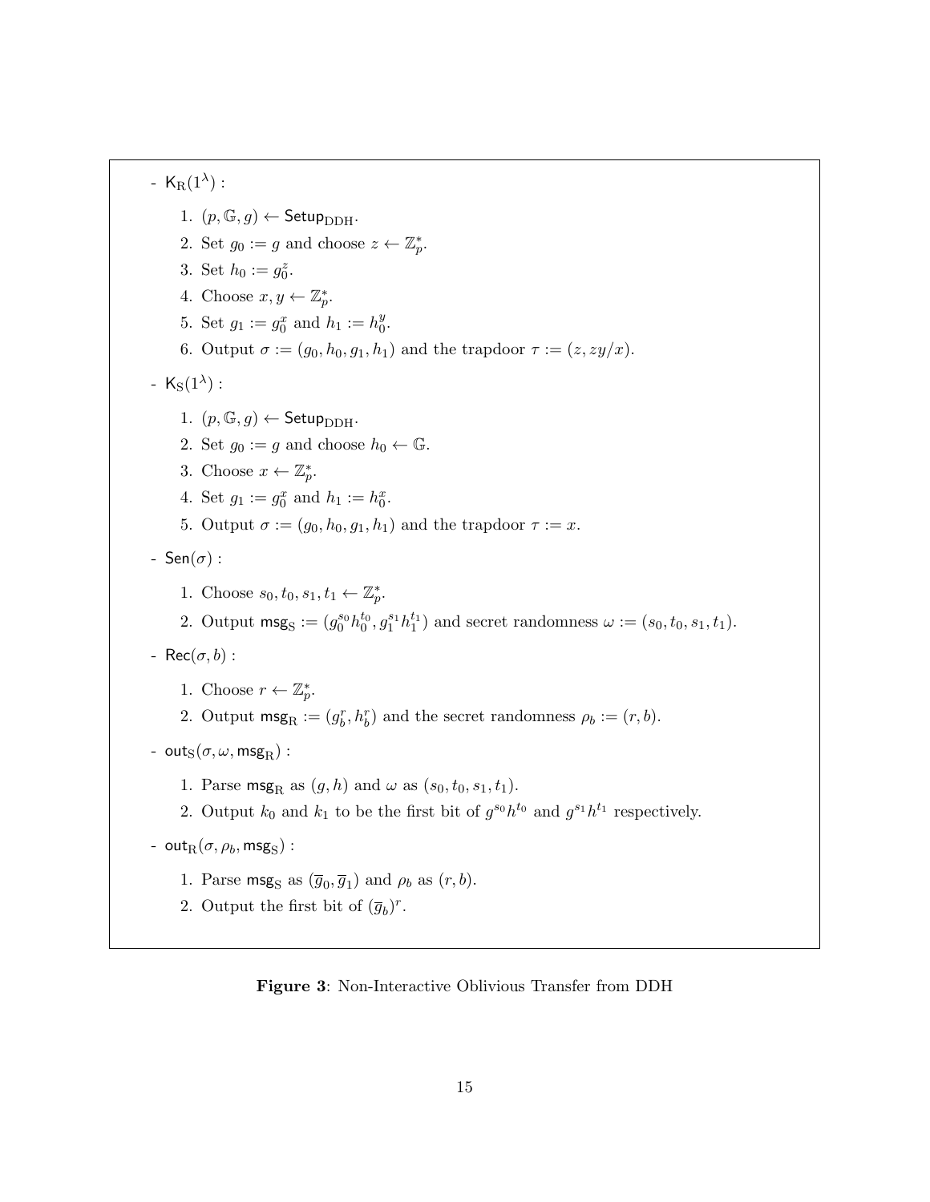- $\mathsf{K}_{\mathrm{R}}(1^\lambda)$ :

  1. $(p, \mathbb{G}, g) \leftarrow \mathsf{Setup}_{\mathrm{DDH}}$.
  2. Set $g_0 := g$ and choose $z \leftarrow \mathbb{Z}_p^*$.
  3. Set $h_0 := g_0^z$.
  4. Choose $x, y \leftarrow \mathbb{Z}_p^*$.
  5. Set $g_1 := g_0^x$ and $h_1 := h_0^y$.
  6. Output $\sigma := (g_0, h_0, g_1, h_1)$ and the trapdoor $\tau := (z, zy/x)$.

- $\mathsf{K}_{\mathrm{S}}(1^\lambda)$ :

  1. $(p, \mathbb{G}, g) \leftarrow \mathsf{Setup}_{\mathrm{DDH}}$.
  2. Set $g_0 := g$ and choose $h_0 \leftarrow \mathbb{G}$.
  3. Choose $x \leftarrow \mathbb{Z}_p^*$.
  4. Set $g_1 := g_0^x$ and $h_1 := h_0^x$.
  5. Output $\sigma := (g_0, h_0, g_1, h_1)$ and the trapdoor $\tau := x$.

- $\mathsf{Sen}(\sigma)$ :

  1. Choose $s_0, t_0, s_1, t_1 \leftarrow \mathbb{Z}_p^*$.
  2. Output $\mathsf{msg}_{\mathrm{S}} := (g_0^{s_0} h_0^{t_0}, g_1^{s_1} h_1^{t_1})$ and secret randomness $\omega := (s_0, t_0, s_1, t_1)$.

- $\mathsf{Rec}(\sigma, b)$ :

  1. Choose $r \leftarrow \mathbb{Z}_p^*$.
  2. Output $\mathsf{msg}_{\mathrm{R}} := (g_b^r, h_b^r)$ and the secret randomness $\rho_b := (r, b)$.

- $\mathsf{out}_{\mathrm{S}}(\sigma, \omega, \mathsf{msg}_{\mathrm{R}})$ :

  1. Parse $\mathsf{msg}_{\mathrm{R}}$ as $(g, h)$ and $\omega$ as $(s_0, t_0, s_1, t_1)$.
  2. Output $k_0$ and $k_1$ to be the first bit of $g^{s_0} h^{t_0}$ and $g^{s_1} h^{t_1}$ respectively.

- $\mathsf{out}_{\mathrm{R}}(\sigma, \rho_b, \mathsf{msg}_{\mathrm{S}})$ :

  1. Parse $\mathsf{msg}_{\mathrm{S}}$ as $(\overline{g}_0, \overline{g}_1)$ and $\rho_b$ as $(r, b)$.
  2. Output the first bit of $(\overline{g}_b)^r$.

**Figure 3**: Non-Interactive Oblivious Transfer from DDH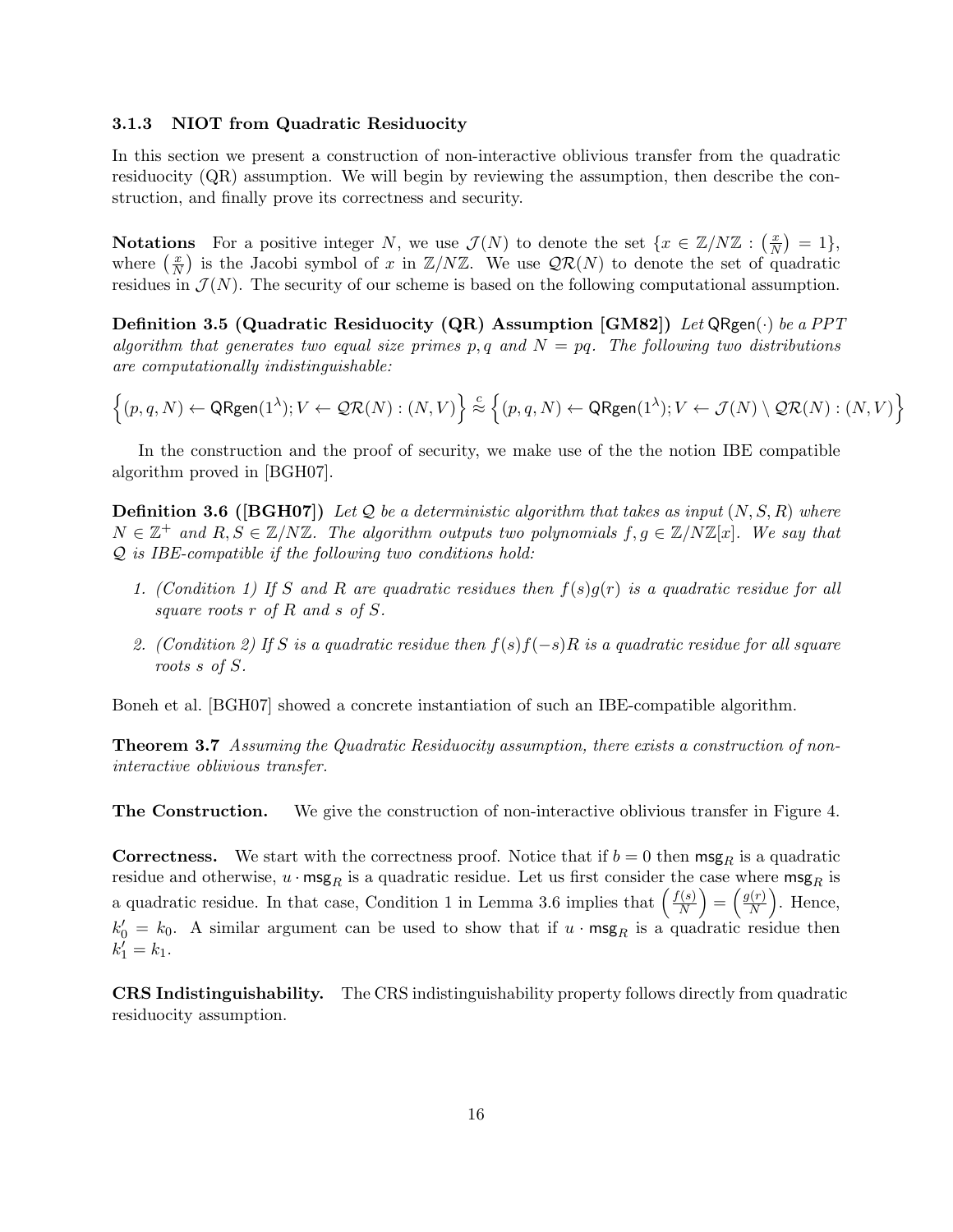### 3.1.3 NIOT from Quadratic Residuocity

In this section we present a construction of non-interactive oblivious transfer from the quadratic residuocity (QR) assumption. We will begin by reviewing the assumption, then describe the construction, and finally prove its correctness and security.

**Notations** For a positive integer $N$, we use $\mathcal{J}(N)$ to denote the set $\{x \in \mathbb{Z}/N\mathbb{Z} : \left(\frac{x}{N}\right) = 1\}$, where $\left(\frac{x}{N}\right)$ is the Jacobi symbol of $x$ in $\mathbb{Z}/N\mathbb{Z}$. We use $\mathcal{QR}(N)$ to denote the set of quadratic residues in $\mathcal{J}(N)$. The security of our scheme is based on the following computational assumption.

**Definition 3.5 (Quadratic Residuocity (QR) Assumption [GM82])** *Let* $\mathsf{QRgen}(\cdot)$ *be a PPT algorithm that generates two equal size primes* $p, q$ *and* $N = pq$*. The following two distributions are computationally indistinguishable:*

$$\left\{(p,q,N) \leftarrow \mathsf{QRgen}(1^\lambda); V \leftarrow \mathcal{QR}(N) : (N,V)\right\} \stackrel{c}{\approx} \left\{(p,q,N) \leftarrow \mathsf{QRgen}(1^\lambda); V \leftarrow \mathcal{J}(N) \setminus \mathcal{QR}(N) : (N,V)\right\}$$

In the construction and the proof of security, we make use of the the notion IBE compatible algorithm proved in [BGH07].

**Definition 3.6 ([BGH07])** *Let* $\mathcal{Q}$ *be a deterministic algorithm that takes as input* $(N, S, R)$ *where* $N \in \mathbb{Z}^+$ *and* $R, S \in \mathbb{Z}/N\mathbb{Z}$*. The algorithm outputs two polynomials* $f, g \in \mathbb{Z}/N\mathbb{Z}[x]$*. We say that* $\mathcal{Q}$ *is IBE-compatible if the following two conditions hold:*

1. *(Condition 1) If* $S$ *and* $R$ *are quadratic residues then* $f(s)g(r)$ *is a quadratic residue for all square roots* $r$ *of* $R$ *and* $s$ *of* $S$*.*
2. *(Condition 2) If* $S$ *is a quadratic residue then* $f(s)f(-s)R$ *is a quadratic residue for all square roots* $s$ *of* $S$*.*

Boneh et al. [BGH07] showed a concrete instantiation of such an IBE-compatible algorithm.

**Theorem 3.7** *Assuming the Quadratic Residuocity assumption, there exists a construction of non-interactive oblivious transfer.*

**The Construction.** We give the construction of non-interactive oblivious transfer in Figure 4.

**Correctness.** We start with the correctness proof. Notice that if $b = 0$ then $\mathsf{msg}_R$ is a quadratic residue and otherwise, $u \cdot \mathsf{msg}_R$ is a quadratic residue. Let us first consider the case where $\mathsf{msg}_R$ is a quadratic residue. In that case, Condition 1 in Lemma 3.6 implies that $\left(\frac{f(s)}{N}\right) = \left(\frac{g(r)}{N}\right)$. Hence, $k_0' = k_0$. A similar argument can be used to show that if $u \cdot \mathsf{msg}_R$ is a quadratic residue then $k_1' = k_1$.

**CRS Indistinguishability.** The CRS indistinguishability property follows directly from quadratic residuocity assumption.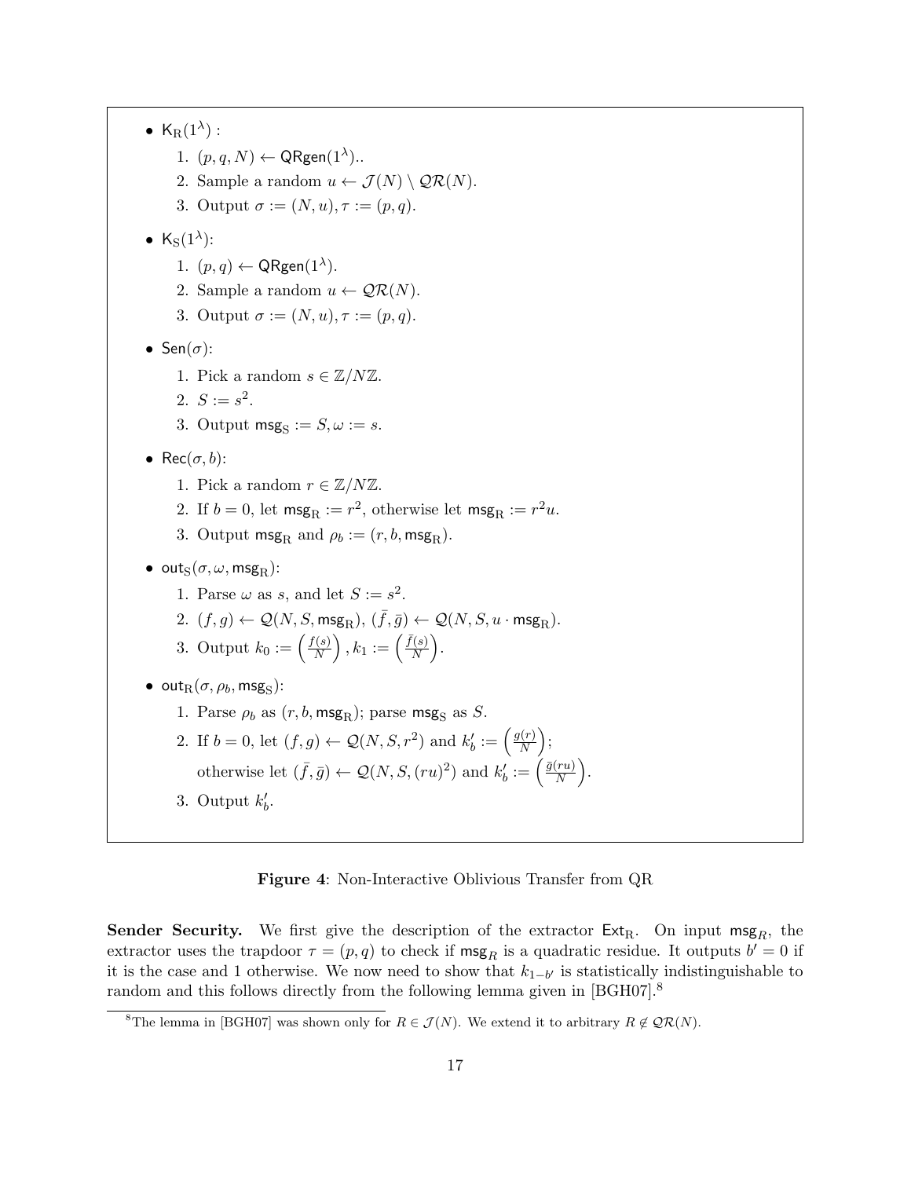- $\mathsf{K}_{\mathrm{R}}(1^\lambda)$ :
  1. $(p, q, N) \leftarrow \mathsf{QRgen}(1^\lambda)$..
  2. Sample a random $u \leftarrow \mathcal{J}(N) \setminus \mathcal{QR}(N)$.
  3. Output $\sigma := (N, u), \tau := (p, q)$.
- $\mathsf{K}_{\mathrm{S}}(1^\lambda)$:
  1. $(p, q) \leftarrow \mathsf{QRgen}(1^\lambda)$.
  2. Sample a random $u \leftarrow \mathcal{QR}(N)$.
  3. Output $\sigma := (N, u), \tau := (p, q)$.
- $\mathsf{Sen}(\sigma)$:
  1. Pick a random $s \in \mathbb{Z}/N\mathbb{Z}$.
  2. $S := s^2$.
  3. Output $\mathsf{msg}_{\mathrm{S}} := S, \omega := s$.
- $\mathsf{Rec}(\sigma, b)$:
  1. Pick a random $r \in \mathbb{Z}/N\mathbb{Z}$.
  2. If $b = 0$, let $\mathsf{msg}_{\mathrm{R}} := r^2$, otherwise let $\mathsf{msg}_{\mathrm{R}} := r^2 u$.
  3. Output $\mathsf{msg}_{\mathrm{R}}$ and $\rho_b := (r, b, \mathsf{msg}_{\mathrm{R}})$.
- $\mathsf{out}_{\mathrm{S}}(\sigma, \omega, \mathsf{msg}_{\mathrm{R}})$:
  1. Parse $\omega$ as $s$, and let $S := s^2$.
  2. $(f, g) \leftarrow \mathcal{Q}(N, S, \mathsf{msg}_{\mathrm{R}})$, $(\bar{f}, \bar{g}) \leftarrow \mathcal{Q}(N, S, u \cdot \mathsf{msg}_{\mathrm{R}})$.
  3. Output $k_0 := \left(\frac{f(s)}{N}\right), k_1 := \left(\frac{\bar{f}(s)}{N}\right)$.
- $\mathsf{out}_{\mathrm{R}}(\sigma, \rho_b, \mathsf{msg}_{\mathrm{S}})$:
  1. Parse $\rho_b$ as $(r, b, \mathsf{msg}_{\mathrm{R}})$; parse $\mathsf{msg}_{\mathrm{S}}$ as $S$.
  2. If $b = 0$, let $(f, g) \leftarrow \mathcal{Q}(N, S, r^2)$ and $k'_b := \left(\frac{g(r)}{N}\right)$;
     otherwise let $(\bar{f}, \bar{g}) \leftarrow \mathcal{Q}(N, S, (ru)^2)$ and $k'_b := \left(\frac{\bar{g}(ru)}{N}\right)$.
  3. Output $k'_b$.

**Figure 4**: Non-Interactive Oblivious Transfer from QR

**Sender Security.** We first give the description of the extractor $\mathsf{Ext}_{\mathrm{R}}$. On input $\mathsf{msg}_R$, the extractor uses the trapdoor $\tau = (p, q)$ to check if $\mathsf{msg}_R$ is a quadratic residue. It outputs $b' = 0$ if it is the case and 1 otherwise. We now need to show that $k_{1-b'}$ is statistically indistinguishable to random and this follows directly from the following lemma given in [BGH07].[8]

[8] The lemma in [BGH07] was shown only for $R \in \mathcal{J}(N)$. We extend it to arbitrary $R \notin \mathcal{QR}(N)$.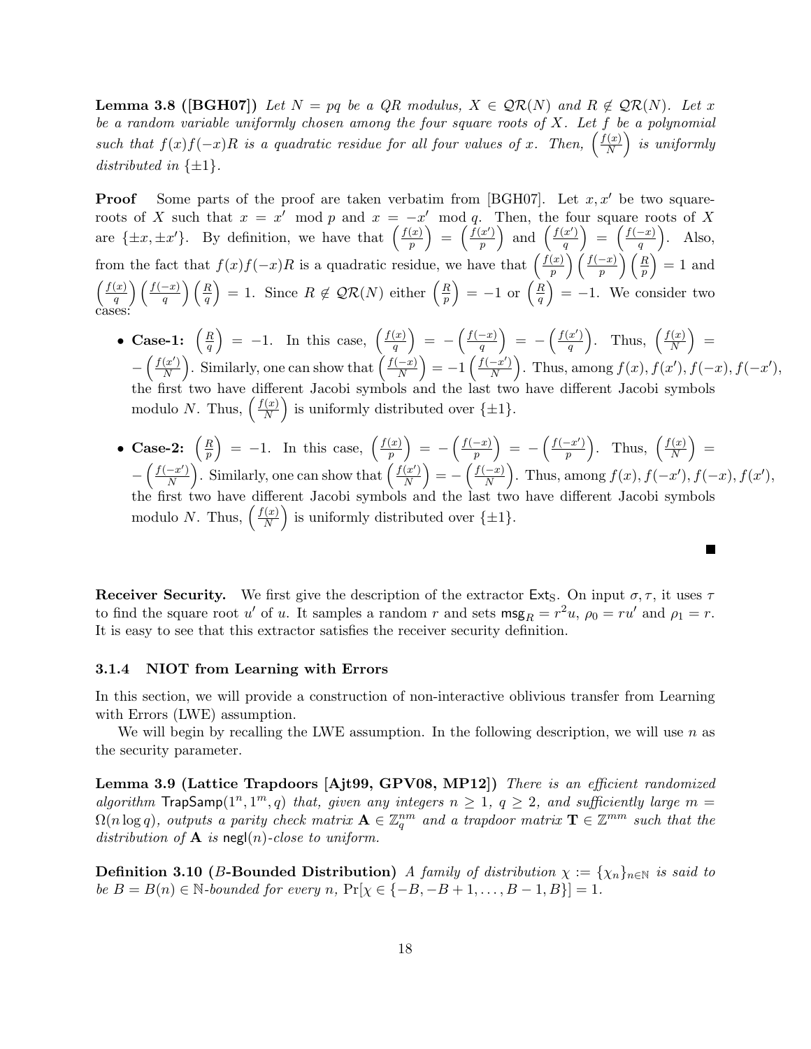**Lemma 3.8 ([BGH07])** *Let $N = pq$ be a QR modulus, $X \in \mathcal{QR}(N)$ and $R \notin \mathcal{QR}(N)$. Let $x$ be a random variable uniformly chosen among the four square roots of $X$. Let $f$ be a polynomial such that $f(x)f(-x)R$ is a quadratic residue for all four values of $x$. Then, $\left(\frac{f(x)}{N}\right)$ is uniformly distributed in $\{\pm 1\}$.*

**Proof** Some parts of the proof are taken verbatim from [BGH07]. Let $x, x'$ be two square-roots of $X$ such that $x = x' \mod p$ and $x = -x' \mod q$. Then, the four square roots of $X$ are $\{\pm x, \pm x'\}$. By definition, we have that $\left(\frac{f(x)}{p}\right) = \left(\frac{f(x')}{p}\right)$ and $\left(\frac{f(x')}{q}\right) = \left(\frac{f(-x)}{q}\right)$. Also, from the fact that $f(x)f(-x)R$ is a quadratic residue, we have that $\left(\frac{f(x)}{p}\right)\left(\frac{f(-x)}{p}\right)\left(\frac{R}{p}\right) = 1$ and $\left(\frac{f(x)}{q}\right)\left(\frac{f(-x)}{q}\right)\left(\frac{R}{q}\right) = 1$. Since $R \notin \mathcal{QR}(N)$ either $\left(\frac{R}{p}\right) = -1$ or $\left(\frac{R}{q}\right) = -1$. We consider two cases:

- **Case-1:** $\left(\frac{R}{q}\right) = -1$. In this case, $\left(\frac{f(x)}{q}\right) = -\left(\frac{f(-x)}{q}\right) = -\left(\frac{f(x')}{q}\right)$. Thus, $\left(\frac{f(x)}{N}\right) = -\left(\frac{f(x')}{N}\right)$. Similarly, one can show that $\left(\frac{f(-x)}{N}\right) = -1\left(\frac{f(-x')}{N}\right)$. Thus, among $f(x), f(x'), f(-x), f(-x')$, the first two have different Jacobi symbols and the last two have different Jacobi symbols modulo $N$. Thus, $\left(\frac{f(x)}{N}\right)$ is uniformly distributed over $\{\pm 1\}$.
- **Case-2:** $\left(\frac{R}{p}\right) = -1$. In this case, $\left(\frac{f(x)}{p}\right) = -\left(\frac{f(-x)}{p}\right) = -\left(\frac{f(-x')}{p}\right)$. Thus, $\left(\frac{f(x)}{N}\right) = -\left(\frac{f(-x')}{N}\right)$. Similarly, one can show that $\left(\frac{f(x')}{N}\right) = -\left(\frac{f(-x)}{N}\right)$. Thus, among $f(x), f(-x'), f(-x), f(x')$, the first two have different Jacobi symbols and the last two have different Jacobi symbols modulo $N$. Thus, $\left(\frac{f(x)}{N}\right)$ is uniformly distributed over $\{\pm 1\}$.

■

**Receiver Security.** We first give the description of the extractor $\mathsf{Ext}_\mathsf{S}$. On input $\sigma, \tau$, it uses $\tau$ to find the square root $u'$ of $u$. It samples a random $r$ and sets $\mathsf{msg}_R = r^2 u$, $\rho_0 = ru'$ and $\rho_1 = r$. It is easy to see that this extractor satisfies the receiver security definition.

### 3.1.4 NIOT from Learning with Errors

In this section, we will provide a construction of non-interactive oblivious transfer from Learning with Errors (LWE) assumption.

We will begin by recalling the LWE assumption. In the following description, we will use $n$ as the security parameter.

**Lemma 3.9 (Lattice Trapdoors [Ajt99, GPV08, MP12])** *There is an efficient randomized algorithm $\mathsf{TrapSamp}(1^n, 1^m, q)$ that, given any integers $n \geq 1$, $q \geq 2$, and sufficiently large $m = \Omega(n \log q)$, outputs a parity check matrix $\mathbf{A} \in \mathbb{Z}_q^{nm}$ and a trapdoor matrix $\mathbf{T} \in \mathbb{Z}^{mm}$ such that the distribution of $\mathbf{A}$ is $\mathsf{negl}(n)$-close to uniform.*

**Definition 3.10 ($B$-Bounded Distribution)** *A family of distribution $\chi := \{\chi_n\}_{n \in \mathbb{N}}$ is said to be $B = B(n) \in \mathbb{N}$-bounded for every $n$, $\Pr[\chi \in \{-B, -B+1, \ldots, B-1, B\}] = 1$.*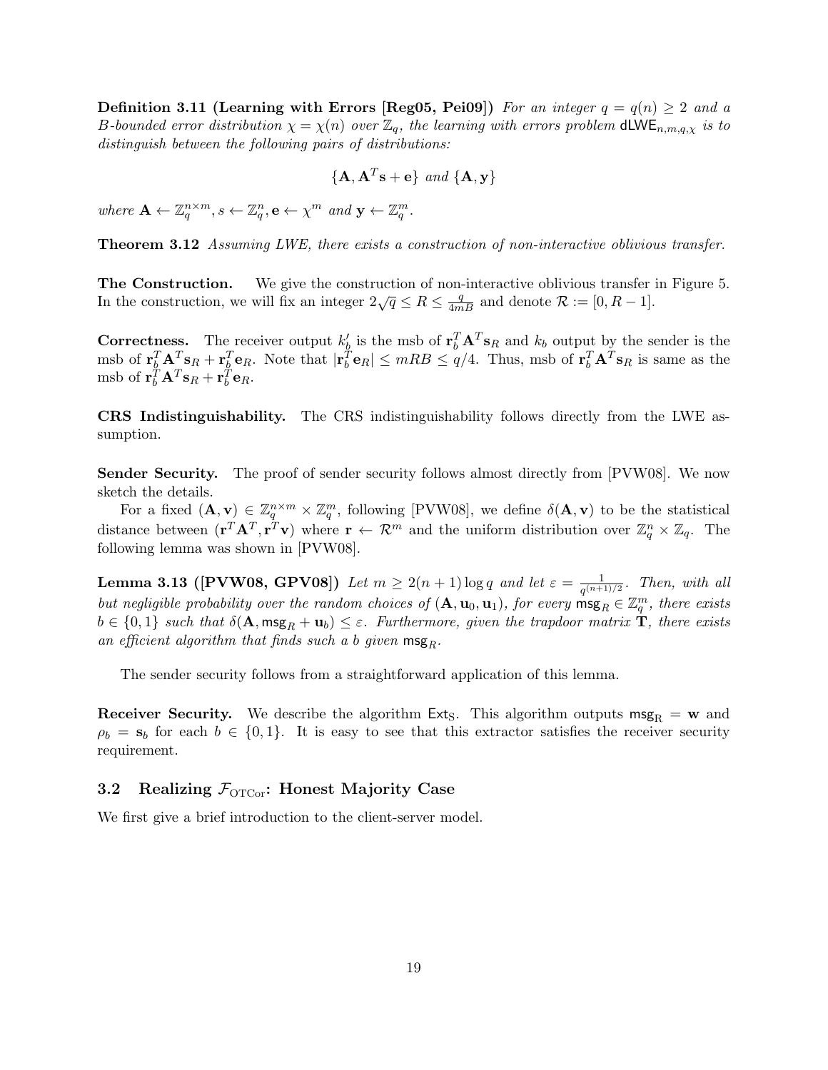**Definition 3.11 (Learning with Errors [Reg05, Pei09])** *For an integer $q = q(n) \geq 2$ and a $B$-bounded error distribution $\chi = \chi(n)$ over $\mathbb{Z}_q$, the learning with errors problem $\mathsf{dLWE}_{n,m,q,\chi}$ is to distinguish between the following pairs of distributions:*

$$\{\mathbf{A}, \mathbf{A}^T\mathbf{s} + \mathbf{e}\} \text{ and } \{\mathbf{A}, \mathbf{y}\}$$

*where $\mathbf{A} \leftarrow \mathbb{Z}_q^{n\times m}, s \leftarrow \mathbb{Z}_q^n, \mathbf{e} \leftarrow \chi^m$ and $\mathbf{y} \leftarrow \mathbb{Z}_q^m$.*

**Theorem 3.12** *Assuming LWE, there exists a construction of non-interactive oblivious transfer.*

**The Construction.** We give the construction of non-interactive oblivious transfer in Figure 5. In the construction, we will fix an integer $2\sqrt{q} \leq R \leq \frac{q}{4mB}$ and denote $\mathcal{R} := [0, R-1]$.

**Correctness.** The receiver output $k'_b$ is the msb of $\mathbf{r}_b^T\mathbf{A}^T\mathbf{s}_R$ and $k_b$ output by the sender is the msb of $\mathbf{r}_b^T\mathbf{A}^T\mathbf{s}_R + \mathbf{r}_b^T\mathbf{e}_R$. Note that $|\mathbf{r}_b^T\mathbf{e}_R| \leq mRB \leq q/4$. Thus, msb of $\mathbf{r}_b^T\mathbf{A}^T\mathbf{s}_R$ is same as the msb of $\mathbf{r}_b^T\mathbf{A}^T\mathbf{s}_R + \mathbf{r}_b^T\mathbf{e}_R$.

**CRS Indistinguishability.** The CRS indistinguishability follows directly from the LWE assumption.

**Sender Security.** The proof of sender security follows almost directly from [PVW08]. We now sketch the details.

For a fixed $(\mathbf{A}, \mathbf{v}) \in \mathbb{Z}_q^{n\times m} \times \mathbb{Z}_q^m$, following [PVW08], we define $\delta(\mathbf{A}, \mathbf{v})$ to be the statistical distance between $(\mathbf{r}^T\mathbf{A}^T, \mathbf{r}^T\mathbf{v})$ where $\mathbf{r} \leftarrow \mathcal{R}^m$ and the uniform distribution over $\mathbb{Z}_q^n \times \mathbb{Z}_q$. The following lemma was shown in [PVW08].

**Lemma 3.13 ([PVW08, GPV08])** *Let $m \geq 2(n+1)\log q$ and let $\varepsilon = \frac{1}{q^{(n+1)/2}}$. Then, with all but negligible probability over the random choices of $(\mathbf{A}, \mathbf{u}_0, \mathbf{u}_1)$, for every $\mathsf{msg}_R \in \mathbb{Z}_q^m$, there exists $b \in \{0,1\}$ such that $\delta(\mathbf{A}, \mathsf{msg}_R + \mathbf{u}_b) \leq \varepsilon$. Furthermore, given the trapdoor matrix $\mathbf{T}$, there exists an efficient algorithm that finds such a $b$ given $\mathsf{msg}_R$.*

The sender security follows from a straightforward application of this lemma.

**Receiver Security.** We describe the algorithm $\mathsf{Ext}_\mathrm{S}$. This algorithm outputs $\mathsf{msg}_\mathrm{R} = \mathbf{w}$ and $\rho_b = \mathbf{s}_b$ for each $b \in \{0,1\}$. It is easy to see that this extractor satisfies the receiver security requirement.

## 3.2 Realizing $\mathcal{F}_{\mathrm{OTCor}}$: Honest Majority Case

We first give a brief introduction to the client-server model.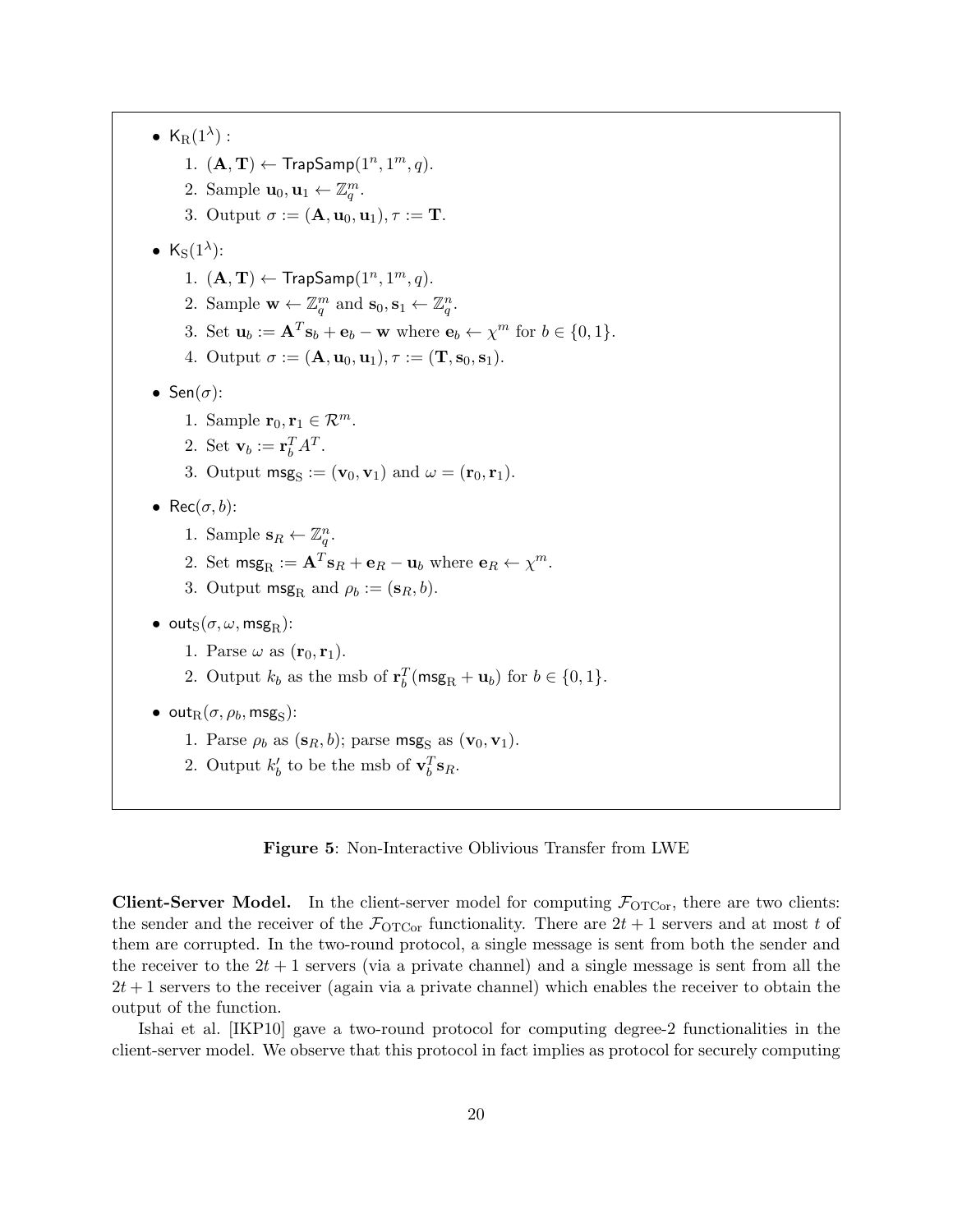- $\mathsf{K}_{\mathrm{R}}(1^\lambda)$ :
  1. $(\mathbf{A}, \mathbf{T}) \leftarrow \mathsf{TrapSamp}(1^n, 1^m, q)$.
  2. Sample $\mathbf{u}_0, \mathbf{u}_1 \leftarrow \mathbb{Z}_q^m$.
  3. Output $\sigma := (\mathbf{A}, \mathbf{u}_0, \mathbf{u}_1), \tau := \mathbf{T}$.
- $\mathsf{K}_{\mathrm{S}}(1^\lambda)$:
  1. $(\mathbf{A}, \mathbf{T}) \leftarrow \mathsf{TrapSamp}(1^n, 1^m, q)$.
  2. Sample $\mathbf{w} \leftarrow \mathbb{Z}_q^m$ and $\mathbf{s}_0, \mathbf{s}_1 \leftarrow \mathbb{Z}_q^n$.
  3. Set $\mathbf{u}_b := \mathbf{A}^T\mathbf{s}_b + \mathbf{e}_b - \mathbf{w}$ where $\mathbf{e}_b \leftarrow \chi^m$ for $b \in \{0, 1\}$.
  4. Output $\sigma := (\mathbf{A}, \mathbf{u}_0, \mathbf{u}_1), \tau := (\mathbf{T}, \mathbf{s}_0, \mathbf{s}_1)$.
- $\mathsf{Sen}(\sigma)$:
  1. Sample $\mathbf{r}_0, \mathbf{r}_1 \in \mathcal{R}^m$.
  2. Set $\mathbf{v}_b := \mathbf{r}_b^T A^T$.
  3. Output $\mathsf{msg}_{\mathrm{S}} := (\mathbf{v}_0, \mathbf{v}_1)$ and $\omega = (\mathbf{r}_0, \mathbf{r}_1)$.
- $\mathsf{Rec}(\sigma, b)$:
  1. Sample $\mathbf{s}_R \leftarrow \mathbb{Z}_q^n$.
  2. Set $\mathsf{msg}_{\mathrm{R}} := \mathbf{A}^T\mathbf{s}_R + \mathbf{e}_R - \mathbf{u}_b$ where $\mathbf{e}_R \leftarrow \chi^m$.
  3. Output $\mathsf{msg}_{\mathrm{R}}$ and $\rho_b := (\mathbf{s}_R, b)$.
- $\mathsf{out}_{\mathrm{S}}(\sigma, \omega, \mathsf{msg}_{\mathrm{R}})$:
  1. Parse $\omega$ as $(\mathbf{r}_0, \mathbf{r}_1)$.
  2. Output $k_b$ as the msb of $\mathbf{r}_b^T(\mathsf{msg}_{\mathrm{R}} + \mathbf{u}_b)$ for $b \in \{0, 1\}$.
- $\mathsf{out}_{\mathrm{R}}(\sigma, \rho_b, \mathsf{msg}_{\mathrm{S}})$:
  1. Parse $\rho_b$ as $(\mathbf{s}_R, b)$; parse $\mathsf{msg}_{\mathrm{S}}$ as $(\mathbf{v}_0, \mathbf{v}_1)$.
  2. Output $k'_b$ to be the msb of $\mathbf{v}_b^T\mathbf{s}_R$.

**Figure 5**: Non-Interactive Oblivious Transfer from LWE

**Client-Server Model.** In the client-server model for computing $\mathcal{F}_{\mathrm{OTCor}}$, there are two clients: the sender and the receiver of the $\mathcal{F}_{\mathrm{OTCor}}$ functionality. There are $2t + 1$ servers and at most $t$ of them are corrupted. In the two-round protocol, a single message is sent from both the sender and the receiver to the $2t + 1$ servers (via a private channel) and a single message is sent from all the $2t + 1$ servers to the receiver (again via a private channel) which enables the receiver to obtain the output of the function.

Ishai et al. [IKP10] gave a two-round protocol for computing degree-2 functionalities in the client-server model. We observe that this protocol in fact implies as protocol for securely computing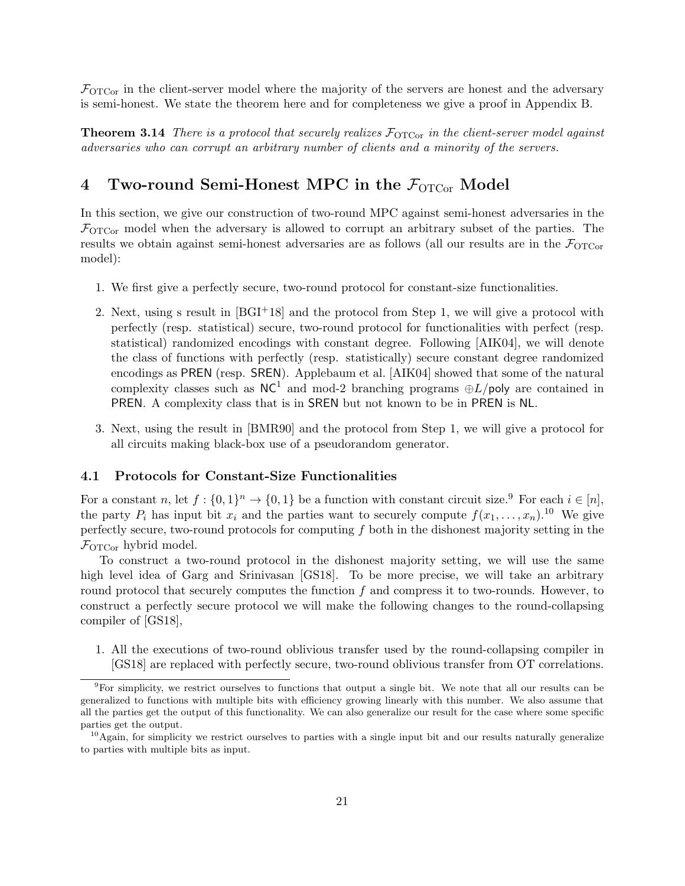$\mathcal{F}_{\text{OTCor}}$ in the client-server model where the majority of the servers are honest and the adversary is semi-honest. We state the theorem here and for completeness we give a proof in Appendix B.

**Theorem 3.14** *There is a protocol that securely realizes $\mathcal{F}_{\text{OTCor}}$ in the client-server model against adversaries who can corrupt an arbitrary number of clients and a minority of the servers.*

# 4 Two-round Semi-Honest MPC in the $\mathcal{F}_{\text{OTCor}}$ Model

In this section, we give our construction of two-round MPC against semi-honest adversaries in the $\mathcal{F}_{\text{OTCor}}$ model when the adversary is allowed to corrupt an arbitrary subset of the parties. The results we obtain against semi-honest adversaries are as follows (all our results are in the $\mathcal{F}_{\text{OTCor}}$ model):

1. We first give a perfectly secure, two-round protocol for constant-size functionalities.
2. Next, using s result in [BGI+18] and the protocol from Step 1, we will give a protocol with perfectly (resp. statistical) secure, two-round protocol for functionalities with perfect (resp. statistical) randomized encodings with constant degree. Following [AIK04], we will denote the class of functions with perfectly (resp. statistically) secure constant degree randomized encodings as PREN (resp. SREN). Applebaum et al. [AIK04] showed that some of the natural complexity classes such as $\mathsf{NC}^1$ and mod-2 branching programs $\oplus L/\mathsf{poly}$ are contained in PREN. A complexity class that is in SREN but not known to be in PREN is NL.
3. Next, using the result in [BMR90] and the protocol from Step 1, we will give a protocol for all circuits making black-box use of a pseudorandom generator.

## 4.1 Protocols for Constant-Size Functionalities

For a constant $n$, let $f : \{0,1\}^n \to \{0,1\}$ be a function with constant circuit size.[9] For each $i \in [n]$, the party $P_i$ has input bit $x_i$ and the parties want to securely compute $f(x_1, \ldots, x_n)$.[10] We give perfectly secure, two-round protocols for computing $f$ both in the dishonest majority setting in the $\mathcal{F}_{\text{OTCor}}$ hybrid model.

To construct a two-round protocol in the dishonest majority setting, we will use the same high level idea of Garg and Srinivasan [GS18]. To be more precise, we will take an arbitrary round protocol that securely computes the function $f$ and compress it to two-rounds. However, to construct a perfectly secure protocol we will make the following changes to the round-collapsing compiler of [GS18],

1. All the executions of two-round oblivious transfer used by the round-collapsing compiler in [GS18] are replaced with perfectly secure, two-round oblivious transfer from OT correlations.

[9] For simplicity, we restrict ourselves to functions that output a single bit. We note that all our results can be generalized to functions with multiple bits with efficiency growing linearly with this number. We also assume that all the parties get the output of this functionality. We can also generalize our result for the case where some specific parties get the output.

[10] Again, for simplicity we restrict ourselves to parties with a single input bit and our results naturally generalize to parties with multiple bits as input.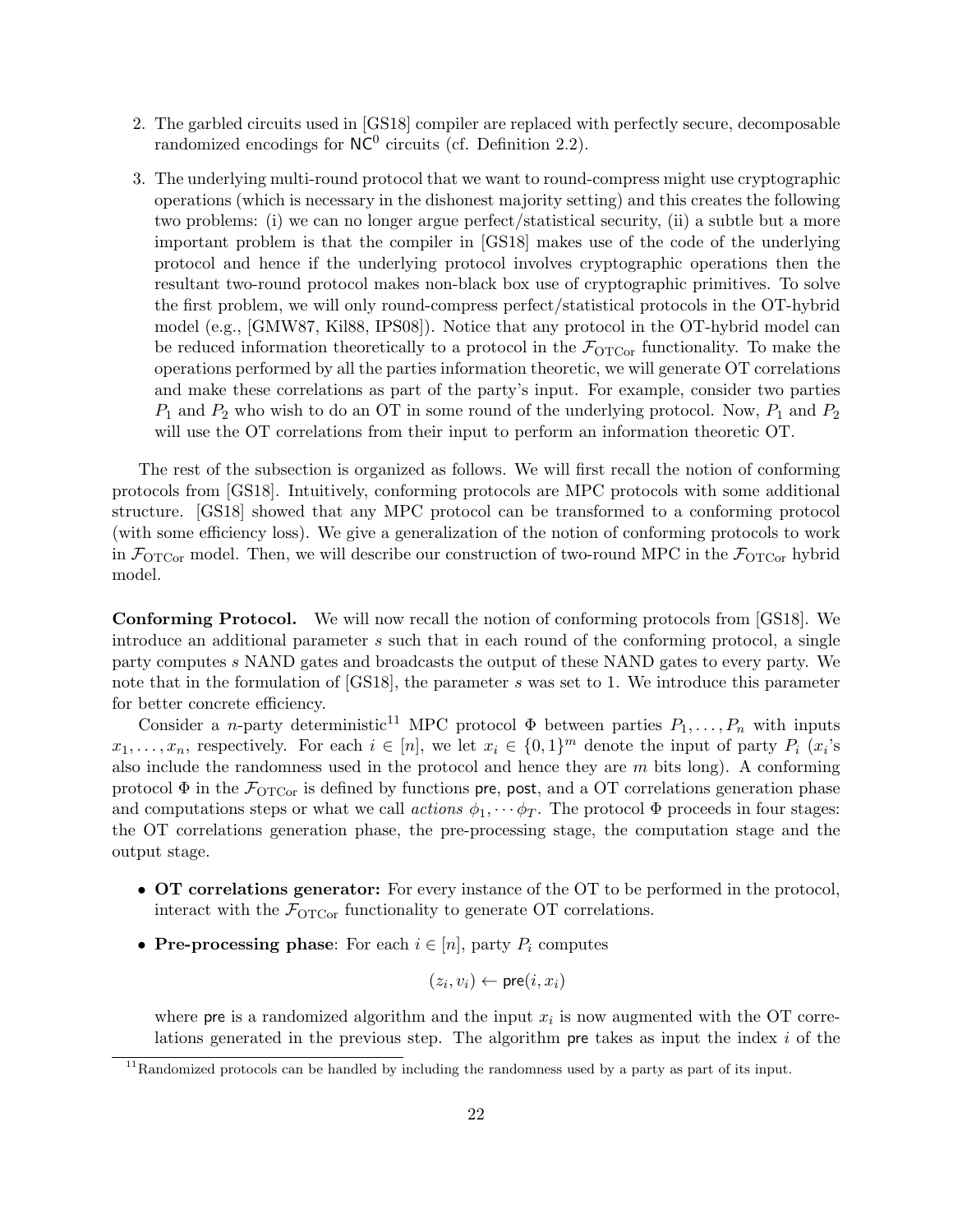2. The garbled circuits used in [GS18] compiler are replaced with perfectly secure, decomposable randomized encodings for $\mathsf{NC}^0$ circuits (cf. Definition 2.2).

3. The underlying multi-round protocol that we want to round-compress might use cryptographic operations (which is necessary in the dishonest majority setting) and this creates the following two problems: (i) we can no longer argue perfect/statistical security, (ii) a subtle but a more important problem is that the compiler in [GS18] makes use of the code of the underlying protocol and hence if the underlying protocol involves cryptographic operations then the resultant two-round protocol makes non-black box use of cryptographic primitives. To solve the first problem, we will only round-compress perfect/statistical protocols in the OT-hybrid model (e.g., [GMW87, Kil88, IPS08]). Notice that any protocol in the OT-hybrid model can be reduced information theoretically to a protocol in the $\mathcal{F}_{\mathrm{OTCor}}$ functionality. To make the operations performed by all the parties information theoretic, we will generate OT correlations and make these correlations as part of the party's input. For example, consider two parties $P_1$ and $P_2$ who wish to do an OT in some round of the underlying protocol. Now, $P_1$ and $P_2$ will use the OT correlations from their input to perform an information theoretic OT.

The rest of the subsection is organized as follows. We will first recall the notion of conforming protocols from [GS18]. Intuitively, conforming protocols are MPC protocols with some additional structure. [GS18] showed that any MPC protocol can be transformed to a conforming protocol (with some efficiency loss). We give a generalization of the notion of conforming protocols to work in $\mathcal{F}_{\mathrm{OTCor}}$ model. Then, we will describe our construction of two-round MPC in the $\mathcal{F}_{\mathrm{OTCor}}$ hybrid model.

**Conforming Protocol.** We will now recall the notion of conforming protocols from [GS18]. We introduce an additional parameter $s$ such that in each round of the conforming protocol, a single party computes $s$ NAND gates and broadcasts the output of these NAND gates to every party. We note that in the formulation of [GS18], the parameter $s$ was set to 1. We introduce this parameter for better concrete efficiency.

Consider a $n$-party deterministic[11] MPC protocol $\Phi$ between parties $P_1, \ldots, P_n$ with inputs $x_1, \ldots, x_n$, respectively. For each $i \in [n]$, we let $x_i \in \{0,1\}^m$ denote the input of party $P_i$ ($x_i$'s also include the randomness used in the protocol and hence they are $m$ bits long). A conforming protocol $\Phi$ in the $\mathcal{F}_{\mathrm{OTCor}}$ is defined by functions $\mathsf{pre}$, $\mathsf{post}$, and a OT correlations generation phase and computations steps or what we call *actions* $\phi_1, \cdots \phi_T$. The protocol $\Phi$ proceeds in four stages: the OT correlations generation phase, the pre-processing stage, the computation stage and the output stage.

- **OT correlations generator:** For every instance of the OT to be performed in the protocol, interact with the $\mathcal{F}_{\mathrm{OTCor}}$ functionality to generate OT correlations.

- **Pre-processing phase**: For each $i \in [n]$, party $P_i$ computes

$$(z_i, v_i) \leftarrow \mathsf{pre}(i, x_i)$$

where $\mathsf{pre}$ is a randomized algorithm and the input $x_i$ is now augmented with the OT correlations generated in the previous step. The algorithm $\mathsf{pre}$ takes as input the index $i$ of the

[11] Randomized protocols can be handled by including the randomness used by a party as part of its input.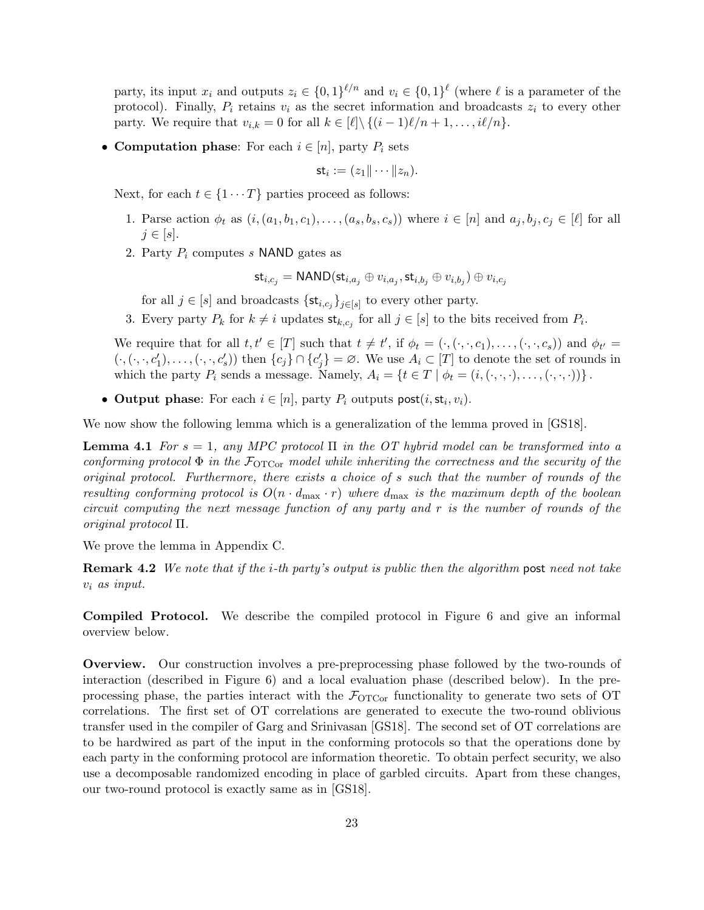party, its input $x_i$ and outputs $z_i \in \{0,1\}^{\ell/n}$ and $v_i \in \{0,1\}^{\ell}$ (where $\ell$ is a parameter of the protocol). Finally, $P_i$ retains $v_i$ as the secret information and broadcasts $z_i$ to every other party. We require that $v_{i,k} = 0$ for all $k \in [\ell] \setminus \{(i-1)\ell/n + 1, \ldots, i\ell/n\}$.

- **Computation phase**: For each $i \in [n]$, party $P_i$ sets

$$\mathsf{st}_i := (z_1 \| \cdots \| z_n).$$

  Next, for each $t \in \{1 \cdots T\}$ parties proceed as follows:

  1. Parse action $\phi_t$ as $(i, (a_1, b_1, c_1), \ldots, (a_s, b_s, c_s))$ where $i \in [n]$ and $a_j, b_j, c_j \in [\ell]$ for all $j \in [s]$.
  2. Party $P_i$ computes $s$ $\mathsf{NAND}$ gates as

$$\mathsf{st}_{i,c_j} = \mathsf{NAND}(\mathsf{st}_{i,a_j} \oplus v_{i,a_j}, \mathsf{st}_{i,b_j} \oplus v_{i,b_j}) \oplus v_{i,c_j}$$

     for all $j \in [s]$ and broadcasts $\{\mathsf{st}_{i,c_j}\}_{j \in [s]}$ to every other party.
  3. Every party $P_k$ for $k \neq i$ updates $\mathsf{st}_{k,c_j}$ for all $j \in [s]$ to the bits received from $P_i$.

  We require that for all $t, t' \in [T]$ such that $t \neq t'$, if $\phi_t = (\cdot, (\cdot, \cdot, c_1), \ldots, (\cdot, \cdot, c_s))$ and $\phi_{t'} = (\cdot, (\cdot, \cdot, c'_1), \ldots, (\cdot, \cdot, c'_s))$ then $\{c_j\} \cap \{c'_j\} = \varnothing$. We use $A_i \subset [T]$ to denote the set of rounds in which the party $P_i$ sends a message. Namely, $A_i = \{t \in T \mid \phi_t = (i, (\cdot, \cdot, \cdot), \ldots, (\cdot, \cdot, \cdot))\}$.

- **Output phase**: For each $i \in [n]$, party $P_i$ outputs $\mathsf{post}(i, \mathsf{st}_i, v_i)$.

We now show the following lemma which is a generalization of the lemma proved in [GS18].

**Lemma 4.1** *For $s = 1$, any MPC protocol $\Pi$ in the OT hybrid model can be transformed into a conforming protocol $\Phi$ in the $\mathcal{F}_{\mathrm{OTCor}}$ model while inheriting the correctness and the security of the original protocol. Furthermore, there exists a choice of $s$ such that the number of rounds of the resulting conforming protocol is $O(n \cdot d_{\max} \cdot r)$ where $d_{\max}$ is the maximum depth of the boolean circuit computing the next message function of any party and $r$ is the number of rounds of the original protocol $\Pi$.*

We prove the lemma in Appendix C.

**Remark 4.2** *We note that if the $i$-th party's output is public then the algorithm* $\mathsf{post}$ *need not take $v_i$ as input.*

**Compiled Protocol.** We describe the compiled protocol in Figure 6 and give an informal overview below.

**Overview.** Our construction involves a pre-preprocessing phase followed by the two-rounds of interaction (described in Figure 6) and a local evaluation phase (described below). In the preprocessing phase, the parties interact with the $\mathcal{F}_{\mathrm{OTCor}}$ functionality to generate two sets of OT correlations. The first set of OT correlations are generated to execute the two-round oblivious transfer used in the compiler of Garg and Srinivasan [GS18]. The second set of OT correlations are to be hardwired as part of the input in the conforming protocols so that the operations done by each party in the conforming protocol are information theoretic. To obtain perfect security, we also use a decomposable randomized encoding in place of garbled circuits. Apart from these changes, our two-round protocol is exactly same as in [GS18].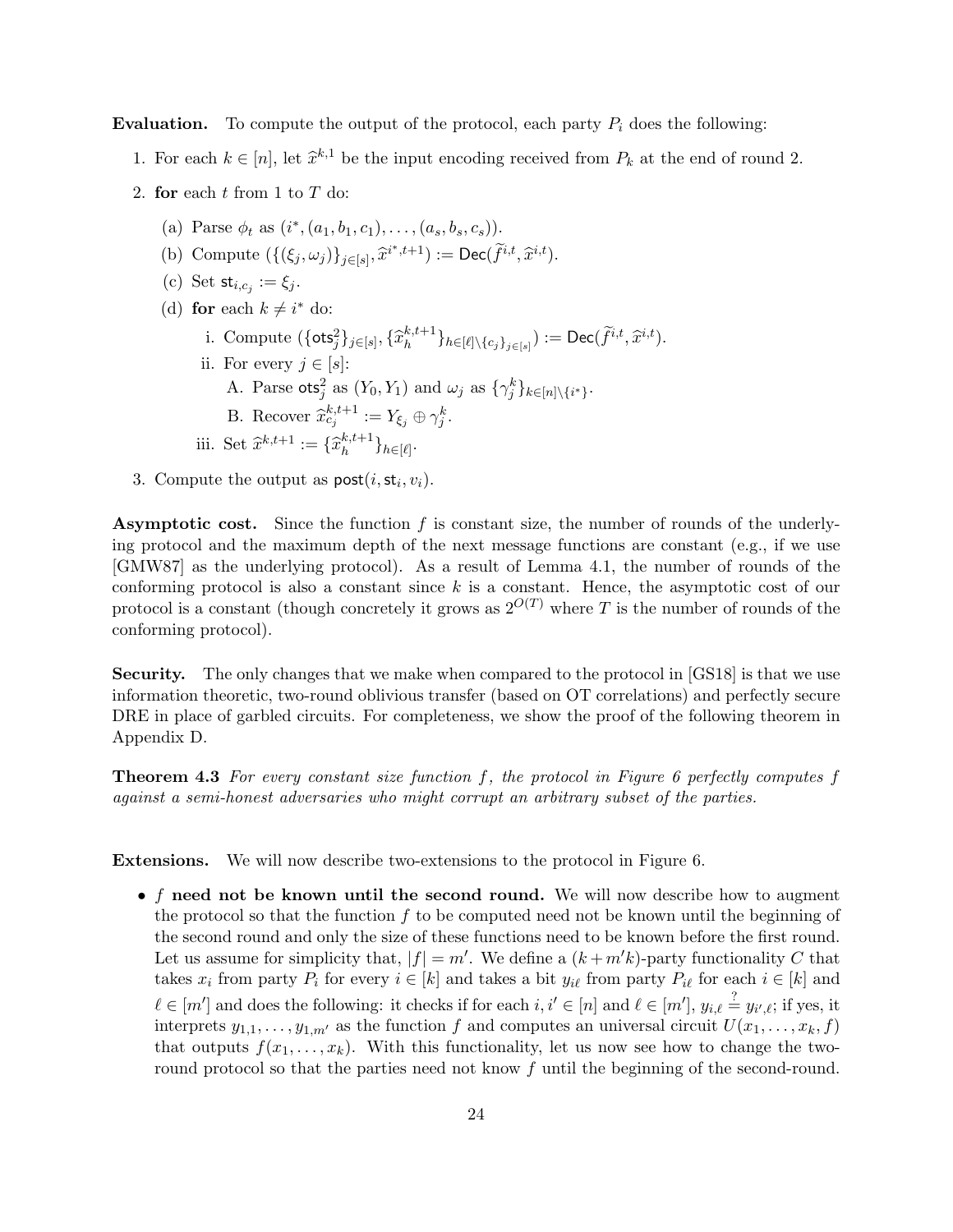**Evaluation.** To compute the output of the protocol, each party $P_i$ does the following:

1. For each $k \in [n]$, let $\widehat{x}^{k,1}$ be the input encoding received from $P_k$ at the end of round 2.
2. **for** each $t$ from 1 to $T$ do:
   (a) Parse $\phi_t$ as $(i^*, (a_1, b_1, c_1), \ldots, (a_s, b_s, c_s))$.
   (b) Compute $(\{(\xi_j, \omega_j)\}_{j\in[s]}, \widehat{x}^{i^*,t+1}) := \mathsf{Dec}(\widetilde{f}^{i,t}, \widehat{x}^{i,t})$.
   (c) Set $\mathsf{st}_{i,c_j} := \xi_j$.
   (d) **for** each $k \neq i^*$ do:
      i. Compute $(\{\mathsf{ots}^2_j\}_{j\in[s]}, \{\widehat{x}^{k,t+1}_h\}_{h\in[\ell]\setminus\{c_j\}_{j\in[s]}}) := \mathsf{Dec}(\widetilde{f}^{i,t}, \widehat{x}^{i,t})$.
      ii. For every $j \in [s]$:
         A. Parse $\mathsf{ots}^2_j$ as $(Y_0, Y_1)$ and $\omega_j$ as $\{\gamma^k_j\}_{k\in[n]\setminus\{i^*\}}$.
         B. Recover $\widehat{x}^{k,t+1}_{c_j} := Y_{\xi_j} \oplus \gamma^k_j$.
      iii. Set $\widehat{x}^{k,t+1} := \{\widehat{x}^{k,t+1}_h\}_{h\in[\ell]}$.
3. Compute the output as $\mathsf{post}(i, \mathsf{st}_i, v_i)$.

**Asymptotic cost.** Since the function $f$ is constant size, the number of rounds of the underlying protocol and the maximum depth of the next message functions are constant (e.g., if we use [GMW87] as the underlying protocol). As a result of Lemma 4.1, the number of rounds of the conforming protocol is also a constant since $k$ is a constant. Hence, the asymptotic cost of our protocol is a constant (though concretely it grows as $2^{O(T)}$ where $T$ is the number of rounds of the conforming protocol).

**Security.** The only changes that we make when compared to the protocol in [GS18] is that we use information theoretic, two-round oblivious transfer (based on OT correlations) and perfectly secure DRE in place of garbled circuits. For completeness, we show the proof of the following theorem in Appendix D.

**Theorem 4.3** *For every constant size function $f$, the protocol in Figure 6 perfectly computes $f$ against a semi-honest adversaries who might corrupt the arbitrary subset of the parties.*

**Extensions.** We will now describe two-extensions to the protocol in Figure 6.

- **$f$ need not be known until the second round.** We will now describe how to augment the protocol so that the function $f$ to be computed need not be known until the beginning of the second round and only the size of these functions need to be known before the first round. Let us assume for simplicity that, $|f| = m'$. We define a $(k + m'k)$-party functionality $C$ that takes $x_i$ from party $P_i$ for every $i \in [k]$ and takes a bit $y_{i\ell}$ from party $P_{i\ell}$ for each $i \in [k]$ and $\ell \in [m']$ and does the following: it checks if for each $i, i' \in [n]$ and $\ell \in [m']$, $y_{i,\ell} \stackrel{?}{=} y_{i',\ell}$; if yes, it interprets $y_{1,1}, \ldots, y_{1,m'}$ as the function $f$ and computes an universal circuit $U(x_1, \ldots, x_k, f)$ that outputs $f(x_1, \ldots, x_k)$. With this functionality, let us now see how to change the two-round protocol so that the parties need not know $f$ until the beginning of the second-round.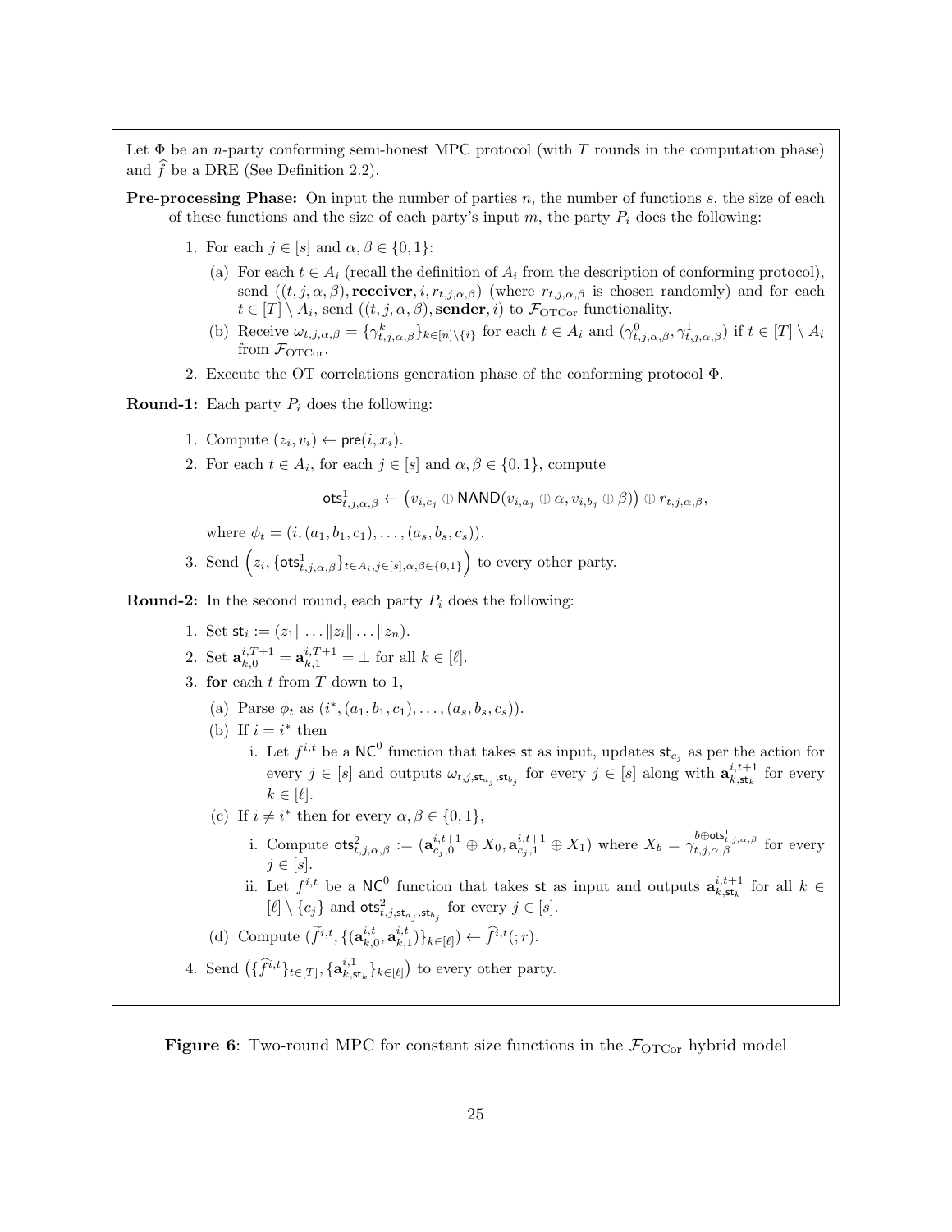Let $\Phi$ be an $n$-party conforming semi-honest MPC protocol (with $T$ rounds in the computation phase) and $\widehat{f}$ be a DRE (See Definition 2.2).

**Pre-processing Phase:** On input the number of parties $n$, the number of functions $s$, the size of each of these functions and the size of each party's input $m$, the party $P_i$ does the following:

1. For each $j \in [s]$ and $\alpha, \beta \in \{0,1\}$:
   (a) For each $t \in A_i$ (recall the definition of $A_i$ from the description of conforming protocol), send $((t, j, \alpha, \beta), \textbf{receiver}, i, r_{t,j,\alpha,\beta})$ (where $r_{t,j,\alpha,\beta}$ is chosen randomly) and for each $t \in [T] \setminus A_i$, send $((t, j, \alpha, \beta), \textbf{sender}, i)$ to $\mathcal{F}_{\mathrm{OTCor}}$ functionality.
   (b) Receive $\omega_{t,j,\alpha,\beta} = \{\gamma^k_{t,j,\alpha,\beta}\}_{k \in [n] \setminus \{i\}}$ for each $t \in A_i$ and $(\gamma^0_{t,j,\alpha,\beta}, \gamma^1_{t,j,\alpha,\beta})$ if $t \in [T] \setminus A_i$ from $\mathcal{F}_{\mathrm{OTCor}}$.
2. Execute the OT correlations generation phase of the conforming protocol $\Phi$.

**Round-1:** Each party $P_i$ does the following:

1. Compute $(z_i, v_i) \leftarrow \mathsf{pre}(i, x_i)$.
2. For each $t \in A_i$, for each $j \in [s]$ and $\alpha, \beta \in \{0,1\}$, compute
$$\mathsf{ots}^1_{t,j,\alpha,\beta} \leftarrow \left(v_{i,c_j} \oplus \mathsf{NAND}(v_{i,a_j} \oplus \alpha, v_{i,b_j} \oplus \beta)\right) \oplus r_{t,j,\alpha,\beta},$$
   where $\phi_t = (i, (a_1, b_1, c_1), \ldots, (a_s, b_s, c_s))$.
3. Send $\left(z_i, \{\mathsf{ots}^1_{t,j,\alpha,\beta}\}_{t \in A_i, j \in [s], \alpha, \beta \in \{0,1\}}\right)$ to every other party.

**Round-2:** In the second round, each party $P_i$ does the following:

1. Set $\mathsf{st}_i := (z_1 \| \ldots \| z_i \| \ldots \| z_n)$.
2. Set $\mathbf{a}^{i,T+1}_{k,0} = \mathbf{a}^{i,T+1}_{k,1} = \perp$ for all $k \in [\ell]$.
3. **for** each $t$ from $T$ down to 1,
   (a) Parse $\phi_t$ as $(i^*, (a_1, b_1, c_1), \ldots, (a_s, b_s, c_s))$.
   (b) If $i = i^*$ then
      i. Let $f^{i,t}$ be a $\mathsf{NC}^0$ function that takes $\mathsf{st}$ as input, updates $\mathsf{st}_{c_j}$ as per the action for every $j \in [s]$ and outputs $\omega_{t,j,\mathsf{st}_{a_j},\mathsf{st}_{b_j}}$ for every $j \in [s]$ along with $\mathbf{a}^{i,t+1}_{k,\mathsf{st}_k}$ for every $k \in [\ell]$.
   (c) If $i \neq i^*$ then for every $\alpha, \beta \in \{0,1\}$,
      i. Compute $\mathsf{ots}^2_{t,j,\alpha,\beta} := (\mathbf{a}^{i,t+1}_{c_j,0} \oplus X_0, \mathbf{a}^{i,t+1}_{c_j,1} \oplus X_1)$ where $X_b = \gamma^{b \oplus \mathsf{ots}^1_{t,j,\alpha,\beta}}_{t,j,\alpha,\beta}$ for every $j \in [s]$.
      ii. Let $f^{i,t}$ be a $\mathsf{NC}^0$ function that takes $\mathsf{st}$ as input and outputs $\mathbf{a}^{i,t+1}_{k,\mathsf{st}_k}$ for all $k \in [\ell] \setminus \{c_j\}$ and $\mathsf{ots}^2_{t,j,\mathsf{st}_{a_j},\mathsf{st}_{b_j}}$ for every $j \in [s]$.
   (d) Compute $(\widetilde{f}^{i,t}, \{(\mathbf{a}^{i,t}_{k,0}, \mathbf{a}^{i,t}_{k,1})\}_{k \in [\ell]}) \leftarrow \widehat{f}^{i,t}(; r)$.
4. Send $\left(\{\widehat{f}^{i,t}\}_{t \in [T]}, \{\mathbf{a}^{i,1}_{k,\mathsf{st}_k}\}_{k \in [\ell]}\right)$ to every other party.

**Figure 6**: Two-round MPC for constant size functions in the $\mathcal{F}_{\mathrm{OTCor}}$ hybrid model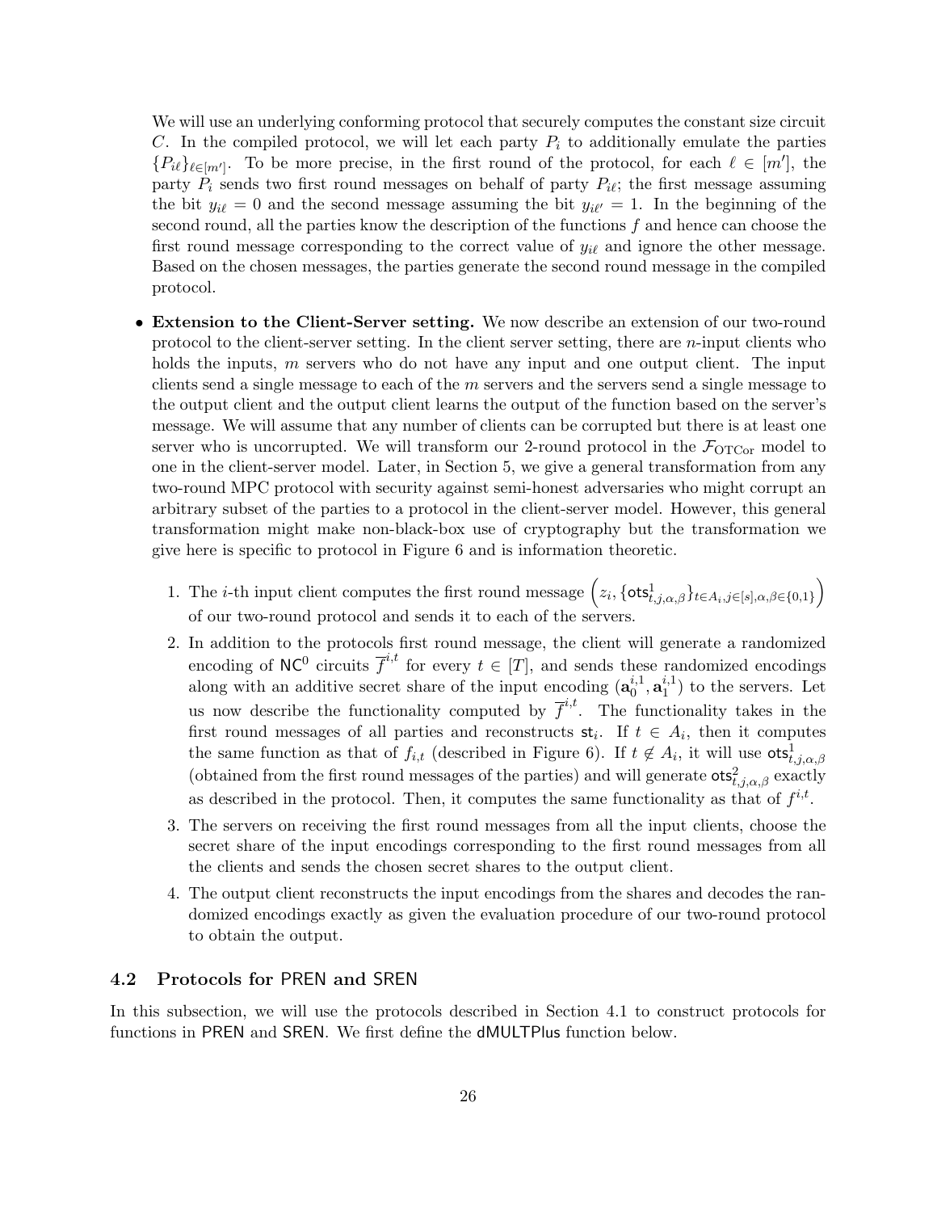We will use an underlying conforming protocol that securely computes the constant size circuit $C$. In the compiled protocol, we will let each party $P_i$ to additionally emulate the parties $\{P_{i\ell}\}_{\ell \in [m']}$. To be more precise, in the first round of the protocol, for each $\ell \in [m']$, the party $P_i$ sends two first round messages on behalf of party $P_{i\ell}$; the first message assuming the bit $y_{i\ell} = 0$ and the second message assuming the bit $y_{i\ell'} = 1$. In the beginning of the second round, all the parties know the description of the functions $f$ and hence can choose the first round message corresponding to the correct value of $y_{i\ell}$ and ignore the other message. Based on the chosen messages, the parties generate the second round message in the compiled protocol.

- **Extension to the Client-Server setting.** We now describe an extension of our two-round protocol to the client-server setting. In the client server setting, there are $n$-input clients who holds the inputs, $m$ servers who do not have any input and one output client. The input clients send a single message to each of the $m$ servers and the servers send a single message to the output client and the output client learns the output of the function based on the server's message. We will assume that any number of clients can be corrupted but there is at least one server who is uncorrupted. We will transform our 2-round protocol in the $\mathcal{F}_{\text{OTCor}}$ model to one in the client-server model. Later, in Section 5, we give a general transformation from any two-round MPC protocol with security against semi-honest adversaries who might corrupt an arbitrary subset of the parties to a protocol in the client-server model. However, this general transformation might make non-black-box use of cryptography but the transformation we give here is specific to protocol in Figure 6 and is information theoretic.

  1. The $i$-th input client computes the first round message $\left(z_i, \{\mathsf{ots}^1_{t,j,\alpha,\beta}\}_{t \in A_i, j \in [s], \alpha,\beta \in \{0,1\}}\right)$ of our two-round protocol and sends it to each of the servers.
  2. In addition to the protocols first round message, the client will generate a randomized encoding of $\mathsf{NC}^0$ circuits $\overline{f}^{i,t}$ for every $t \in [T]$, and sends these randomized encodings along with an additive secret share of the input encoding $(\mathbf{a}^{i,1}_0, \mathbf{a}^{i,1}_1)$ to the servers. Let us now describe the functionality computed by $\overline{f}^{i,t}$. The functionality takes in the first round messages of all parties and reconstructs $\mathsf{st}_i$. If $t \in A_i$, then it computes the same function as that of $f_{i,t}$ (described in Figure 6). If $t \notin A_i$, it will use $\mathsf{ots}^1_{t,j,\alpha,\beta}$ (obtained from the first round messages of the parties) and will generate $\mathsf{ots}^2_{t,j,\alpha,\beta}$ exactly as described in the protocol. Then, it computes the same functionality as that of $f^{i,t}$.
  3. The servers on receiving the first round messages from all the input clients, choose the secret share of the input encodings corresponding to the first round messages from all the clients and sends the chosen secret shares to the output client.
  4. The output client reconstructs the input encodings from the shares and decodes the randomized encodings exactly as given the evaluation procedure of our two-round protocol to obtain the output.

### 4.2 Protocols for PREN and SREN

In this subsection, we will use the protocols described in Section 4.1 to construct protocols for functions in PREN and SREN. We first define the dMULTPlus function below.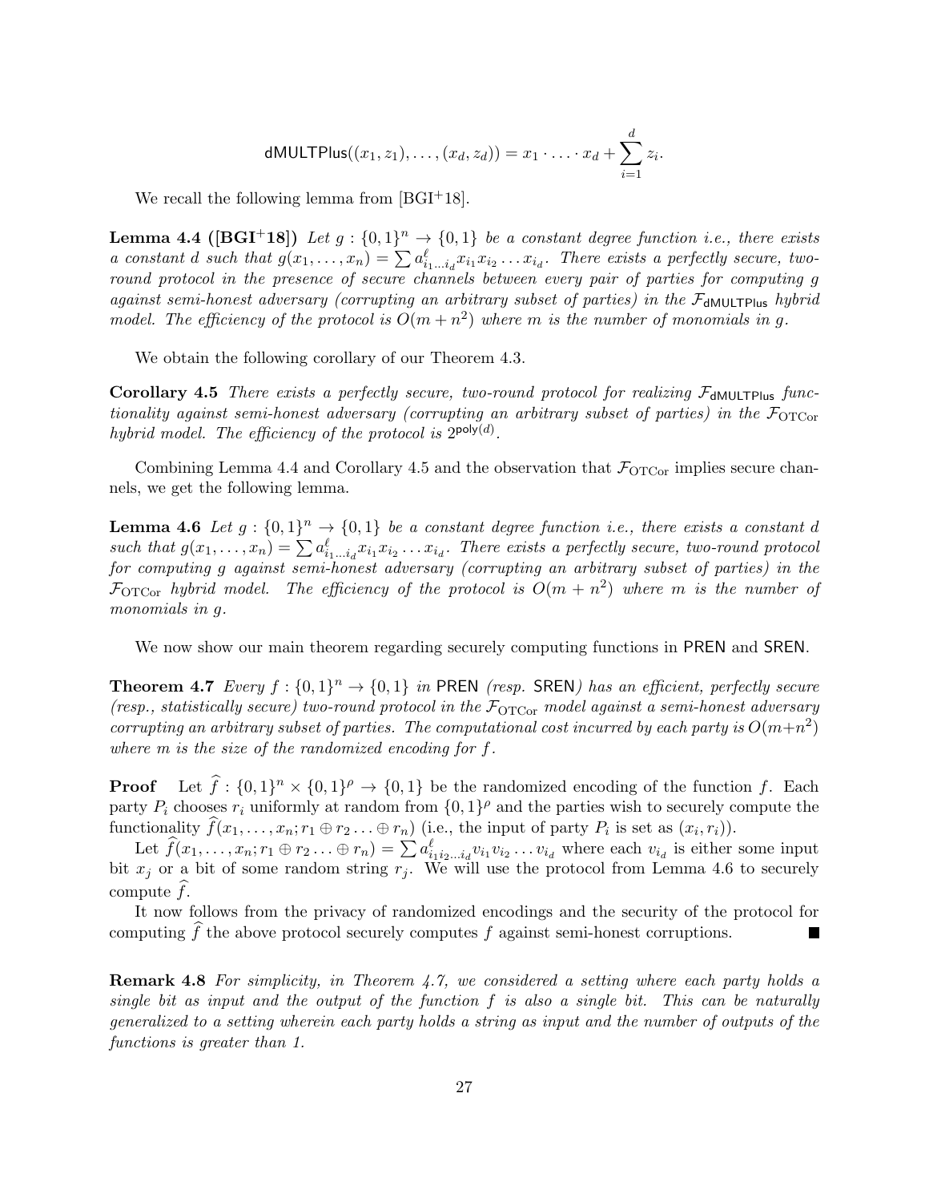$$\mathsf{dMULTPlus}((x_1, z_1), \ldots, (x_d, z_d)) = x_1 \cdot \ldots \cdot x_d + \sum_{i=1}^{d} z_i.$$

We recall the following lemma from [BGI+18].

**Lemma 4.4 ([BGI+18])** *Let $g : \{0,1\}^n \rightarrow \{0,1\}$ be a constant degree function i.e., there exists a constant $d$ such that $g(x_1, \ldots, x_n) = \sum a^{\ell}_{i_1 \ldots i_d} x_{i_1} x_{i_2} \ldots x_{i_d}$. There exists a perfectly secure, two-round protocol in the presence of secure channels between every pair of parties for computing $g$ against semi-honest adversary (corrupting an arbitrary subset of parties) in the $\mathcal{F}_{\mathsf{dMULTPlus}}$ hybrid model. The efficiency of the protocol is $O(m + n^2)$ where $m$ is the number of monomials in $g$.*

We obtain the following corollary of our Theorem 4.3.

**Corollary 4.5** *There exists a perfectly secure, two-round protocol for realizing $\mathcal{F}_{\mathsf{dMULTPlus}}$ functionality against semi-honest adversary (corrupting an arbitrary subset of parties) in the $\mathcal{F}_{\mathrm{OTCor}}$ hybrid model. The efficiency of the protocol is $2^{\mathsf{poly}(d)}$.*

Combining Lemma 4.4 and Corollary 4.5 and the observation that $\mathcal{F}_{\mathrm{OTCor}}$ implies secure channels, we get the following lemma.

**Lemma 4.6** *Let $g : \{0,1\}^n \rightarrow \{0,1\}$ be a constant degree function i.e., there exists a constant $d$ such that $g(x_1, \ldots, x_n) = \sum a^{\ell}_{i_1 \ldots i_d} x_{i_1} x_{i_2} \ldots x_{i_d}$. There exists a perfectly secure, two-round protocol for computing $g$ against semi-honest adversary (corrupting an arbitrary subset of parties) in the $\mathcal{F}_{\mathrm{OTCor}}$ hybrid model. The efficiency of the protocol is $O(m + n^2)$ where $m$ is the number of monomials in $g$.*

We now show our main theorem regarding securely computing functions in $\mathsf{PREN}$ and $\mathsf{SREN}$.

**Theorem 4.7** *Every $f : \{0,1\}^n \rightarrow \{0,1\}$ in $\mathsf{PREN}$ (resp. $\mathsf{SREN}$) has an efficient, perfectly secure (resp., statistically secure) two-round protocol in the $\mathcal{F}_{\mathrm{OTCor}}$ model against a semi-honest adversary corrupting an arbitrary subset of parties. The computational cost incurred by each party is $O(m+n^2)$ where $m$ is the size of the randomized encoding for $f$.*

**Proof** Let $\widehat{f} : \{0,1\}^n \times \{0,1\}^\rho \rightarrow \{0,1\}$ be the randomized encoding of the function $f$. Each party $P_i$ chooses $r_i$ uniformly at random from $\{0,1\}^\rho$ and the parties wish to securely compute the functionality $\widehat{f}(x_1, \ldots, x_n; r_1 \oplus r_2 \ldots \oplus r_n)$ (i.e., the input of party $P_i$ is set as $(x_i, r_i)$).

Let $\widehat{f}(x_1, \ldots, x_n; r_1 \oplus r_2 \ldots \oplus r_n) = \sum a^{\ell}_{i_1 i_2 \ldots i_d} v_{i_1} v_{i_2} \ldots v_{i_d}$ where each $v_{i_d}$ is either some input bit $x_j$ or a bit of some random string $r_j$. We will use the protocol from Lemma 4.6 to securely compute $\widehat{f}$.

It now follows from the privacy of randomized encodings and the security of the protocol for computing $\widehat{f}$ the above protocol securely computes $f$ against semi-honest corruptions. ■

**Remark 4.8** *For simplicity, in Theorem 4.7, we considered a setting where each party holds a single bit as input and the output of the function $f$ is also a single bit. This can be naturally generalized to a setting wherein each party holds a string as input and the number of outputs of the functions is greater than 1.*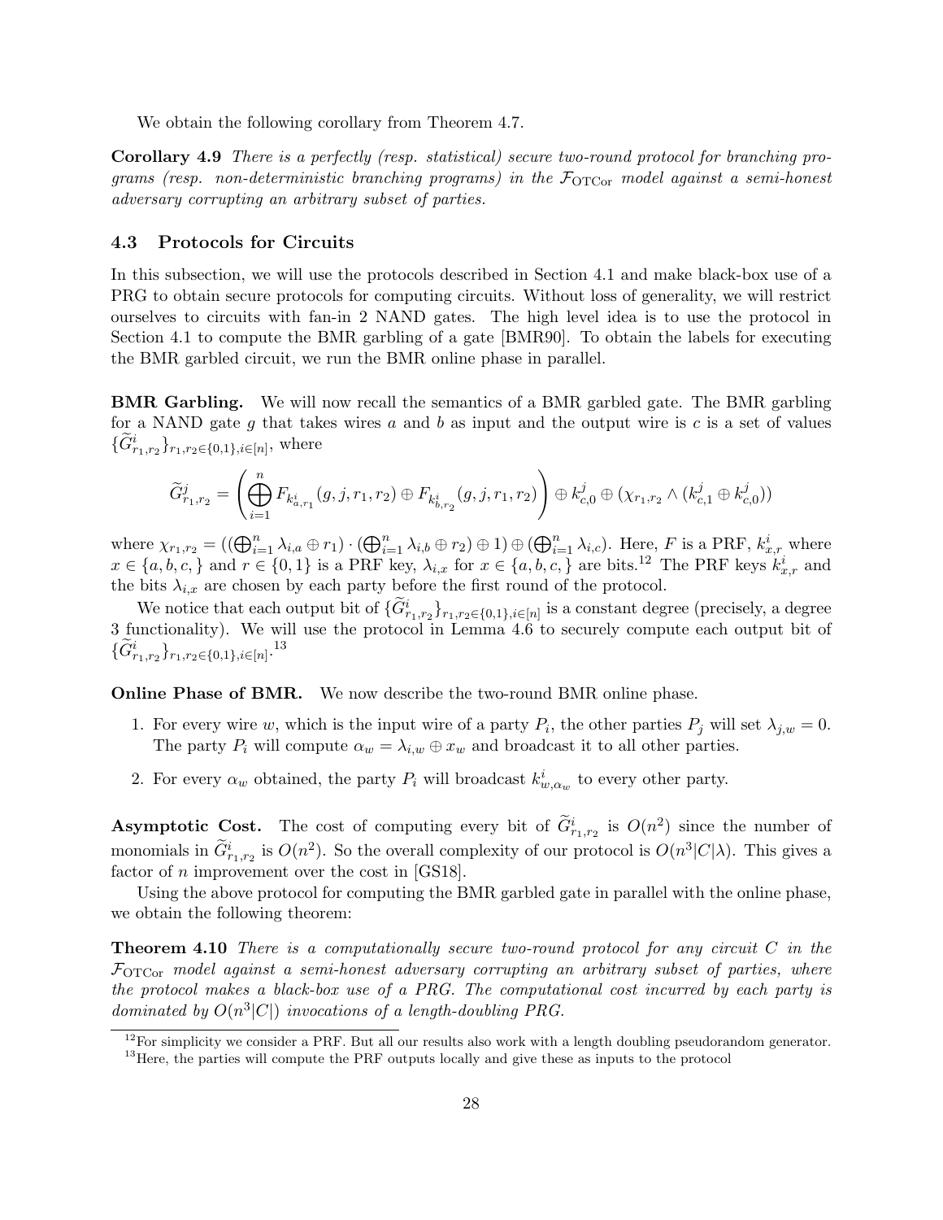We obtain the following corollary from Theorem 4.7.

**Corollary 4.9** *There is a perfectly (resp. statistical) secure two-round protocol for branching programs (resp. non-deterministic branching programs) in the $\mathcal{F}_{\mathrm{OTCor}}$ model against a semi-honest adversary corrupting an arbitrary subset of parties.*

### 4.3 Protocols for Circuits

In this subsection, we will use the protocols described in Section 4.1 and make black-box use of a PRG to obtain secure protocols for computing circuits. Without loss of generality, we will restrict ourselves to circuits with fan-in 2 NAND gates. The high level idea is to use the protocol in Section 4.1 to compute the BMR garbling of a gate [BMR90]. To obtain the labels for executing the BMR garbled circuit, we run the BMR online phase in parallel.

**BMR Garbling.** We will now recall the semantics of a BMR garbled gate. The BMR garbling for a NAND gate $g$ that takes wires $a$ and $b$ as input and the output wire is $c$ is a set of values $\{\widetilde{G}^i_{r_1,r_2}\}_{r_1,r_2 \in \{0,1\}, i \in [n]}$, where

$$\widetilde{G}^j_{r_1,r_2} = \left( \bigoplus_{i=1}^{n} F_{k^i_{a,r_1}}(g, j, r_1, r_2) \oplus F_{k^i_{b,r_2}}(g, j, r_1, r_2) \right) \oplus k^j_{c,0} \oplus (\chi_{r_1,r_2} \wedge (k^j_{c,1} \oplus k^j_{c,0}))$$

where $\chi_{r_1,r_2} = ((\bigoplus_{i=1}^{n} \lambda_{i,a} \oplus r_1) \cdot (\bigoplus_{i=1}^{n} \lambda_{i,b} \oplus r_2) \oplus 1) \oplus (\bigoplus_{i=1}^{n} \lambda_{i,c})$. Here, $F$ is a PRF, $k^i_{x,r}$ where $x \in \{a, b, c, \}$ and $r \in \{0,1\}$ is a PRF key, $\lambda_{i,x}$ for $x \in \{a, b, c\}$ are bits.[12] The PRF keys $k^i_{x,r}$ and the bits $\lambda_{i,x}$ are chosen by each party before the first round of the protocol.

We notice that each output bit of $\{\widetilde{G}^i_{r_1,r_2}\}_{r_1,r_2 \in \{0,1\}, i \in [n]}$ is a constant degree (precisely, a degree 3 functionality). We will use the protocol in Lemma 4.6 to securely compute each output bit of $\{\widetilde{G}^i_{r_1,r_2}\}_{r_1,r_2 \in \{0,1\}, i \in [n]}$.[13]

**Online Phase of BMR.** We now describe the two-round BMR online phase.

1. For every wire $w$, which is the input wire of a party $P_i$, the other parties $P_j$ will set $\lambda_{j,w} = 0$. The party $P_i$ will compute $\alpha_w = \lambda_{i,w} \oplus x_w$ and broadcast it to all other parties.
2. For every $\alpha_w$ obtained, the party $P_i$ will broadcast $k^i_{w,\alpha_w}$ to every other party.

**Asymptotic Cost.** The cost of computing every bit of $\widetilde{G}^i_{r_1,r_2}$ is $O(n^2)$ since the number of monomials in $\widetilde{G}^i_{r_1,r_2}$ is $O(n^2)$. So the overall complexity of our protocol is $O(n^3|C|\lambda)$. This gives a factor of $n$ improvement over the cost in [GS18].

Using the above protocol for computing the BMR garbled gate in parallel with the online phase, we obtain the following theorem:

**Theorem 4.10** *There is a computationally secure two-round protocol for any circuit $C$ in the $\mathcal{F}_{\mathrm{OTCor}}$ model against a semi-honest adversary corrupting an arbitrary subset of parties, where the protocol makes a black-box use of a PRG. The computational cost incurred by each party is dominated by $O(n^3|C|)$ invocations of a length-doubling PRG.*

[12] For simplicity we consider a PRF. But all our results also work with a length doubling pseudorandom generator.

[13] Here, the parties will compute the PRF outputs locally and give these as inputs to the protocol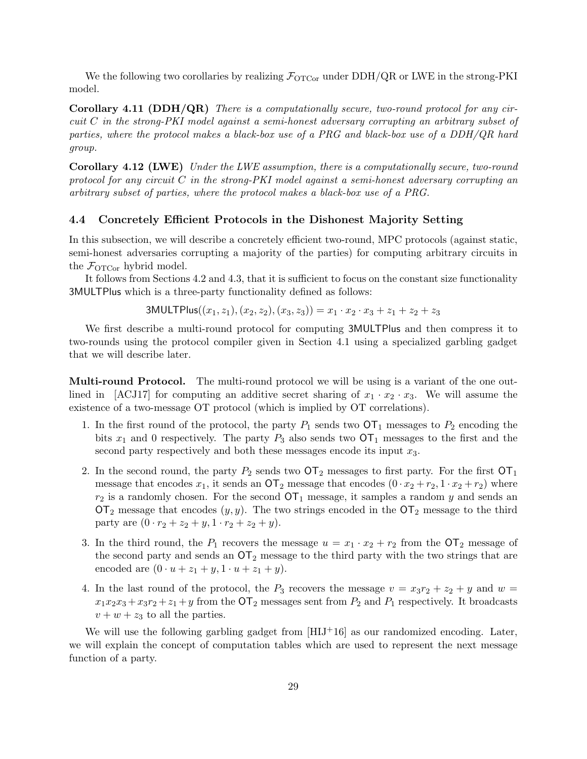We the following two corollaries by realizing $\mathcal{F}_{\text{OTCor}}$ under DDH/QR or LWE in the strong-PKI model.

**Corollary 4.11 (DDH/QR)** *There is a computationally secure, two-round protocol for any circuit $C$ in the strong-PKI model against a semi-honest adversary corrupting an arbitrary subset of parties, where the protocol makes a black-box use of a PRG and black-box use of a DDH/QR hard group.*

**Corollary 4.12 (LWE)** *Under the LWE assumption, there is a computationally secure, two-round protocol for any circuit $C$ in the strong-PKI model against a semi-honest adversary corrupting an arbitrary subset of parties, where the protocol makes a black-box use of a PRG.*

### 4.4 Concretely Efficient Protocols in the Dishonest Majority Setting

In this subsection, we will describe a concretely efficient two-round, MPC protocols (against static, semi-honest adversaries corrupting a majority of the parties) for computing arbitrary circuits in the $\mathcal{F}_{\text{OTCor}}$ hybrid model.

It follows from Sections 4.2 and 4.3, that it is sufficient to focus on the constant size functionality 3MULTPlus which is a three-party functionality defined as follows:

$$\mathsf{3MULTPlus}((x_1, z_1), (x_2, z_2), (x_3, z_3)) = x_1 \cdot x_2 \cdot x_3 + z_1 + z_2 + z_3$$

We first describe a multi-round protocol for computing 3MULTPlus and then compress it to two-rounds using the protocol compiler given in Section 4.1 using a specialized garbling gadget that we will describe later.

**Multi-round Protocol.** The multi-round protocol we will be using is a variant of the one outlined in [ACJ17] for computing an additive secret sharing of $x_1 \cdot x_2 \cdot x_3$. We will assume the existence of a two-message OT protocol (which is implied by OT correlations).

1. In the first round of the protocol, the party $P_1$ sends two $\mathsf{OT}_1$ messages to $P_2$ encoding the bits $x_1$ and 0 respectively. The party $P_3$ also sends two $\mathsf{OT}_1$ messages to the first and the second party respectively and both these messages encode its input $x_3$.

2. In the second round, the party $P_2$ sends two $\mathsf{OT}_2$ messages to first party. For the first $\mathsf{OT}_1$ message that encodes $x_1$, it sends an $\mathsf{OT}_2$ message that encodes $(0 \cdot x_2 + r_2, 1 \cdot x_2 + r_2)$ where $r_2$ is a randomly chosen. For the second $\mathsf{OT}_1$ message, it samples a random $y$ and sends an $\mathsf{OT}_2$ message that encodes $(y, y)$. The two strings encoded in the $\mathsf{OT}_2$ message to the third party are $(0 \cdot r_2 + z_2 + y, 1 \cdot r_2 + z_2 + y)$.

3. In the third round, the $P_1$ recovers the message $u = x_1 \cdot x_2 + r_2$ from the $\mathsf{OT}_2$ message of the second party and sends an $\mathsf{OT}_2$ message to the third party with the two strings that are encoded are $(0 \cdot u + z_1 + y, 1 \cdot u + z_1 + y)$.

4. In the last round of the protocol, the $P_3$ recovers the message $v = x_3 r_2 + z_2 + y$ and $w = x_1 x_2 x_3 + x_3 r_2 + z_1 + y$ from the $\mathsf{OT}_2$ messages sent from $P_2$ and $P_1$ respectively. It broadcasts $v + w + z_3$ to all the parties.

We will use the following garbling gadget from [HIJ+16] as our randomized encoding. Later, we will explain the concept of computation tables which are used to represent the next message function of a party.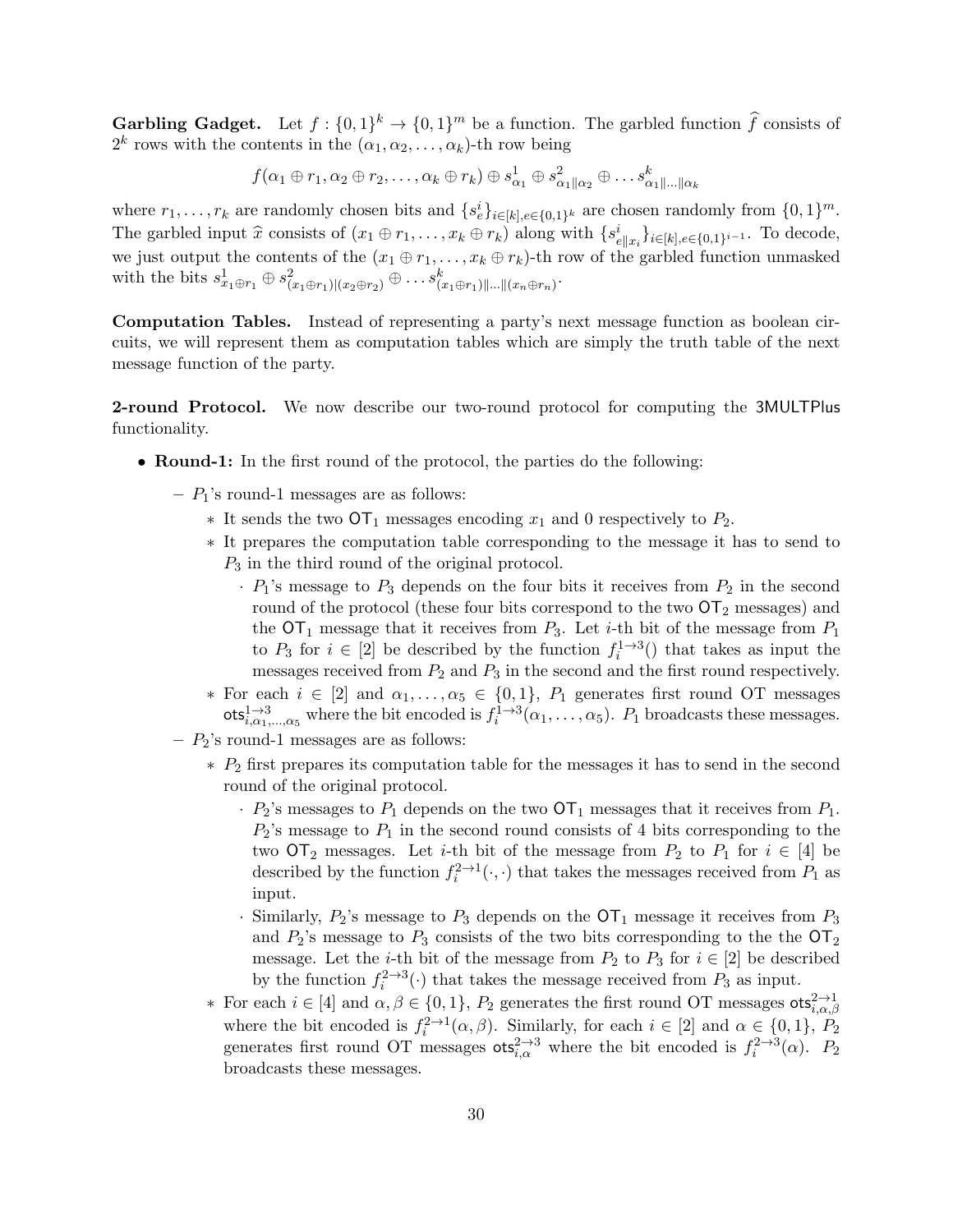**Garbling Gadget.** Let $f : \{0,1\}^k \to \{0,1\}^m$ be a function. The garbled function $\widehat{f}$ consists of $2^k$ rows with the contents in the $(\alpha_1, \alpha_2, \ldots, \alpha_k)$-th row being

$$f(\alpha_1 \oplus r_1, \alpha_2 \oplus r_2, \ldots, \alpha_k \oplus r_k) \oplus s^1_{\alpha_1} \oplus s^2_{\alpha_1\|\alpha_2} \oplus \ldots s^k_{\alpha_1\|\ldots\|\alpha_k}$$

where $r_1, \ldots, r_k$ are randomly chosen bits and $\{s^i_e\}_{i\in[k], e\in\{0,1\}^k}$ are chosen randomly from $\{0,1\}^m$. The garbled input $\widehat{x}$ consists of $(x_1 \oplus r_1, \ldots, x_k \oplus r_k)$ along with $\{s^i_{e\|x_i}\}_{i\in[k], e\in\{0,1\}^{i-1}}$. To decode, we just output the contents of the $(x_1 \oplus r_1, \ldots, x_k \oplus r_k)$-th row of the garbled function unmasked with the bits $s^1_{x_1\oplus r_1} \oplus s^2_{(x_1\oplus r_1)|(x_2\oplus r_2)} \oplus \ldots s^k_{(x_1\oplus r_1)\|\ldots\|(x_n\oplus r_n)}$.

**Computation Tables.** Instead of representing a party's next message function as boolean circuits, we will represent them as computation tables which are simply the truth table of the next message function of the party.

**2-round Protocol.** We now describe our two-round protocol for computing the 3MULTPlus functionality.

- **Round-1:** In the first round of the protocol, the parties do the following:
  - $P_1$'s round-1 messages are as follows:
    - It sends the two $\mathsf{OT}_1$ messages encoding $x_1$ and 0 respectively to $P_2$.
    - It prepares the computation table corresponding to the message it has to send to $P_3$ in the third round of the original protocol.
      - $P_1$'s message to $P_3$ depends on the four bits it receives from $P_2$ in the second round of the protocol (these four bits correspond to the two $\mathsf{OT}_2$ messages) and the $\mathsf{OT}_1$ message that it receives from $P_3$. Let $i$-th bit of the message from $P_1$ to $P_3$ for $i \in [2]$ be described by the function $f_i^{1\to 3}()$ that takes as input the messages received from $P_2$ and $P_3$ in the second and the first round respectively.
    - For each $i \in [2]$ and $\alpha_1, \ldots, \alpha_5 \in \{0,1\}$, $P_1$ generates first round OT messages $\mathsf{ots}^{1\to 3}_{i,\alpha_1,\ldots,\alpha_5}$ where the bit encoded is $f_i^{1\to 3}(\alpha_1, \ldots, \alpha_5)$. $P_1$ broadcasts these messages.
  - $P_2$'s round-1 messages are as follows:
    - $P_2$ first prepares its computation table for the messages it has to send in the second round of the original protocol.
      - $P_2$'s messages to $P_1$ depends on the two $\mathsf{OT}_1$ messages that it receives from $P_1$. $P_2$'s message to $P_1$ in the second round consists of 4 bits corresponding to the two $\mathsf{OT}_2$ messages. Let $i$-th bit of the message from $P_2$ to $P_1$ for $i \in [4]$ be described by the function $f_i^{2\to 1}(\cdot,\cdot)$ that takes the messages received from $P_1$ as input.
      - Similarly, $P_2$'s message to $P_3$ depends on the $\mathsf{OT}_1$ message it receives from $P_3$ and $P_2$'s message to $P_3$ consists of the two bits corresponding to the the $\mathsf{OT}_2$ message. Let the $i$-th bit of the message from $P_2$ to $P_3$ for $i \in [2]$ be described by the function $f_i^{2\to 3}(\cdot)$ that takes the message received from $P_3$ as input.
    - For each $i \in [4]$ and $\alpha, \beta \in \{0,1\}$, $P_2$ generates the first round OT messages $\mathsf{ots}^{2\to 1}_{i,\alpha,\beta}$ where the bit encoded is $f_i^{2\to 1}(\alpha, \beta)$. Similarly, for each $i \in [2]$ and $\alpha \in \{0,1\}$, $P_2$ generates first round OT messages $\mathsf{ots}^{2\to 3}_{i,\alpha}$ where the bit encoded is $f_i^{2\to 3}(\alpha)$. $P_2$ broadcasts these messages.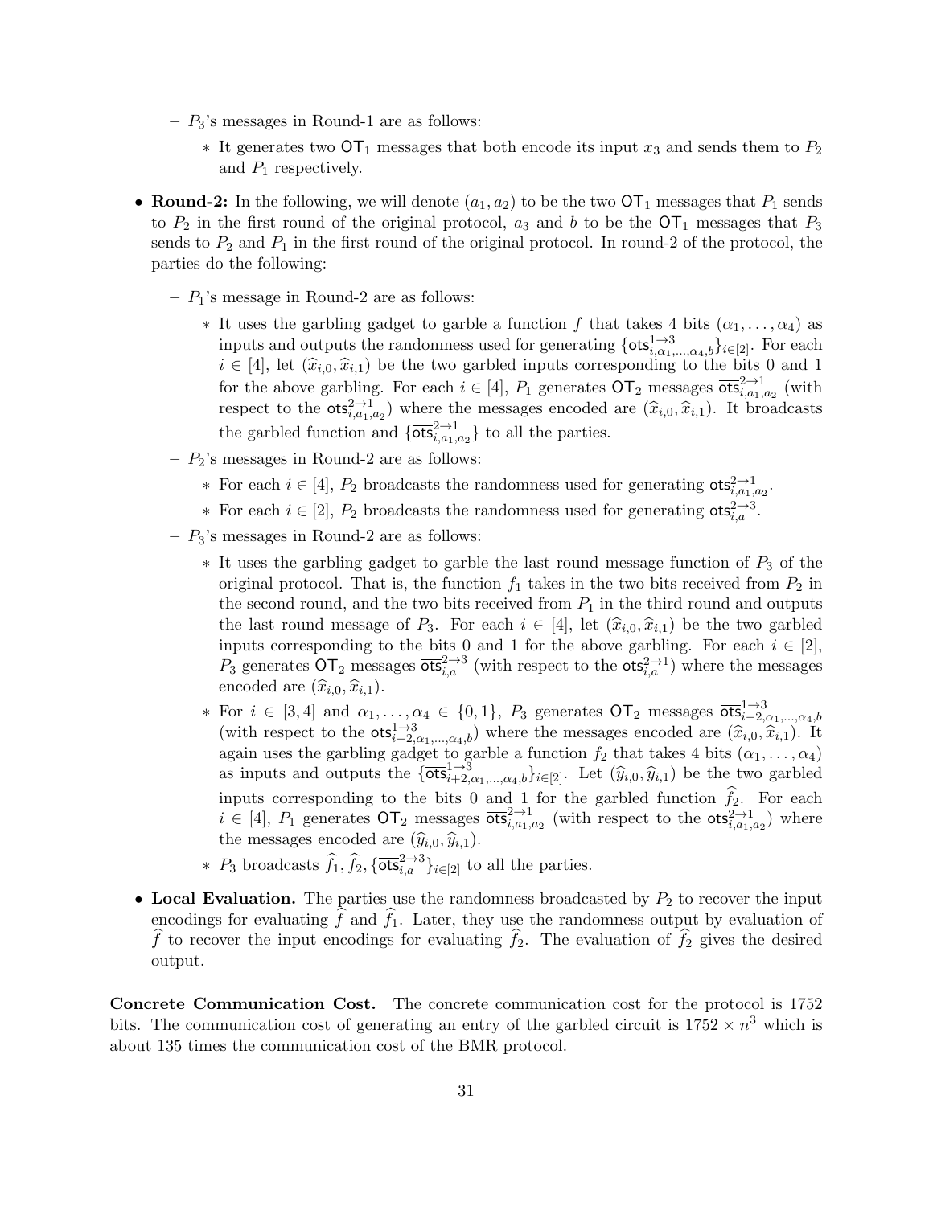- $P_3$'s messages in Round-1 are as follows:
    - It generates two $\mathsf{OT}_1$ messages that both encode its input $x_3$ and sends them to $P_2$ and $P_1$ respectively.

- **Round-2:** In the following, we will denote $(a_1, a_2)$ to be the two $\mathsf{OT}_1$ messages that $P_1$ sends to $P_2$ in the first round of the original protocol, $a_3$ and $b$ to be the $\mathsf{OT}_1$ messages that $P_3$ sends to $P_2$ and $P_1$ in the first round of the original protocol. In round-2 of the protocol, the parties do the following:
  - $P_1$'s message in Round-2 are as follows:
    - It uses the garbling gadget to garble a function $f$ that takes 4 bits $(\alpha_1, \ldots, \alpha_4)$ as inputs and outputs the randomness used for generating $\{\mathsf{ots}^{1\to 3}_{i,\alpha_1,\ldots,\alpha_4,b}\}_{i\in[2]}$. For each $i \in [4]$, let $(\widehat{x}_{i,0}, \widehat{x}_{i,1})$ be the two garbled inputs corresponding to the bits 0 and 1 for the above garbling. For each $i \in [4]$, $P_1$ generates $\mathsf{OT}_2$ messages $\overline{\mathsf{ots}}^{2\to 1}_{i,a_1,a_2}$ (with respect to the $\mathsf{ots}^{2\to 1}_{i,a_1,a_2}$) where the messages encoded are $(\widehat{x}_{i,0}, \widehat{x}_{i,1})$. It broadcasts the garbled function and $\{\overline{\mathsf{ots}}^{2\to 1}_{i,a_1,a_2}\}$ to all the parties.
  - $P_2$'s messages in Round-2 are as follows:
    - For each $i \in [4]$, $P_2$ broadcasts the randomness used for generating $\mathsf{ots}^{2\to 1}_{i,a_1,a_2}$.
    - For each $i \in [2]$, $P_2$ broadcasts the randomness used for generating $\mathsf{ots}^{2\to 3}_{i,a}$.
  - $P_3$'s messages in Round-2 are as follows:
    - It uses the garbling gadget to garble the last round message function of $P_3$ of the original protocol. That is, the function $f_1$ takes in the two bits received from $P_2$ in the second round, and the two bits received from $P_1$ in the third round and outputs the last round message of $P_3$. For each $i \in [4]$, let $(\widehat{x}_{i,0}, \widehat{x}_{i,1})$ be the two garbled inputs corresponding to the bits 0 and 1 for the above garbling. For each $i \in [2]$, $P_3$ generates $\mathsf{OT}_2$ messages $\overline{\mathsf{ots}}^{2\to 3}_{i,a}$ (with respect to the $\mathsf{ots}^{2\to 1}_{i,a}$) where the messages encoded are $(\widehat{x}_{i,0}, \widehat{x}_{i,1})$.
    - For $i \in [3, 4]$ and $\alpha_1, \ldots, \alpha_4 \in \{0, 1\}$, $P_3$ generates $\mathsf{OT}_2$ messages $\overline{\mathsf{ots}}^{1\to 3}_{i-2,\alpha_1,\ldots,\alpha_4,b}$ (with respect to the $\mathsf{ots}^{1\to 3}_{i-2,\alpha_1,\ldots,\alpha_4,b}$) where the messages encoded are $(\widehat{x}_{i,0}, \widehat{x}_{i,1})$. It again uses the garbling gadget to garble a function $f_2$ that takes 4 bits $(\alpha_1, \ldots, \alpha_4)$ as inputs and outputs the $\{\overline{\mathsf{ots}}^{1\to 3}_{i+2,\alpha_1,\ldots,\alpha_4,b}\}_{i\in[2]}$. Let $(\widehat{y}_{i,0}, \widehat{y}_{i,1})$ be the two garbled inputs corresponding to the bits 0 and 1 for the garbled function $\widehat{f}_2$. For each $i \in [4]$, $P_1$ generates $\mathsf{OT}_2$ messages $\overline{\mathsf{ots}}^{2\to 1}_{i,a_1,a_2}$ (with respect to the $\mathsf{ots}^{2\to 1}_{i,a_1,a_2}$) where the messages encoded are $(\widehat{y}_{i,0}, \widehat{y}_{i,1})$.
    - $P_3$ broadcasts $\widehat{f}_1, \widehat{f}_2, \{\overline{\mathsf{ots}}^{2\to 3}_{i,a}\}_{i\in[2]}$ to all the parties.

- **Local Evaluation.** The parties use the randomness broadcasted by $P_2$ to recover the input encodings for evaluating $\widehat{f}$ and $\widehat{f}_1$. Later, they use the randomness output by evaluation of $\widehat{f}$ to recover the input encodings for evaluating $\widehat{f}_2$. The evaluation of $\widehat{f}_2$ gives the desired output.

**Concrete Communication Cost.** The concrete communication cost for the protocol is 1752 bits. The communication cost of generating an entry of the garbled circuit is $1752 \times n^3$ which is about 135 times the communication cost of the BMR protocol.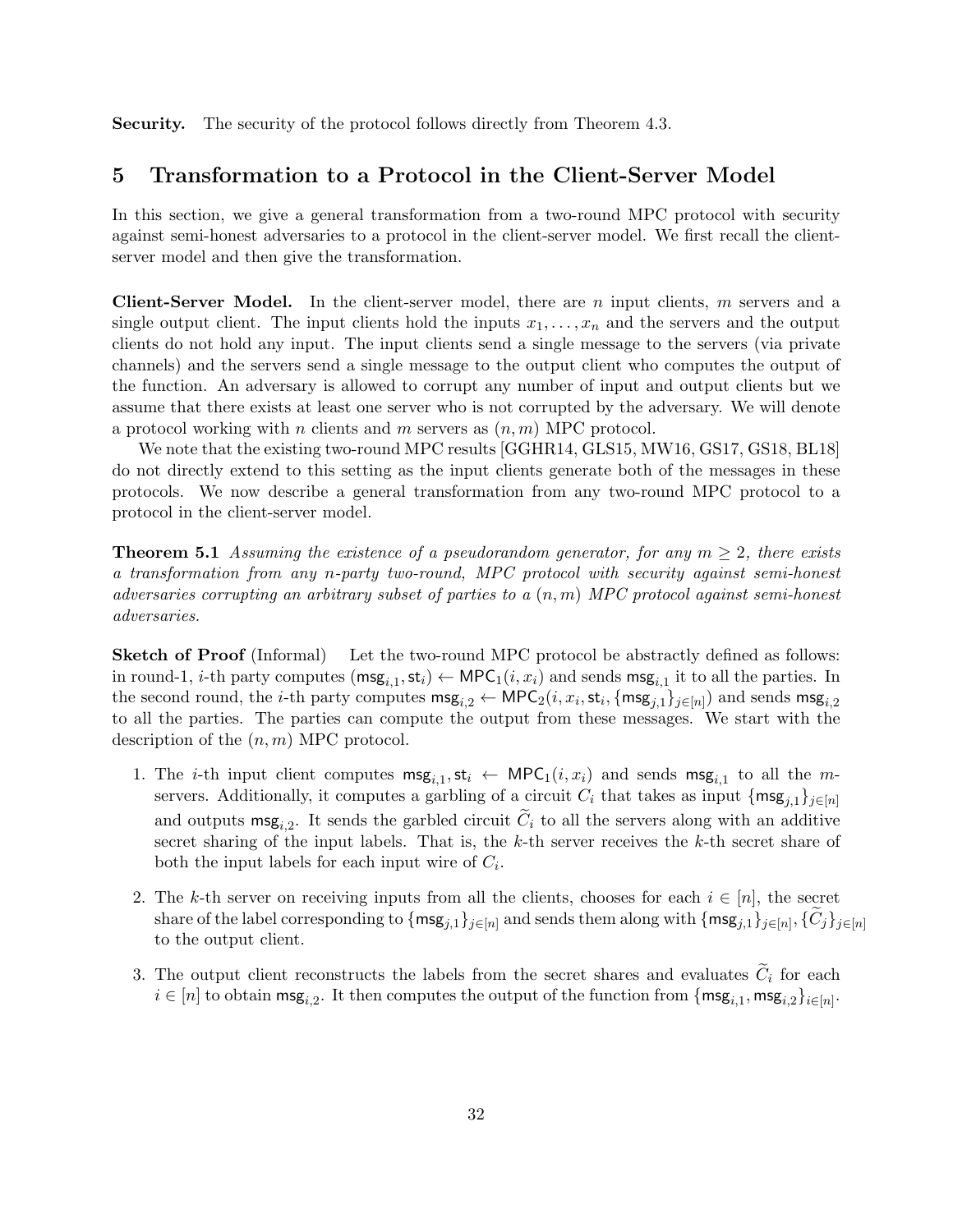**Security.** The security of the protocol follows directly from Theorem 4.3.

## 5 Transformation to a Protocol in the Client-Server Model

In this section, we give a general transformation from a two-round MPC protocol with security against semi-honest adversaries to a protocol in the client-server model. We first recall the client-server model and then give the transformation.

**Client-Server Model.** In the client-server model, there are $n$ input clients, $m$ servers and a single output client. The input clients hold the inputs $x_1, \ldots, x_n$ and the servers and the output clients do not hold any input. The input clients send a single message to the servers (via private channels) and the servers send a single message to the output client who computes the output of the function. An adversary is allowed to corrupt any number of input and output clients but we assume that there exists at least one server who is not corrupted by the adversary. We will denote a protocol working with $n$ clients and $m$ servers as $(n, m)$ MPC protocol.

We note that the existing two-round MPC results [GGHR14, GLS15, MW16, GS17, GS18, BL18] do not directly extend to this setting as the input clients generate both of the messages in these protocols. We now describe a general transformation from any two-round MPC protocol to a protocol in the client-server model.

**Theorem 5.1** *Assuming the existence of a pseudorandom generator, for any $m \geq 2$, there exists a transformation from any $n$-party two-round, MPC protocol with security against semi-honest adversaries corrupting an arbitrary subset of parties to a $(n, m)$ MPC protocol against semi-honest adversaries.*

**Sketch of Proof** (Informal) Let the two-round MPC protocol be abstractly defined as follows: in round-1, $i$-th party computes $(\mathsf{msg}_{i,1}, \mathsf{st}_i) \leftarrow \mathsf{MPC}_1(i, x_i)$ and sends $\mathsf{msg}_{i,1}$ it to all the parties. In the second round, the $i$-th party computes $\mathsf{msg}_{i,2} \leftarrow \mathsf{MPC}_2(i, x_i, \mathsf{st}_i, \{\mathsf{msg}_{j,1}\}_{j \in [n]})$ and sends $\mathsf{msg}_{i,2}$ to all the parties. The parties can compute the output from these messages. We start with the description of the $(n, m)$ MPC protocol.

1. The $i$-th input client computes $\mathsf{msg}_{i,1}, \mathsf{st}_i \leftarrow \mathsf{MPC}_1(i, x_i)$ and sends $\mathsf{msg}_{i,1}$ to all the $m$-servers. Additionally, it computes a garbling of a circuit $C_i$ that takes as input $\{\mathsf{msg}_{j,1}\}_{j \in [n]}$ and outputs $\mathsf{msg}_{i,2}$. It sends the garbled circuit $\widetilde{C}_i$ to all the servers along with an additive secret sharing of the input labels. That is, the $k$-th server receives the $k$-th secret share of both the input labels for each input wire of $C_i$.

2. The $k$-th server on receiving inputs from all the clients, chooses for each $i \in [n]$, the secret share of the label corresponding to $\{\mathsf{msg}_{j,1}\}_{j \in [n]}$ and sends them along with $\{\mathsf{msg}_{j,1}\}_{j \in [n]}, \{\widetilde{C}_j\}_{j \in [n]}$ to the output client.

3. The output client reconstructs the labels from the secret shares and evaluates $\widetilde{C}_i$ for each $i \in [n]$ to obtain $\mathsf{msg}_{i,2}$. It then computes the output of the function from $\{\mathsf{msg}_{i,1}, \mathsf{msg}_{i,2}\}_{i \in [n]}$.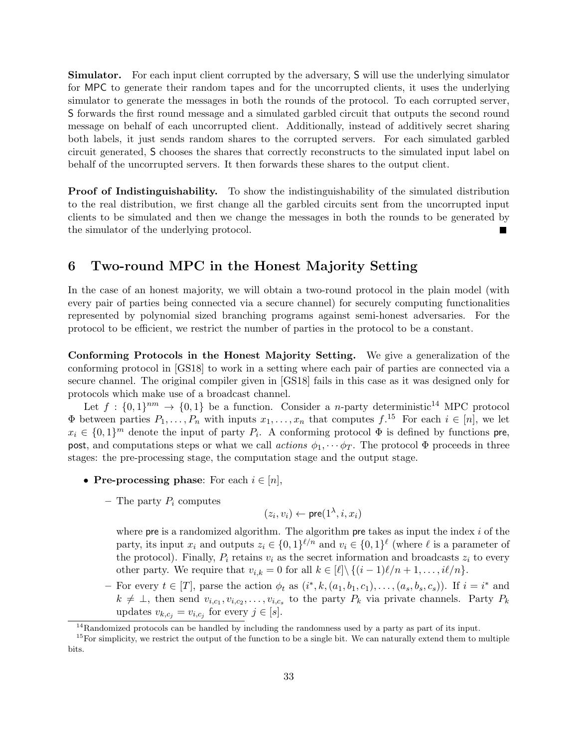**Simulator.** For each input client corrupted by the adversary, S will use the underlying simulator for MPC to generate their random tapes and for the uncorrupted clients, it uses the underlying simulator to generate the messages in both the rounds of the protocol. To each corrupted server, S forwards the first round message and a simulated garbled circuit that outputs the second round message on behalf of each uncorrupted client. Additionally, instead of additively secret sharing both labels, it just sends random shares to the corrupted servers. For each simulated garbled circuit generated, S chooses the shares that correctly reconstructs to the simulated input label on behalf of the uncorrupted servers. It then forwards these shares to the output client.

**Proof of Indistinguishability.** To show the indistinguishability of the simulated distribution to the real distribution, we first change all the garbled circuits sent from the uncorrupted input clients to be simulated and then we change the messages in both the rounds to be generated by the simulator of the underlying protocol. ∎

# 6 Two-round MPC in the Honest Majority Setting

In the case of an honest majority, we will obtain a two-round protocol in the plain model (with every pair of parties being connected via a secure channel) for securely computing functionalities represented by polynomial sized branching programs against semi-honest adversaries. For the protocol to be efficient, we restrict the number of parties in the protocol to be a constant.

**Conforming Protocols in the Honest Majority Setting.** We give a generalization of the conforming protocol in [GS18] to work in a setting where each pair of parties are connected via a secure channel. The original compiler given in [GS18] fails in this case as it was designed only for protocols which make use of a broadcast channel.

Let $f : \{0,1\}^{nm} \to \{0,1\}$ be a function. Consider a $n$-party deterministic[14] MPC protocol $\Phi$ between parties $P_1, \ldots, P_n$ with inputs $x_1, \ldots, x_n$ that computes $f$.[15] For each $i \in [n]$, we let $x_i \in \{0,1\}^m$ denote the input of party $P_i$. A conforming protocol $\Phi$ is defined by functions $\mathsf{pre}$, $\mathsf{post}$, and computations steps or what we call *actions* $\phi_1, \cdots \phi_T$. The protocol $\Phi$ proceeds in three stages: the pre-processing stage, the computation stage and the output stage.

- **Pre-processing phase**: For each $i \in [n]$,
  - The party $P_i$ computes
  $$(z_i, v_i) \leftarrow \mathsf{pre}(1^\lambda, i, x_i)$$
  where $\mathsf{pre}$ is a randomized algorithm. The algorithm $\mathsf{pre}$ takes as input the index $i$ of the party, its input $x_i$ and outputs $z_i \in \{0,1\}^{\ell/n}$ and $v_i \in \{0,1\}^\ell$ (where $\ell$ is a parameter of the protocol). Finally, $P_i$ retains $v_i$ as the secret information and broadcasts $z_i$ to every other party. We require that $v_{i,k} = 0$ for all $k \in [\ell] \setminus \{(i-1)\ell/n + 1, \ldots, i\ell/n\}$.
  - For every $t \in [T]$, parse the action $\phi_t$ as $(i^*, k, (a_1, b_1, c_1), \ldots, (a_s, b_s, c_s))$. If $i = i^*$ and $k \neq \perp$, then send $v_{i,c_1}, v_{i,c_2}, \ldots, v_{i,c_s}$ to the party $P_k$ via private channels. Party $P_k$ updates $v_{k,c_j} = v_{i,c_j}$ for every $j \in [s]$.

[14] Randomized protocols can be handled by including the randomness used by a party as part of its input.

[15] For simplicity, we restrict the output of the function to be a single bit. We can naturally extend them to multiple bits.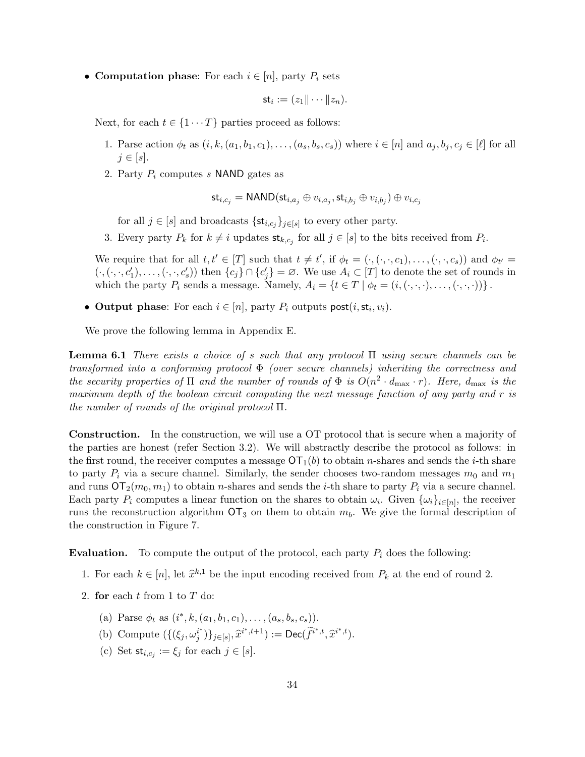- **Computation phase**: For each $i \in [n]$, party $P_i$ sets

$$\mathsf{st}_i := (z_1 \| \cdots \| z_n).$$

  Next, for each $t \in \{1 \cdots T\}$ parties proceed as follows:

  1. Parse action $\phi_t$ as $(i, k, (a_1, b_1, c_1), \ldots, (a_s, b_s, c_s))$ where $i \in [n]$ and $a_j, b_j, c_j \in [\ell]$ for all $j \in [s]$.
  2. Party $P_i$ computes $s$ $\mathsf{NAND}$ gates as

$$\mathsf{st}_{i,c_j} = \mathsf{NAND}(\mathsf{st}_{i,a_j} \oplus v_{i,a_j}, \mathsf{st}_{i,b_j} \oplus v_{i,b_j}) \oplus v_{i,c_j}$$

     for all $j \in [s]$ and broadcasts $\{\mathsf{st}_{i,c_j}\}_{j \in [s]}$ to every other party.
  3. Every party $P_k$ for $k \neq i$ updates $\mathsf{st}_{k,c_j}$ for all $j \in [s]$ to the bits received from $P_i$.

  We require that for all $t, t' \in [T]$ such that $t \neq t'$, if $\phi_t = (\cdot, (\cdot, \cdot, c_1), \ldots, (\cdot, \cdot, c_s))$ and $\phi_{t'} = (\cdot, (\cdot, \cdot, c'_1), \ldots, (\cdot, \cdot, c'_s))$ then $\{c_j\} \cap \{c'_j\} = \varnothing$. We use $A_i \subset [T]$ to denote the set of rounds in which the party $P_i$ sends a message. Namely, $A_i = \{t \in T \mid \phi_t = (i, (\cdot, \cdot, \cdot), \ldots, (\cdot, \cdot, \cdot))\}$.

- **Output phase**: For each $i \in [n]$, party $P_i$ outputs $\mathsf{post}(i, \mathsf{st}_i, v_i)$.

We prove the following lemma in Appendix E.

**Lemma 6.1** *There exists a choice of $s$ such that any protocol $\Pi$ using secure channels can be transformed into a conforming protocol $\Phi$ (over secure channels) inheriting the correctness and the security properties of $\Pi$ and the number of rounds of $\Phi$ is $O(n^2 \cdot d_{\max} \cdot r)$. Here, $d_{\max}$ is the maximum depth of the boolean circuit computing the next message function of any party and $r$ is the number of rounds of the original protocol $\Pi$.*

**Construction.** In the construction, we will use a OT protocol that is secure when a majority of the parties are honest (refer Section 3.2). We will abstractly describe the protocol as follows: in the first round, the receiver computes a message $\mathsf{OT}_1(b)$ to obtain $n$-shares and sends the $i$-th share to party $P_i$ via a secure channel. Similarly, the sender chooses two-random messages $m_0$ and $m_1$ and runs $\mathsf{OT}_2(m_0, m_1)$ to obtain $n$-shares and sends the $i$-th share to party $P_i$ via a secure channel. Each party $P_i$ computes a linear function on the shares to obtain $\omega_i$. Given $\{\omega_i\}_{i \in [n]}$, the receiver runs the reconstruction algorithm $\mathsf{OT}_3$ on them to obtain $m_b$. We give the formal description of the construction in Figure 7.

**Evaluation.** To compute the output of the protocol, each party $P_i$ does the following:

1. For each $k \in [n]$, let $\widehat{x}^{k,1}$ be the input encoding received from $P_k$ at the end of round 2.
2. **for** each $t$ from 1 to $T$ do:
   (a) Parse $\phi_t$ as $(i^*, k, (a_1, b_1, c_1), \ldots, (a_s, b_s, c_s))$.
   (b) Compute $(\{(\xi_j, \omega_j^{i^*})\}_{j \in [s]}, \widehat{x}^{i^*,t+1}) := \mathsf{Dec}(\widetilde{f}^{i^*,t}, \widehat{x}^{i^*,t})$.
   (c) Set $\mathsf{st}_{i,c_j} := \xi_j$ for each $j \in [s]$.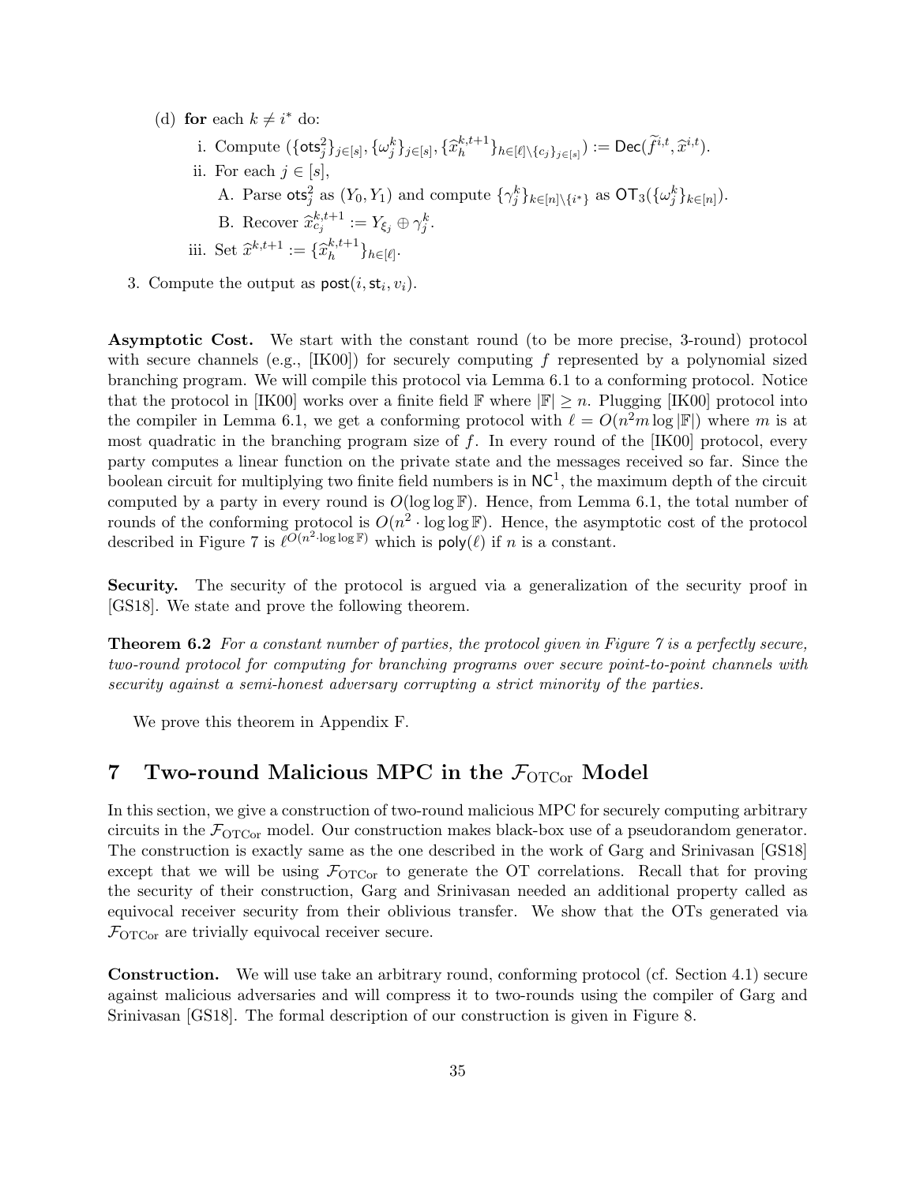(d) **for** each $k \neq i^*$ do:

i. Compute $(\{\mathsf{ots}_j^2\}_{j\in[s]}, \{\omega_j^k\}_{j\in[s]}, \{\widehat{x}_h^{k,t+1}\}_{h\in[\ell]\setminus\{c_j\}_{j\in[s]}}) := \mathsf{Dec}(\widetilde{f}^{i,t}, \widehat{x}^{i,t})$.

ii. For each $j \in [s]$,

A. Parse $\mathsf{ots}_j^2$ as $(Y_0, Y_1)$ and compute $\{\gamma_j^k\}_{k\in[n]\setminus\{i^*\}}$ as $\mathsf{OT}_3(\{\omega_j^k\}_{k\in[n]})$.

B. Recover $\widehat{x}_{c_j}^{k,t+1} := Y_{\xi_j} \oplus \gamma_j^k$.

iii. Set $\widehat{x}^{k,t+1} := \{\widehat{x}_h^{k,t+1}\}_{h\in[\ell]}$.

3. Compute the output as $\mathsf{post}(i, \mathsf{st}_i, v_i)$.

**Asymptotic Cost.** We start with the constant round (to be more precise, 3-round) protocol with secure channels (e.g., [IK00]) for securely computing $f$ represented by a polynomial sized branching program. We will compile this protocol via Lemma 6.1 to a conforming protocol. Notice that the protocol in [IK00] works over a finite field $\mathbb{F}$ where $|\mathbb{F}| \geq n$. Plugging [IK00] protocol into the compiler in Lemma 6.1, we get a conforming protocol with $\ell = O(n^2 m \log|\mathbb{F}|)$ where $m$ is at most quadratic in the branching program size of $f$. In every round of the [IK00] protocol, every party computes a linear function on the private state and the messages received so far. Since the boolean circuit for multiplying two finite field numbers is in $\mathsf{NC}^1$, the maximum depth of the circuit computed by a party in every round is $O(\log\log\mathbb{F})$. Hence, from Lemma 6.1, the total number of rounds of the conforming protocol is $O(n^2 \cdot \log\log\mathbb{F})$. Hence, the asymptotic cost of the protocol described in Figure 7 is $\ell^{O(n^2\cdot\log\log\mathbb{F})}$ which is $\mathsf{poly}(\ell)$ if $n$ is a constant.

**Security.** The security of the protocol is argued via a generalization of the security proof in [GS18]. We state and prove the following theorem.

**Theorem 6.2** *For a constant number of parties, the protocol given in Figure 7 is a perfectly secure, two-round protocol for computing for branching programs over secure point-to-point channels with security against a semi-honest adversary corrupting a strict minority of the parties.*

We prove this theorem in Appendix F.

# 7 Two-round Malicious MPC in the $\mathcal{F}_{\mathrm{OTCor}}$ Model

In this section, we give a construction of two-round malicious MPC for securely computing arbitrary circuits in the $\mathcal{F}_{\mathrm{OTCor}}$ model. Our construction makes black-box use of a pseudorandom generator. The construction is exactly same as the one described in the work of Garg and Srinivasan [GS18] except that we will be using $\mathcal{F}_{\mathrm{OTCor}}$ to generate the OT correlations. Recall that for proving the security of their construction, Garg and Srinivasan needed an additional property called as equivocal receiver security from their oblivious transfer. We show that the OTs generated via $\mathcal{F}_{\mathrm{OTCor}}$ are trivially equivocal receiver secure.

**Construction.** We will use take an arbitrary round, conforming protocol (cf. Section 4.1) secure against malicious adversaries and will compress it to two-rounds using the compiler of Garg and Srinivasan [GS18]. The formal description of our construction is given in Figure 8.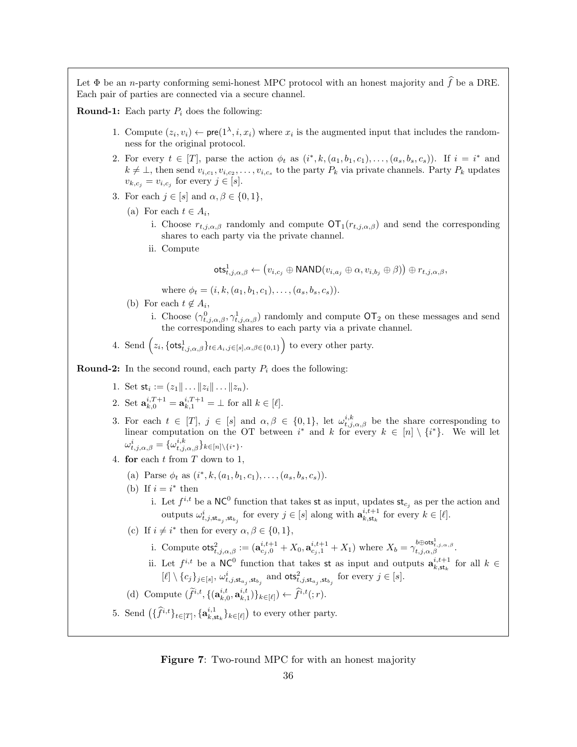Let $\Phi$ be an $n$-party conforming semi-honest MPC protocol with an honest majority and $\widehat{f}$ be a DRE. Each pair of parties are connected via a secure channel.

**Round-1:** Each party $P_i$ does the following:

1. Compute $(z_i, v_i) \leftarrow \mathsf{pre}(1^\lambda, i, x_i)$ where $x_i$ is the augmented input that includes the randomness for the original protocol.
2. For every $t \in [T]$, parse the action $\phi_t$ as $(i^*, k, (a_1, b_1, c_1), \ldots, (a_s, b_s, c_s))$. If $i = i^*$ and $k \neq \bot$, then send $v_{i,c_1}, v_{i,c_2}, \ldots, v_{i,c_s}$ to the party $P_k$ via private channels. Party $P_k$ updates $v_{k,c_j} = v_{i,c_j}$ for every $j \in [s]$.
3. For each $j \in [s]$ and $\alpha, \beta \in \{0,1\}$,
   (a) For each $t \in A_i$,
      i. Choose $r_{t,j,\alpha,\beta}$ randomly and compute $\mathsf{OT}_1(r_{t,j,\alpha,\beta})$ and send the corresponding shares to each party via the private channel.
      ii. Compute
      $$\mathsf{ots}^1_{t,j,\alpha,\beta} \leftarrow \big(v_{i,c_j} \oplus \mathsf{NAND}(v_{i,a_j} \oplus \alpha, v_{i,b_j} \oplus \beta)\big) \oplus r_{t,j,\alpha,\beta},$$
      where $\phi_t = (i, k, (a_1, b_1, c_1), \ldots, (a_s, b_s, c_s))$.
   (b) For each $t \notin A_i$,
      i. Choose $(\gamma^0_{t,j,\alpha,\beta}, \gamma^1_{t,j,\alpha,\beta})$ randomly and compute $\mathsf{OT}_2$ on these messages and send the corresponding shares to each party via a private channel.
4. Send $\Big(z_i, \{\mathsf{ots}^1_{t,j,\alpha,\beta}\}_{t \in A_i, j \in [s], \alpha,\beta \in \{0,1\}}\Big)$ to every other party.

**Round-2:** In the second round, each party $P_i$ does the following:

1. Set $\mathsf{st}_i := (z_1 \| \ldots \| z_i \| \ldots \| z_n)$.
2. Set $\mathbf{a}^{i,T+1}_{k,0} = \mathbf{a}^{i,T+1}_{k,1} = \bot$ for all $k \in [\ell]$.
3. For each $t \in [T]$, $j \in [s]$ and $\alpha, \beta \in \{0,1\}$, let $\omega^{i,k}_{t,j,\alpha,\beta}$ be the share corresponding to linear computation on the OT between $i^*$ and $k$ for every $k \in [n] \setminus \{i^*\}$. We will let $\omega^i_{t,j,\alpha,\beta} = \{\omega^{i,k}_{t,j,\alpha,\beta}\}_{k \in [n] \setminus \{i^*\}}$.
4. **for** each $t$ from $T$ down to 1,
   (a) Parse $\phi_t$ as $(i^*, k, (a_1, b_1, c_1), \ldots, (a_s, b_s, c_s))$.
   (b) If $i = i^*$ then
      i. Let $f^{i,t}$ be a $\mathsf{NC}^0$ function that takes $\mathsf{st}$ as input, updates $\mathsf{st}_{c_j}$ as per the action and outputs $\omega^i_{t,j,\mathsf{st}_{a_j},\mathsf{st}_{b_j}}$ for every $j \in [s]$ along with $\mathbf{a}^{i,t+1}_{k,\mathsf{st}_k}$ for every $k \in [\ell]$.
   (c) If $i \neq i^*$ then for every $\alpha, \beta \in \{0,1\}$,
      i. Compute $\mathsf{ots}^2_{t,j,\alpha,\beta} := (\mathbf{a}^{i,t+1}_{c_j,0} + X_0, \mathbf{a}^{i,t+1}_{c_j,1} + X_1)$ where $X_b = \gamma^{b \oplus \mathsf{ots}^1_{t,j,\alpha,\beta}}_{t,j,\alpha,\beta}$.
      ii. Let $f^{i,t}$ be a $\mathsf{NC}^0$ function that takes $\mathsf{st}$ as input and outputs $\mathbf{a}^{i,t+1}_{k,\mathsf{st}_k}$ for all $k \in [\ell] \setminus \{c_j\}_{j \in [s]}$, $\omega^i_{t,j,\mathsf{st}_{a_j},\mathsf{st}_{b_j}}$ and $\mathsf{ots}^2_{t,j,\mathsf{st}_{a_j},\mathsf{st}_{b_j}}$ for every $j \in [s]$.
   (d) Compute $(\widetilde{f}^{i,t}, \{(\mathbf{a}^{i,t}_{k,0}, \mathbf{a}^{i,t}_{k,1})\}_{k \in [\ell]}) \leftarrow \widehat{f}^{i,t}(; r)$.
5. Send $\big(\{\widehat{f}^{i,t}\}_{t \in [T]}, \{\mathbf{a}^{i,1}_{k,\mathsf{st}_k}\}_{k \in [\ell]}\big)$ to every other party.

**Figure 7**: Two-round MPC for with an honest majority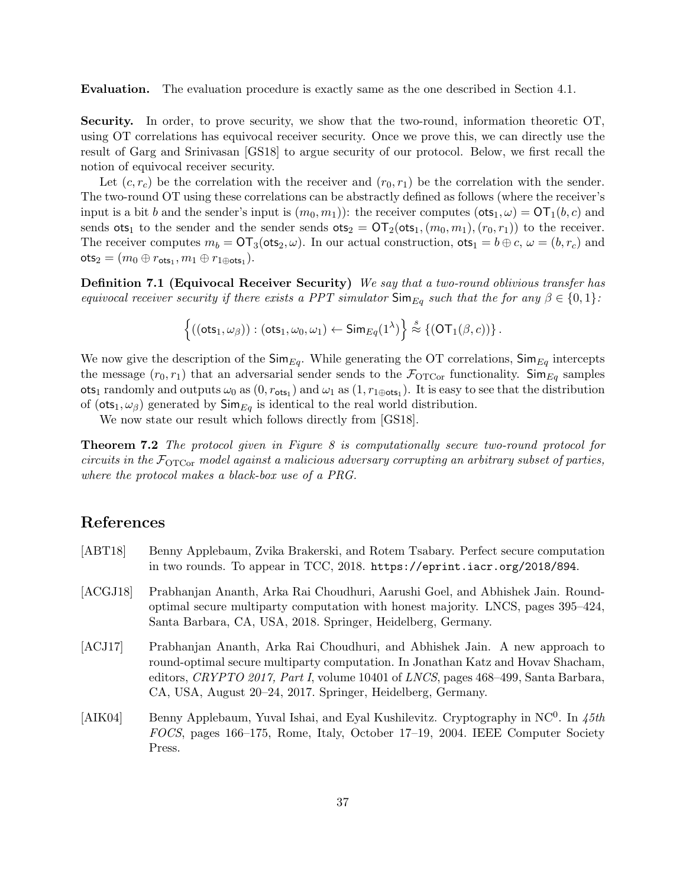**Evaluation.** The evaluation procedure is exactly same as the one described in Section 4.1.

**Security.** In order, to prove security, we show that the two-round, information theoretic OT, using OT correlations has equivocal receiver security. Once we prove this, we can directly use the result of Garg and Srinivasan [GS18] to argue security of our protocol. Below, we first recall the notion of equivocal receiver security.

Let $(c, r_c)$ be the correlation with the receiver and $(r_0, r_1)$ be the correlation with the sender. The two-round OT using these correlations can be abstractly defined as follows (where the receiver's input is a bit $b$ and the sender's input is $(m_0, m_1)$): the receiver computes $(\mathsf{ots}_1, \omega) = \mathsf{OT}_1(b, c)$ and sends $\mathsf{ots}_1$ to the sender and the sender sends $\mathsf{ots}_2 = \mathsf{OT}_2(\mathsf{ots}_1, (m_0, m_1), (r_0, r_1))$ to the receiver. The receiver computes $m_b = \mathsf{OT}_3(\mathsf{ots}_2, \omega)$. In our actual construction, $\mathsf{ots}_1 = b \oplus c$, $\omega = (b, r_c)$ and $\mathsf{ots}_2 = (m_0 \oplus r_{\mathsf{ots}_1}, m_1 \oplus r_{1 \oplus \mathsf{ots}_1})$.

**Definition 7.1 (Equivocal Receiver Security)** *We say that a two-round oblivious transfer has equivocal receiver security if there exists a PPT simulator $\mathsf{Sim}_{Eq}$ such that the for any $\beta \in \{0, 1\}$:*

$$\left\{((\mathsf{ots}_1, \omega_\beta)) : (\mathsf{ots}_1, \omega_0, \omega_1) \leftarrow \mathsf{Sim}_{Eq}(1^\lambda)\right\} \stackrel{s}{\approx} \{(\mathsf{OT}_1(\beta, c))\}.$$

We now give the description of the $\mathsf{Sim}_{Eq}$. While generating the OT correlations, $\mathsf{Sim}_{Eq}$ intercepts the message $(r_0, r_1)$ that an adversarial sender sends to the $\mathcal{F}_{\text{OTCor}}$ functionality. $\mathsf{Sim}_{Eq}$ samples $\mathsf{ots}_1$ randomly and outputs $\omega_0$ as $(0, r_{\mathsf{ots}_1})$ and $\omega_1$ as $(1, r_{1 \oplus \mathsf{ots}_1})$. It is easy to see that the distribution of $(\mathsf{ots}_1, \omega_\beta)$ generated by $\mathsf{Sim}_{Eq}$ is identical to the real world distribution.

We now state our result which follows directly from [GS18].

**Theorem 7.2** *The protocol given in Figure 8 is computationally secure two-round protocol for circuits in the $\mathcal{F}_{\text{OTCor}}$ model against a malicious adversary corrupting an arbitrary subset of parties, where the protocol makes a black-box use of a PRG.*

# References

[ABT18] Benny Applebaum, Zvika Brakerski, and Rotem Tsabary. Perfect secure computation in two rounds. To appear in TCC, 2018. `https://eprint.iacr.org/2018/894`.

[ACGJ18] Prabhanjan Ananth, Arka Rai Choudhuri, Aarushi Goel, and Abhishek Jain. Round-optimal secure multiparty computation with honest majority. LNCS, pages 395–424, Santa Barbara, CA, USA, 2018. Springer, Heidelberg, Germany.

[ACJ17] Prabhanjan Ananth, Arka Rai Choudhuri, and Abhishek Jain. A new approach to round-optimal secure multiparty computation. In Jonathan Katz and Hovav Shacham, editors, *CRYPTO 2017, Part I*, volume 10401 of *LNCS*, pages 468–499, Santa Barbara, CA, USA, August 20–24, 2017. Springer, Heidelberg, Germany.

[AIK04] Benny Applebaum, Yuval Ishai, and Eyal Kushilevitz. Cryptography in $\text{NC}^0$. In *45th FOCS*, pages 166–175, Rome, Italy, October 17–19, 2004. IEEE Computer Society Press.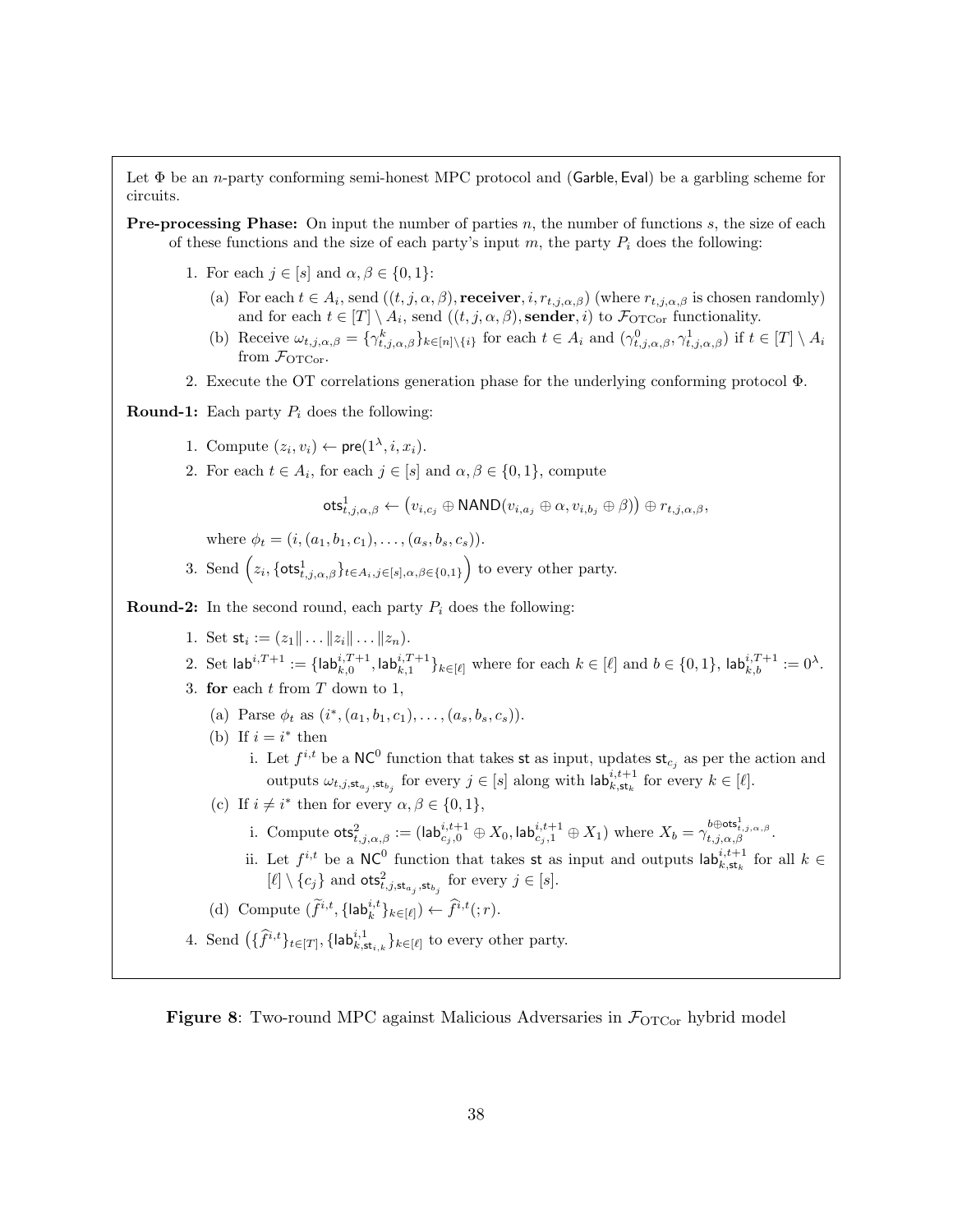Let $\Phi$ be an $n$-party conforming semi-honest MPC protocol and $(\mathsf{Garble}, \mathsf{Eval})$ be a garbling scheme for circuits.

**Pre-processing Phase:** On input the number of parties $n$, the number of functions $s$, the size of each of these functions and the size of each party's input $m$, the party $P_i$ does the following:

1. For each $j \in [s]$ and $\alpha, \beta \in \{0,1\}$:
   (a) For each $t \in A_i$, send $((t, j, \alpha, \beta), \textbf{receiver}, i, r_{t,j,\alpha,\beta})$ (where $r_{t,j,\alpha,\beta}$ is chosen randomly) and for each $t \in [T] \setminus A_i$, send $((t, j, \alpha, \beta), \textbf{sender}, i)$ to $\mathcal{F}_{\mathrm{OTCor}}$ functionality.
   (b) Receive $\omega_{t,j,\alpha,\beta} = \{\gamma^k_{t,j,\alpha,\beta}\}_{k \in [n] \setminus \{i\}}$ for each $t \in A_i$ and $(\gamma^0_{t,j,\alpha,\beta}, \gamma^1_{t,j,\alpha,\beta})$ if $t \in [T] \setminus A_i$ from $\mathcal{F}_{\mathrm{OTCor}}$.
2. Execute the OT correlations generation phase for the underlying conforming protocol $\Phi$.

**Round-1:** Each party $P_i$ does the following:

1. Compute $(z_i, v_i) \leftarrow \mathsf{pre}(1^\lambda, i, x_i)$.
2. For each $t \in A_i$, for each $j \in [s]$ and $\alpha, \beta \in \{0,1\}$, compute

$$\mathsf{ots}^1_{t,j,\alpha,\beta} \leftarrow \big(v_{i,c_j} \oplus \mathsf{NAND}(v_{i,a_j} \oplus \alpha, v_{i,b_j} \oplus \beta)\big) \oplus r_{t,j,\alpha,\beta},$$

   where $\phi_t = (i, (a_1, b_1, c_1), \ldots, (a_s, b_s, c_s))$.
3. Send $\left(z_i, \{\mathsf{ots}^1_{t,j,\alpha,\beta}\}_{t \in A_i, j \in [s], \alpha,\beta \in \{0,1\}}\right)$ to every other party.

**Round-2:** In the second round, each party $P_i$ does the following:

1. Set $\mathsf{st}_i := (z_1 \| \ldots \| z_i \| \ldots \| z_n)$.
2. Set $\mathsf{lab}^{i,T+1} := \{\mathsf{lab}^{i,T+1}_{k,0}, \mathsf{lab}^{i,T+1}_{k,1}\}_{k \in [\ell]}$ where for each $k \in [\ell]$ and $b \in \{0,1\}$, $\mathsf{lab}^{i,T+1}_{k,b} := 0^\lambda$.
3. **for** each $t$ from $T$ down to 1,
   (a) Parse $\phi_t$ as $(i^*, (a_1, b_1, c_1), \ldots, (a_s, b_s, c_s))$.
   (b) If $i = i^*$ then
      i. Let $f^{i,t}$ be a $\mathsf{NC}^0$ function that takes $\mathsf{st}$ as input, updates $\mathsf{st}_{c_j}$ as per the action and outputs $\omega_{t,j,\mathsf{st}_{a_j},\mathsf{st}_{b_j}}$ for every $j \in [s]$ along with $\mathsf{lab}^{i,t+1}_{k,\mathsf{st}_k}$ for every $k \in [\ell]$.
   (c) If $i \neq i^*$ then for every $\alpha, \beta \in \{0,1\}$,
      i. Compute $\mathsf{ots}^2_{t,j,\alpha,\beta} := (\mathsf{lab}^{i,t+1}_{c_j,0} \oplus X_0, \mathsf{lab}^{i,t+1}_{c_j,1} \oplus X_1)$ where $X_b = \gamma^{b \oplus \mathsf{ots}^1_{t,j,\alpha,\beta}}_{t,j,\alpha,\beta}$.
      ii. Let $f^{i,t}$ be a $\mathsf{NC}^0$ function that takes $\mathsf{st}$ as input and outputs $\mathsf{lab}^{i,t+1}_{k,\mathsf{st}_k}$ for all $k \in [\ell] \setminus \{c_j\}$ and $\mathsf{ots}^2_{t,j,\mathsf{st}_{a_j},\mathsf{st}_{b_j}}$ for every $j \in [s]$.
   (d) Compute $(\widetilde{f}^{i,t}, \{\mathsf{lab}^{i,t}_k\}_{k \in [\ell]}) \leftarrow \widehat{f}^{i,t}(;r)$.
4. Send $\left(\{\widehat{f}^{i,t}\}_{t \in [T]}, \{\mathsf{lab}^{i,1}_{k,\mathsf{st}_{i,k}}\}_{k \in [\ell]}\right)$ to every other party.

**Figure 8**: Two-round MPC against Malicious Adversaries in $\mathcal{F}_{\mathrm{OTCor}}$ hybrid model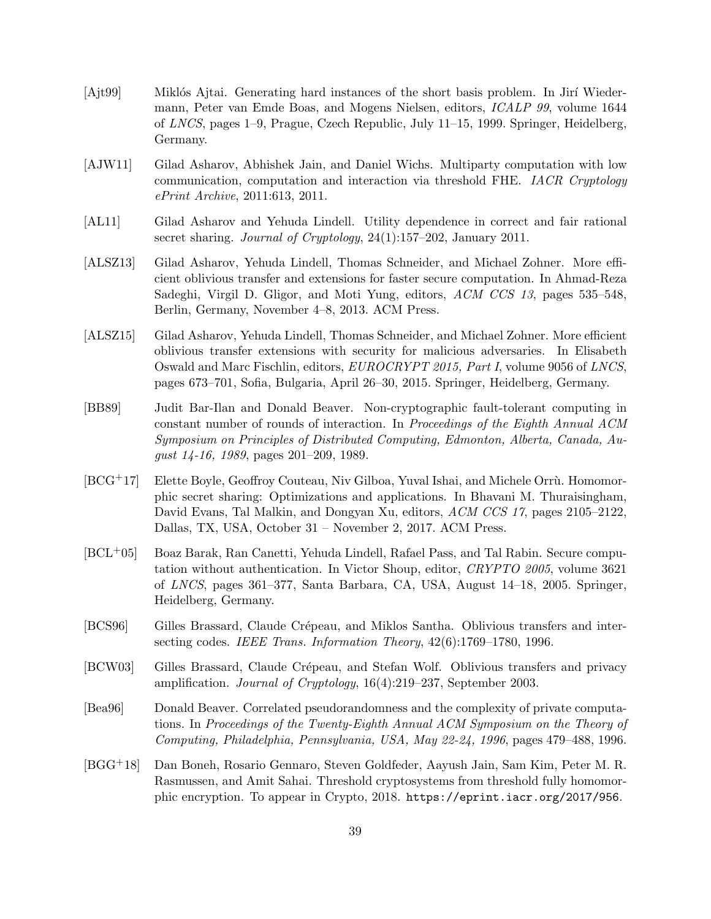[Ajt99] Miklós Ajtai. Generating hard instances of the short basis problem. In Jirí Wiedermann, Peter van Emde Boas, and Mogens Nielsen, editors, *ICALP 99*, volume 1644 of *LNCS*, pages 1–9, Prague, Czech Republic, July 11–15, 1999. Springer, Heidelberg, Germany.

[AJW11] Gilad Asharov, Abhishek Jain, and Daniel Wichs. Multiparty computation with low communication, computation and interaction via threshold FHE. *IACR Cryptology ePrint Archive*, 2011:613, 2011.

[AL11] Gilad Asharov and Yehuda Lindell. Utility dependence in correct and fair rational secret sharing. *Journal of Cryptology*, 24(1):157–202, January 2011.

[ALSZ13] Gilad Asharov, Yehuda Lindell, Thomas Schneider, and Michael Zohner. More efficient oblivious transfer and extensions for faster secure computation. In Ahmad-Reza Sadeghi, Virgil D. Gligor, and Moti Yung, editors, *ACM CCS 13*, pages 535–548, Berlin, Germany, November 4–8, 2013. ACM Press.

[ALSZ15] Gilad Asharov, Yehuda Lindell, Thomas Schneider, and Michael Zohner. More efficient oblivious transfer extensions with security for malicious adversaries. In Elisabeth Oswald and Marc Fischlin, editors, *EUROCRYPT 2015, Part I*, volume 9056 of *LNCS*, pages 673–701, Sofia, Bulgaria, April 26–30, 2015. Springer, Heidelberg, Germany.

[BB89] Judit Bar-Ilan and Donald Beaver. Non-cryptographic fault-tolerant computing in constant number of rounds of interaction. In *Proceedings of the Eighth Annual ACM Symposium on Principles of Distributed Computing, Edmonton, Alberta, Canada, August 14-16, 1989*, pages 201–209, 1989.

[BCG+17] Elette Boyle, Geoffroy Couteau, Niv Gilboa, Yuval Ishai, and Michele Orrù. Homomorphic secret sharing: Optimizations and applications. In Bhavani M. Thuraisingham, David Evans, Tal Malkin, and Dongyan Xu, editors, *ACM CCS 17*, pages 2105–2122, Dallas, TX, USA, October 31 – November 2, 2017. ACM Press.

[BCL+05] Boaz Barak, Ran Canetti, Yehuda Lindell, Rafael Pass, and Tal Rabin. Secure computation without authentication. In Victor Shoup, editor, *CRYPTO 2005*, volume 3621 of *LNCS*, pages 361–377, Santa Barbara, CA, USA, August 14–18, 2005. Springer, Heidelberg, Germany.

[BCS96] Gilles Brassard, Claude Crépeau, and Miklos Santha. Oblivious transfers and intersecting codes. *IEEE Trans. Information Theory*, 42(6):1769–1780, 1996.

[BCW03] Gilles Brassard, Claude Crépeau, and Stefan Wolf. Oblivious transfers and privacy amplification. *Journal of Cryptology*, 16(4):219–237, September 2003.

[Bea96] Donald Beaver. Correlated pseudorandomness and the complexity of private computations. In *Proceedings of the Twenty-Eighth Annual ACM Symposium on the Theory of Computing, Philadelphia, Pennsylvania, USA, May 22-24, 1996*, pages 479–488, 1996.

[BGG+18] Dan Boneh, Rosario Gennaro, Steven Goldfeder, Aayush Jain, Sam Kim, Peter M. R. Rasmussen, and Amit Sahai. Threshold cryptosystems from threshold fully homomorphic encryption. To appear in Crypto, 2018. `https://eprint.iacr.org/2017/956`.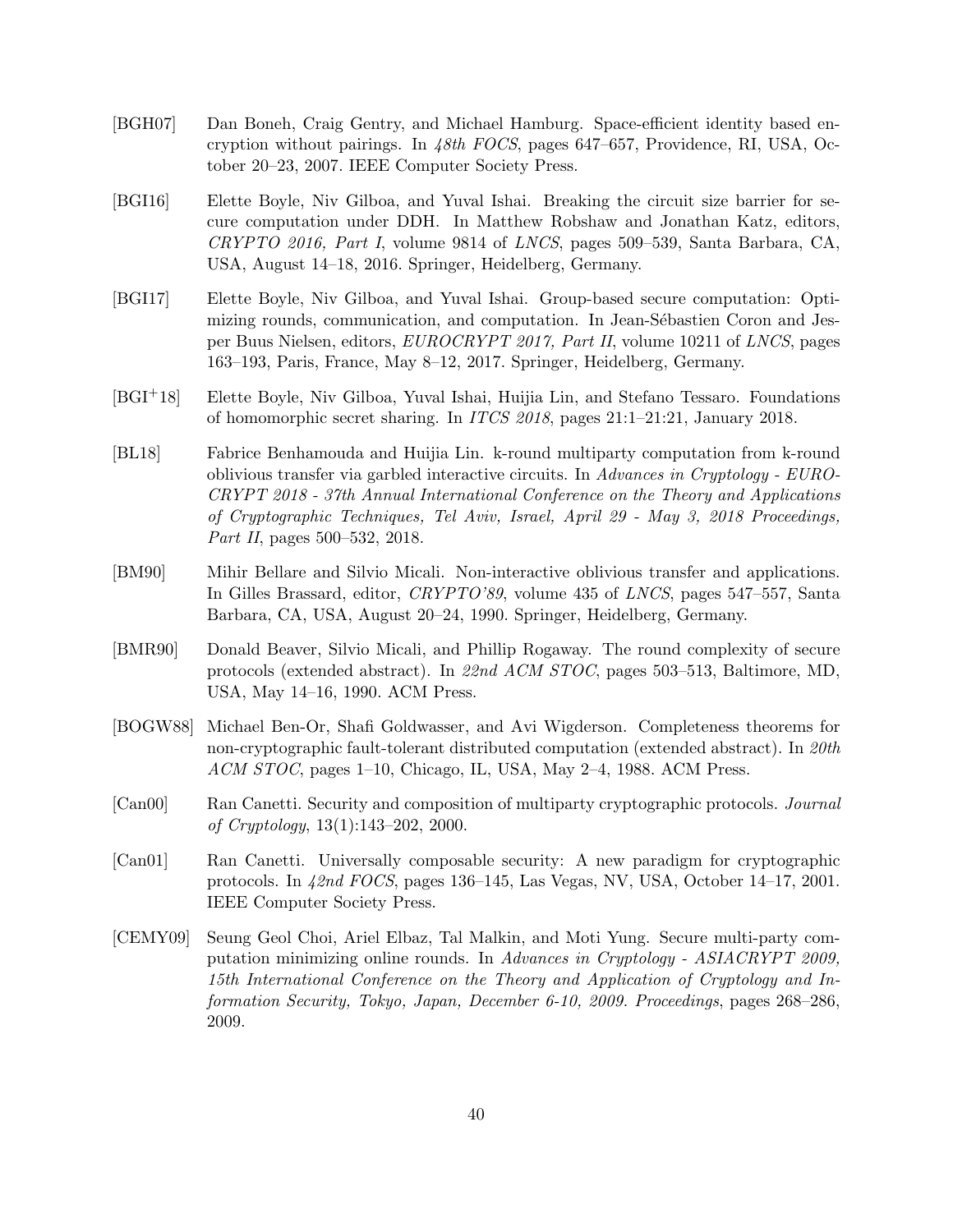[BGH07] Dan Boneh, Craig Gentry, and Michael Hamburg. Space-efficient identity based encryption without pairings. In *48th FOCS*, pages 647–657, Providence, RI, USA, October 20–23, 2007. IEEE Computer Society Press.

[BGI16] Elette Boyle, Niv Gilboa, and Yuval Ishai. Breaking the circuit size barrier for secure computation under DDH. In Matthew Robshaw and Jonathan Katz, editors, *CRYPTO 2016, Part I*, volume 9814 of *LNCS*, pages 509–539, Santa Barbara, CA, USA, August 14–18, 2016. Springer, Heidelberg, Germany.

[BGI17] Elette Boyle, Niv Gilboa, and Yuval Ishai. Group-based secure computation: Optimizing rounds, communication, and computation. In Jean-Sébastien Coron and Jesper Buus Nielsen, editors, *EUROCRYPT 2017, Part II*, volume 10211 of *LNCS*, pages 163–193, Paris, France, May 8–12, 2017. Springer, Heidelberg, Germany.

[BGI+18] Elette Boyle, Niv Gilboa, Yuval Ishai, Huijia Lin, and Stefano Tessaro. Foundations of homomorphic secret sharing. In *ITCS 2018*, pages 21:1–21:21, January 2018.

[BL18] Fabrice Benhamouda and Huijia Lin. k-round multiparty computation from k-round oblivious transfer via garbled interactive circuits. In *Advances in Cryptology - EUROCRYPT 2018 - 37th Annual International Conference on the Theory and Applications of Cryptographic Techniques, Tel Aviv, Israel, April 29 - May 3, 2018 Proceedings, Part II*, pages 500–532, 2018.

[BM90] Mihir Bellare and Silvio Micali. Non-interactive oblivious transfer and applications. In Gilles Brassard, editor, *CRYPTO'89*, volume 435 of *LNCS*, pages 547–557, Santa Barbara, CA, USA, August 20–24, 1990. Springer, Heidelberg, Germany.

[BMR90] Donald Beaver, Silvio Micali, and Phillip Rogaway. The round complexity of secure protocols (extended abstract). In *22nd ACM STOC*, pages 503–513, Baltimore, MD, USA, May 14–16, 1990. ACM Press.

[BOGW88] Michael Ben-Or, Shafi Goldwasser, and Avi Wigderson. Completeness theorems for non-cryptographic fault-tolerant distributed computation (extended abstract). In *20th ACM STOC*, pages 1–10, Chicago, IL, USA, May 2–4, 1988. ACM Press.

[Can00] Ran Canetti. Security and composition of multiparty cryptographic protocols. *Journal of Cryptology*, 13(1):143–202, 2000.

[Can01] Ran Canetti. Universally composable security: A new paradigm for cryptographic protocols. In *42nd FOCS*, pages 136–145, Las Vegas, NV, USA, October 14–17, 2001. IEEE Computer Society Press.

[CEMY09] Seung Geol Choi, Ariel Elbaz, Tal Malkin, and Moti Yung. Secure multi-party computation minimizing online rounds. In *Advances in Cryptology - ASIACRYPT 2009, 15th International Conference on the Theory and Application of Cryptology and Information Security, Tokyo, Japan, December 6-10, 2009. Proceedings*, pages 268–286, 2009.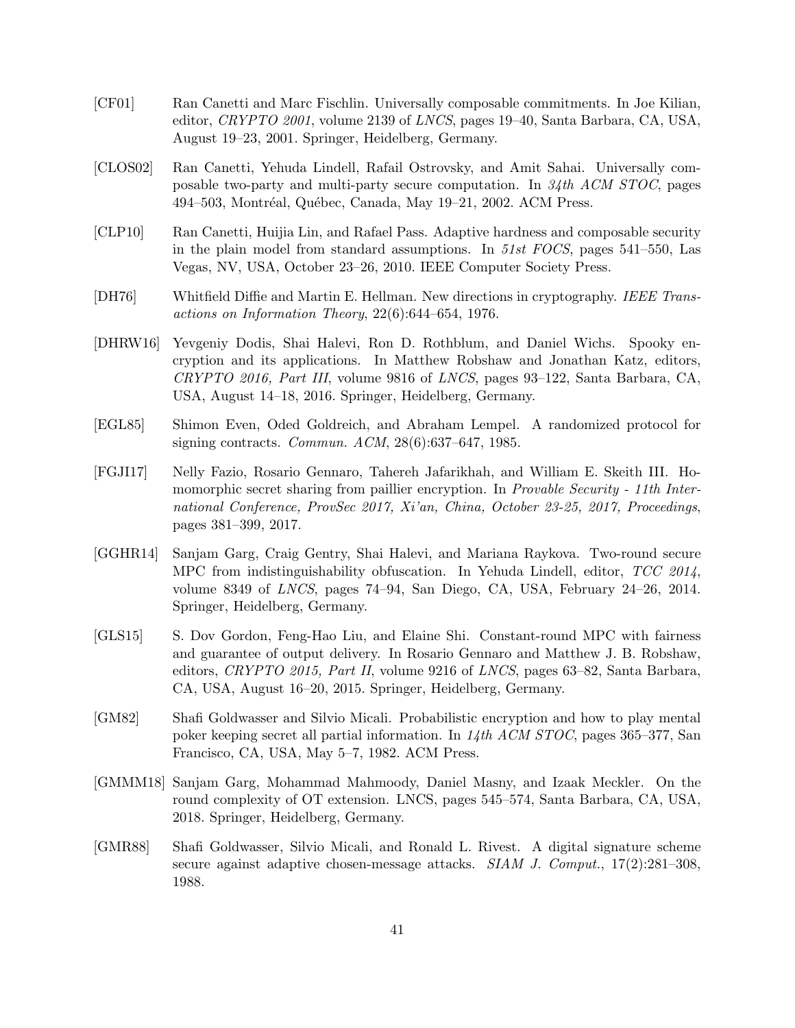[CF01] Ran Canetti and Marc Fischlin. Universally composable commitments. In Joe Kilian, editor, *CRYPTO 2001*, volume 2139 of *LNCS*, pages 19–40, Santa Barbara, CA, USA, August 19–23, 2001. Springer, Heidelberg, Germany.

[CLOS02] Ran Canetti, Yehuda Lindell, Rafail Ostrovsky, and Amit Sahai. Universally composable two-party and multi-party secure computation. In *34th ACM STOC*, pages 494–503, Montréal, Québec, Canada, May 19–21, 2002. ACM Press.

[CLP10] Ran Canetti, Huijia Lin, and Rafael Pass. Adaptive hardness and composable security in the plain model from standard assumptions. In *51st FOCS*, pages 541–550, Las Vegas, NV, USA, October 23–26, 2010. IEEE Computer Society Press.

[DH76] Whitfield Diffie and Martin E. Hellman. New directions in cryptography. *IEEE Transactions on Information Theory*, 22(6):644–654, 1976.

[DHRW16] Yevgeniy Dodis, Shai Halevi, Ron D. Rothblum, and Daniel Wichs. Spooky encryption and its applications. In Matthew Robshaw and Jonathan Katz, editors, *CRYPTO 2016, Part III*, volume 9816 of *LNCS*, pages 93–122, Santa Barbara, CA, USA, August 14–18, 2016. Springer, Heidelberg, Germany.

[EGL85] Shimon Even, Oded Goldreich, and Abraham Lempel. A randomized protocol for signing contracts. *Commun. ACM*, 28(6):637–647, 1985.

[FGJI17] Nelly Fazio, Rosario Gennaro, Tahereh Jafarikhah, and William E. Skeith III. Homomorphic secret sharing from paillier encryption. In *Provable Security - 11th International Conference, ProvSec 2017, Xi'an, China, October 23-25, 2017, Proceedings*, pages 381–399, 2017.

[GGHR14] Sanjam Garg, Craig Gentry, Shai Halevi, and Mariana Raykova. Two-round secure MPC from indistinguishability obfuscation. In Yehuda Lindell, editor, *TCC 2014*, volume 8349 of *LNCS*, pages 74–94, San Diego, CA, USA, February 24–26, 2014. Springer, Heidelberg, Germany.

[GLS15] S. Dov Gordon, Feng-Hao Liu, and Elaine Shi. Constant-round MPC with fairness and guarantee of output delivery. In Rosario Gennaro and Matthew J. B. Robshaw, editors, *CRYPTO 2015, Part II*, volume 9216 of *LNCS*, pages 63–82, Santa Barbara, CA, USA, August 16–20, 2015. Springer, Heidelberg, Germany.

[GM82] Shafi Goldwasser and Silvio Micali. Probabilistic encryption and how to play mental poker keeping secret all partial information. In *14th ACM STOC*, pages 365–377, San Francisco, CA, USA, May 5–7, 1982. ACM Press.

[GMMM18] Sanjam Garg, Mohammad Mahmoody, Daniel Masny, and Izaak Meckler. On the round complexity of OT extension. LNCS, pages 545–574, Santa Barbara, CA, USA, 2018. Springer, Heidelberg, Germany.

[GMR88] Shafi Goldwasser, Silvio Micali, and Ronald L. Rivest. A digital signature scheme secure against adaptive chosen-message attacks. *SIAM J. Comput.*, 17(2):281–308, 1988.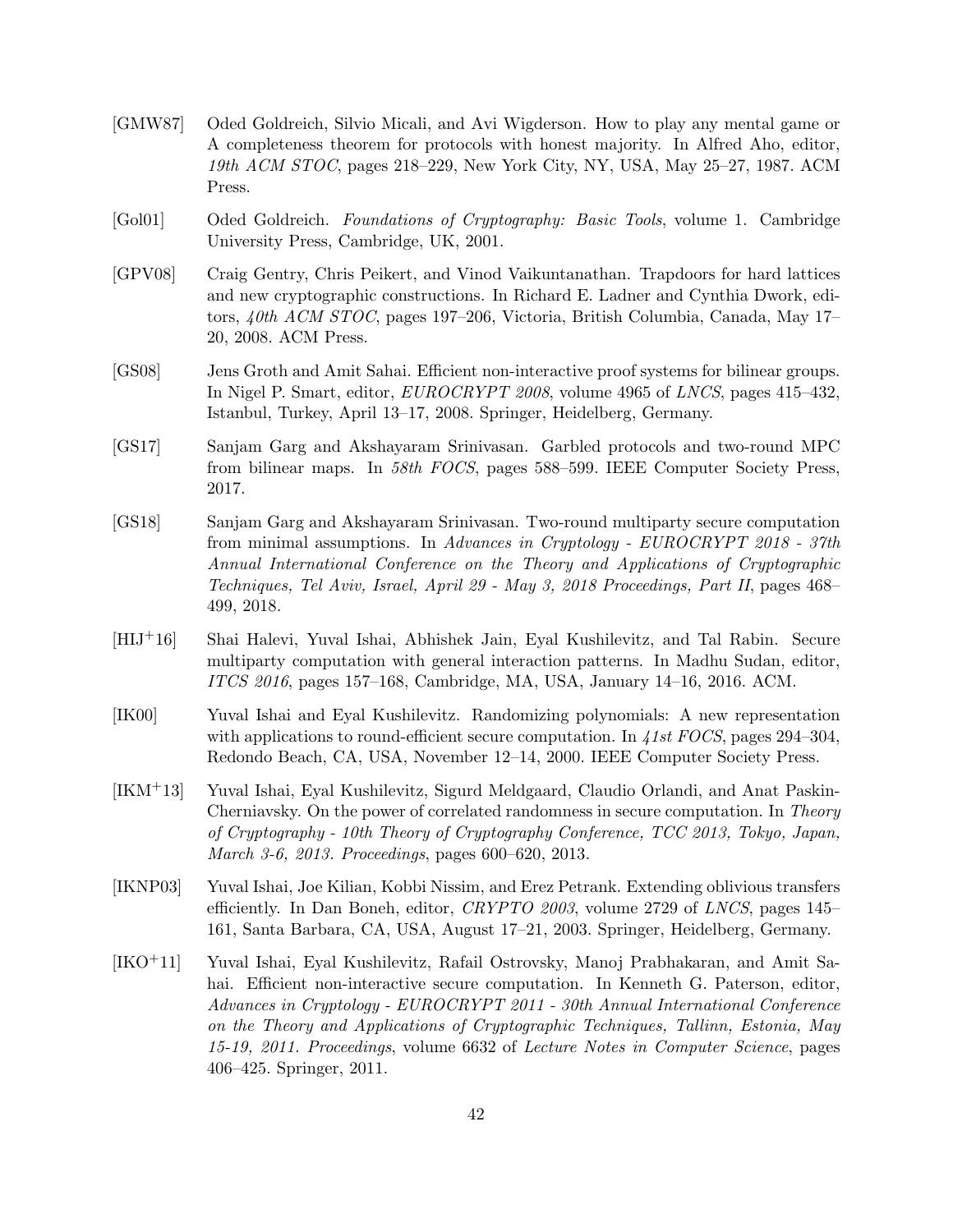[GMW87] Oded Goldreich, Silvio Micali, and Avi Wigderson. How to play any mental game or A completeness theorem for protocols with honest majority. In Alfred Aho, editor, *19th ACM STOC*, pages 218–229, New York City, NY, USA, May 25–27, 1987. ACM Press.

[Gol01] Oded Goldreich. *Foundations of Cryptography: Basic Tools*, volume 1. Cambridge University Press, Cambridge, UK, 2001.

[GPV08] Craig Gentry, Chris Peikert, and Vinod Vaikuntanathan. Trapdoors for hard lattices and new cryptographic constructions. In Richard E. Ladner and Cynthia Dwork, editors, *40th ACM STOC*, pages 197–206, Victoria, British Columbia, Canada, May 17–20, 2008. ACM Press.

[GS08] Jens Groth and Amit Sahai. Efficient non-interactive proof systems for bilinear groups. In Nigel P. Smart, editor, *EUROCRYPT 2008*, volume 4965 of *LNCS*, pages 415–432, Istanbul, Turkey, April 13–17, 2008. Springer, Heidelberg, Germany.

[GS17] Sanjam Garg and Akshayaram Srinivasan. Garbled protocols and two-round MPC from bilinear maps. In *58th FOCS*, pages 588–599. IEEE Computer Society Press, 2017.

[GS18] Sanjam Garg and Akshayaram Srinivasan. Two-round multiparty secure computation from minimal assumptions. In *Advances in Cryptology - EUROCRYPT 2018 - 37th Annual International Conference on the Theory and Applications of Cryptographic Techniques, Tel Aviv, Israel, April 29 - May 3, 2018 Proceedings, Part II*, pages 468–499, 2018.

[HIJ+16] Shai Halevi, Yuval Ishai, Abhishek Jain, Eyal Kushilevitz, and Tal Rabin. Secure multiparty computation with general interaction patterns. In Madhu Sudan, editor, *ITCS 2016*, pages 157–168, Cambridge, MA, USA, January 14–16, 2016. ACM.

[IK00] Yuval Ishai and Eyal Kushilevitz. Randomizing polynomials: A new representation with applications to round-efficient secure computation. In *41st FOCS*, pages 294–304, Redondo Beach, CA, USA, November 12–14, 2000. IEEE Computer Society Press.

[IKM+13] Yuval Ishai, Eyal Kushilevitz, Sigurd Meldgaard, Claudio Orlandi, and Anat Paskin-Cherniavsky. On the power of correlated randomness in secure computation. In *Theory of Cryptography - 10th Theory of Cryptography Conference, TCC 2013, Tokyo, Japan, March 3-6, 2013. Proceedings*, pages 600–620, 2013.

[IKNP03] Yuval Ishai, Joe Kilian, Kobbi Nissim, and Erez Petrank. Extending oblivious transfers efficiently. In Dan Boneh, editor, *CRYPTO 2003*, volume 2729 of *LNCS*, pages 145–161, Santa Barbara, CA, USA, August 17–21, 2003. Springer, Heidelberg, Germany.

[IKO+11] Yuval Ishai, Eyal Kushilevitz, Rafail Ostrovsky, Manoj Prabhakaran, and Amit Sahai. Efficient non-interactive secure computation. In Kenneth G. Paterson, editor, *Advances in Cryptology - EUROCRYPT 2011 - 30th Annual International Conference on the Theory and Applications of Cryptographic Techniques, Tallinn, Estonia, May 15-19, 2011. Proceedings*, volume 6632 of *Lecture Notes in Computer Science*, pages 406–425. Springer, 2011.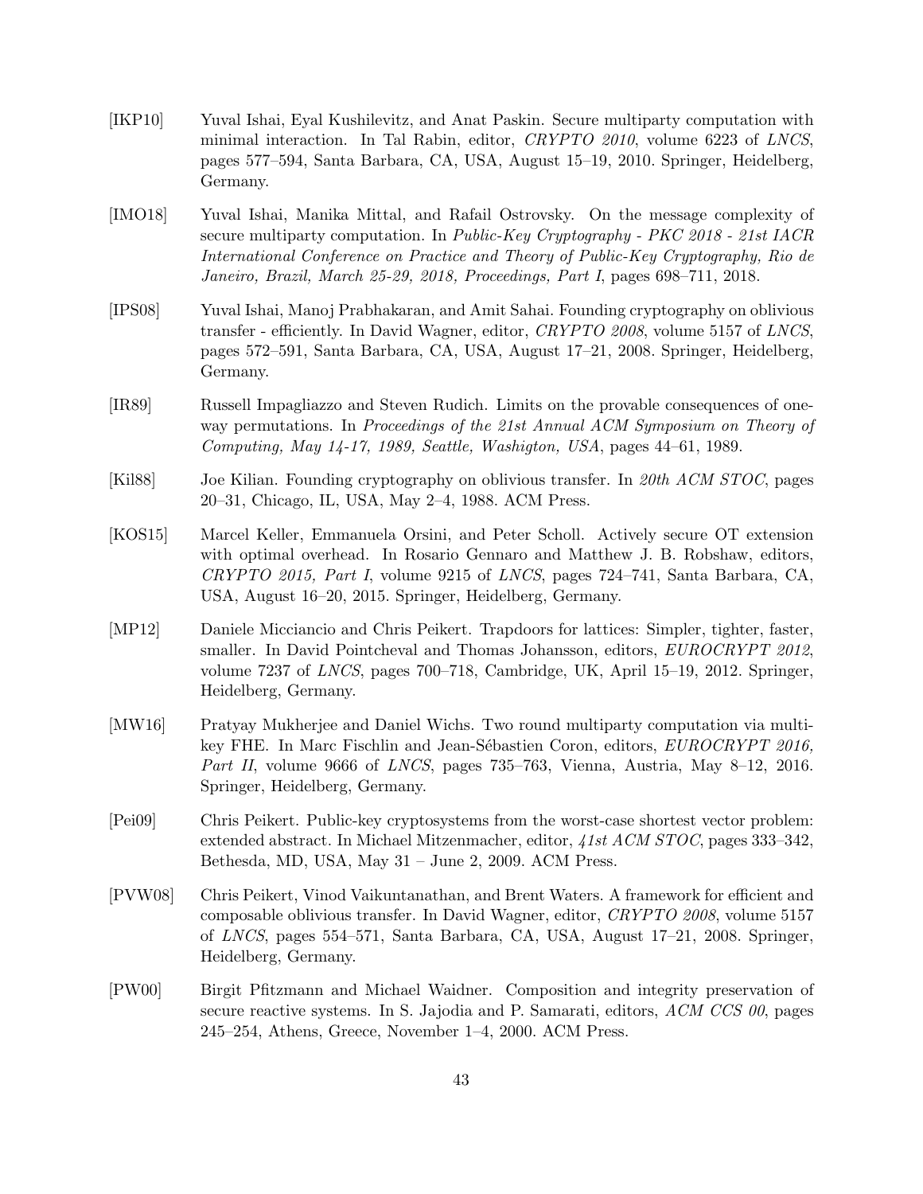[IKP10] Yuval Ishai, Eyal Kushilevitz, and Anat Paskin. Secure multiparty computation with minimal interaction. In Tal Rabin, editor, *CRYPTO 2010*, volume 6223 of *LNCS*, pages 577–594, Santa Barbara, CA, USA, August 15–19, 2010. Springer, Heidelberg, Germany.

[IMO18] Yuval Ishai, Manika Mittal, and Rafail Ostrovsky. On the message complexity of secure multiparty computation. In *Public-Key Cryptography - PKC 2018 - 21st IACR International Conference on Practice and Theory of Public-Key Cryptography, Rio de Janeiro, Brazil, March 25-29, 2018, Proceedings, Part I*, pages 698–711, 2018.

[IPS08] Yuval Ishai, Manoj Prabhakaran, and Amit Sahai. Founding cryptography on oblivious transfer - efficiently. In David Wagner, editor, *CRYPTO 2008*, volume 5157 of *LNCS*, pages 572–591, Santa Barbara, CA, USA, August 17–21, 2008. Springer, Heidelberg, Germany.

[IR89] Russell Impagliazzo and Steven Rudich. Limits on the provable consequences of one-way permutations. In *Proceedings of the 21st Annual ACM Symposium on Theory of Computing, May 14-17, 1989, Seattle, Washigton, USA*, pages 44–61, 1989.

[Kil88] Joe Kilian. Founding cryptography on oblivious transfer. In *20th ACM STOC*, pages 20–31, Chicago, IL, USA, May 2–4, 1988. ACM Press.

[KOS15] Marcel Keller, Emmanuela Orsini, and Peter Scholl. Actively secure OT extension with optimal overhead. In Rosario Gennaro and Matthew J. B. Robshaw, editors, *CRYPTO 2015, Part I*, volume 9215 of *LNCS*, pages 724–741, Santa Barbara, CA, USA, August 16–20, 2015. Springer, Heidelberg, Germany.

[MP12] Daniele Micciancio and Chris Peikert. Trapdoors for lattices: Simpler, tighter, faster, smaller. In David Pointcheval and Thomas Johansson, editors, *EUROCRYPT 2012*, volume 7237 of *LNCS*, pages 700–718, Cambridge, UK, April 15–19, 2012. Springer, Heidelberg, Germany.

[MW16] Pratyay Mukherjee and Daniel Wichs. Two round multiparty computation via multi-key FHE. In Marc Fischlin and Jean-Sébastien Coron, editors, *EUROCRYPT 2016, Part II*, volume 9666 of *LNCS*, pages 735–763, Vienna, Austria, May 8–12, 2016. Springer, Heidelberg, Germany.

[Pei09] Chris Peikert. Public-key cryptosystems from the worst-case shortest vector problem: extended abstract. In Michael Mitzenmacher, editor, *41st ACM STOC*, pages 333–342, Bethesda, MD, USA, May 31 – June 2, 2009. ACM Press.

[PVW08] Chris Peikert, Vinod Vaikuntanathan, and Brent Waters. A framework for efficient and composable oblivious transfer. In David Wagner, editor, *CRYPTO 2008*, volume 5157 of *LNCS*, pages 554–571, Santa Barbara, CA, USA, August 17–21, 2008. Springer, Heidelberg, Germany.

[PW00] Birgit Pfitzmann and Michael Waidner. Composition and integrity preservation of secure reactive systems. In S. Jajodia and P. Samarati, editors, *ACM CCS 00*, pages 245–254, Athens, Greece, November 1–4, 2000. ACM Press.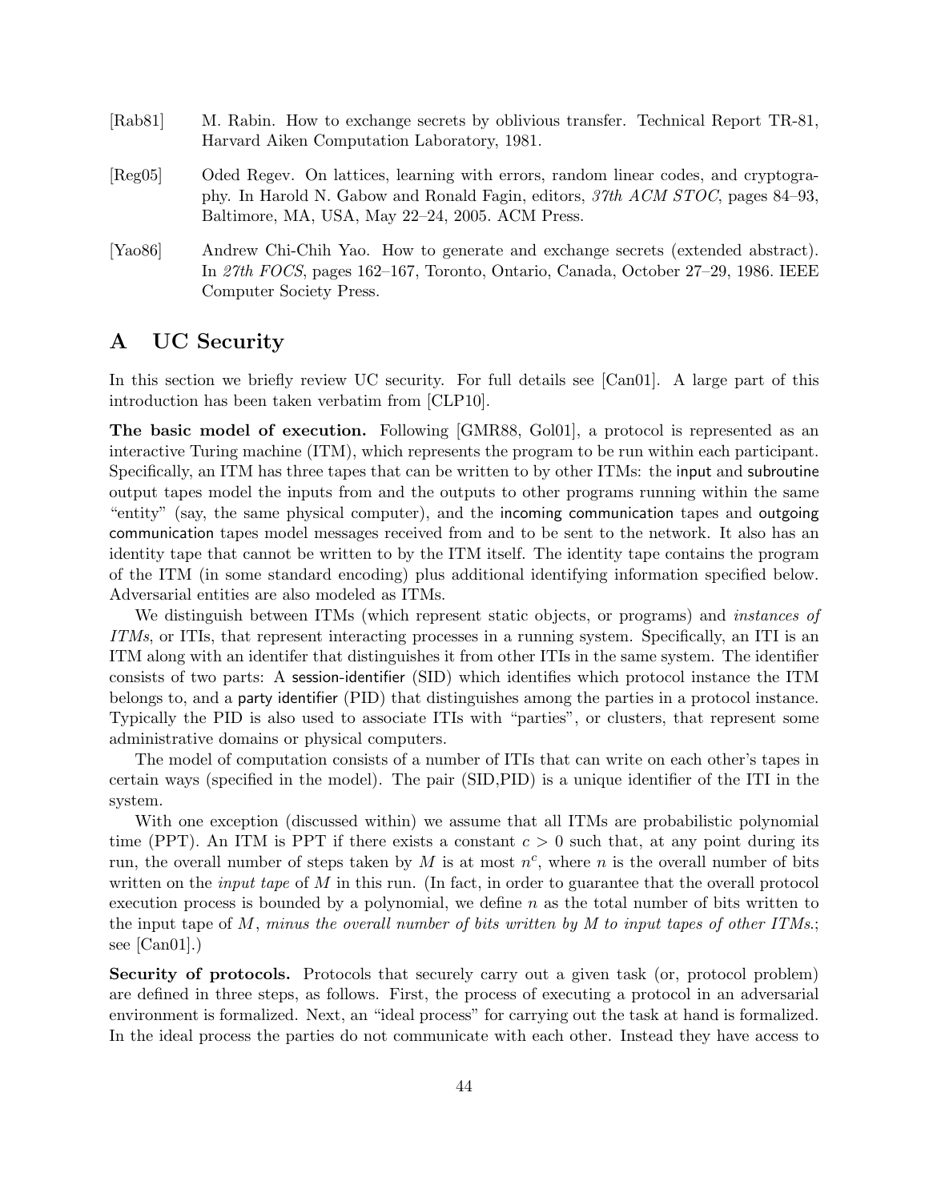[Rab81] M. Rabin. How to exchange secrets by oblivious transfer. Technical Report TR-81, Harvard Aiken Computation Laboratory, 1981.

[Reg05] Oded Regev. On lattices, learning with errors, random linear codes, and cryptography. In Harold N. Gabow and Ronald Fagin, editors, *37th ACM STOC*, pages 84–93, Baltimore, MA, USA, May 22–24, 2005. ACM Press.

[Yao86] Andrew Chi-Chih Yao. How to generate and exchange secrets (extended abstract). In *27th FOCS*, pages 162–167, Toronto, Ontario, Canada, October 27–29, 1986. IEEE Computer Society Press.

# A UC Security

In this section we briefly review UC security. For full details see [Can01]. A large part of this introduction has been taken verbatim from [CLP10].

**The basic model of execution.** Following [GMR88, Gol01], a protocol is represented as an interactive Turing machine (ITM), which represents the program to be run within each participant. Specifically, an ITM has three tapes that can be written to by other ITMs: the input and subroutine output tapes model the inputs from and the outputs to other programs running within the same "entity" (say, the same physical computer), and the incoming communication tapes and outgoing communication tapes model messages received from and to be sent to the network. It also has an identity tape that cannot be written to by the ITM itself. The identity tape contains the program of the ITM (in some standard encoding) plus additional identifying information specified below. Adversarial entities are also modeled as ITMs.

We distinguish between ITMs (which represent static objects, or programs) and *instances of ITMs*, or ITIs, that represent interacting processes in a running system. Specifically, an ITI is an ITM along with an identifer that distinguishes it from other ITIs in the same system. The identifier consists of two parts: A session-identifier (SID) which identifies which protocol instance the ITM belongs to, and a party identifier (PID) that distinguishes among the parties in a protocol instance. Typically the PID is also used to associate ITIs with "parties", or clusters, that represent some administrative domains or physical computers.

The model of computation consists of a number of ITIs that can write on each other's tapes in certain ways (specified in the model). The pair (SID,PID) is a unique identifier of the ITI in the system.

With one exception (discussed within) we assume that all ITMs are probabilistic polynomial time (PPT). An ITM is PPT if there exists a constant $c > 0$ such that, at any point during its run, the overall number of steps taken by $M$ is at most $n^c$, where $n$ is the overall number of bits written on the *input tape* of $M$ in this run. (In fact, in order to guarantee that the overall protocol execution process is bounded by a polynomial, we define $n$ as the total number of bits written to the input tape of $M$, *minus the overall number of bits written by $M$ to input tapes of other ITMs.*; see [Can01].)

**Security of protocols.** Protocols that securely carry out a given task (or, protocol problem) are defined in three steps, as follows. First, the process of executing a protocol in an adversarial environment is formalized. Next, an "ideal process" for carrying out the task at hand is formalized. In the ideal process the parties do not communicate with each other. Instead they have access to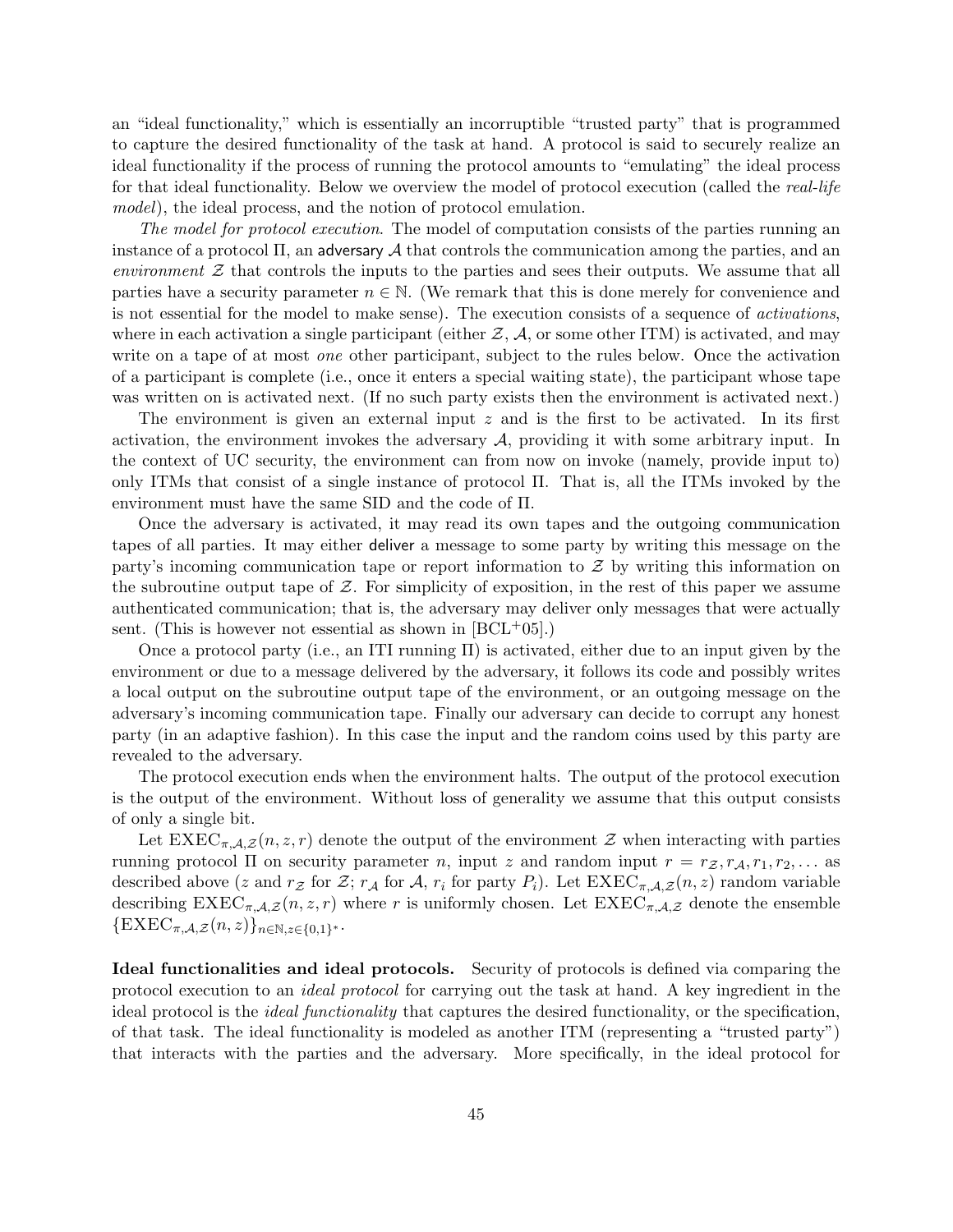an "ideal functionality," which is essentially an incorruptible "trusted party" that is programmed to capture the desired functionality of the task at hand. A protocol is said to securely realize an ideal functionality if the process of running the protocol amounts to "emulating" the ideal process for that ideal functionality. Below we overview the model of protocol execution (called the *real-life model*), the ideal process, and the notion of protocol emulation.

*The model for protocol execution.* The model of computation consists of the parties running an instance of a protocol $\Pi$, an adversary $\mathcal{A}$ that controls the communication among the parties, and an *environment* $\mathcal{Z}$ that controls the inputs to the parties and sees their outputs. We assume that all parties have a security parameter $n \in \mathbb{N}$. (We remark that this is done merely for convenience and is not essential for the model to make sense). The execution consists of a sequence of *activations*, where in each activation a single participant (either $\mathcal{Z}$, $\mathcal{A}$, or some other ITM) is activated, and may write on a tape of at most *one* other participant, subject to the rules below. Once the activation of a participant is complete (i.e., once it enters a special waiting state), the participant whose tape was written on is activated next. (If no such party exists then the environment is activated next.)

The environment is given an external input $z$ and is the first to be activated. In its first activation, the environment invokes the adversary $\mathcal{A}$, providing it with some arbitrary input. In the context of UC security, the environment can from now on invoke (namely, provide input to) only ITMs that consist of a single instance of protocol $\Pi$. That is, all the ITMs invoked by the environment must have the same SID and the code of $\Pi$.

Once the adversary is activated, it may read its own tapes and the outgoing communication tapes of all parties. It may either deliver a message to some party by writing this message on the party's incoming communication tape or report information to $\mathcal{Z}$ by writing this information on the subroutine output tape of $\mathcal{Z}$. For simplicity of exposition, in the rest of this paper we assume authenticated communication; that is, the adversary may deliver only messages that were actually sent. (This is however not essential as shown in [BCL+05].)

Once a protocol party (i.e., an ITI running $\Pi$) is activated, either due to an input given by the environment or due to a message delivered by the adversary, it follows its code and possibly writes a local output on the subroutine output tape of the environment, or an outgoing message on the adversary's incoming communication tape. Finally our adversary can decide to corrupt any honest party (in an adaptive fashion). In this case the input and the random coins used by this party are revealed to the adversary.

The protocol execution ends when the environment halts. The output of the protocol execution is the output of the environment. Without loss of generality we assume that this output consists of only a single bit.

Let $\mathrm{EXEC}_{\pi,\mathcal{A},\mathcal{Z}}(n, z, r)$ denote the output of the environment $\mathcal{Z}$ when interacting with parties running protocol $\Pi$ on security parameter $n$, input $z$ and random input $r = r_{\mathcal{Z}}, r_{\mathcal{A}}, r_1, r_2, \ldots$ as described above ($z$ and $r_{\mathcal{Z}}$ for $\mathcal{Z}$; $r_{\mathcal{A}}$ for $\mathcal{A}$, $r_i$ for party $P_i$). Let $\mathrm{EXEC}_{\pi,\mathcal{A},\mathcal{Z}}(n, z)$ random variable describing $\mathrm{EXEC}_{\pi,\mathcal{A},\mathcal{Z}}(n, z, r)$ where $r$ is uniformly chosen. Let $\mathrm{EXEC}_{\pi,\mathcal{A},\mathcal{Z}}$ denote the ensemble $\{\mathrm{EXEC}_{\pi,\mathcal{A},\mathcal{Z}}(n, z)\}_{n\in\mathbb{N}, z\in\{0,1\}^*}$.

**Ideal functionalities and ideal protocols.** Security of protocols is defined via comparing the protocol execution to an *ideal protocol* for carrying out the task at hand. A key ingredient in the ideal protocol is the *ideal functionality* that captures the desired functionality, or the specification, of that task. The ideal functionality is modeled as another ITM (representing a "trusted party") that interacts with the parties and the adversary. More specifically, in the ideal protocol for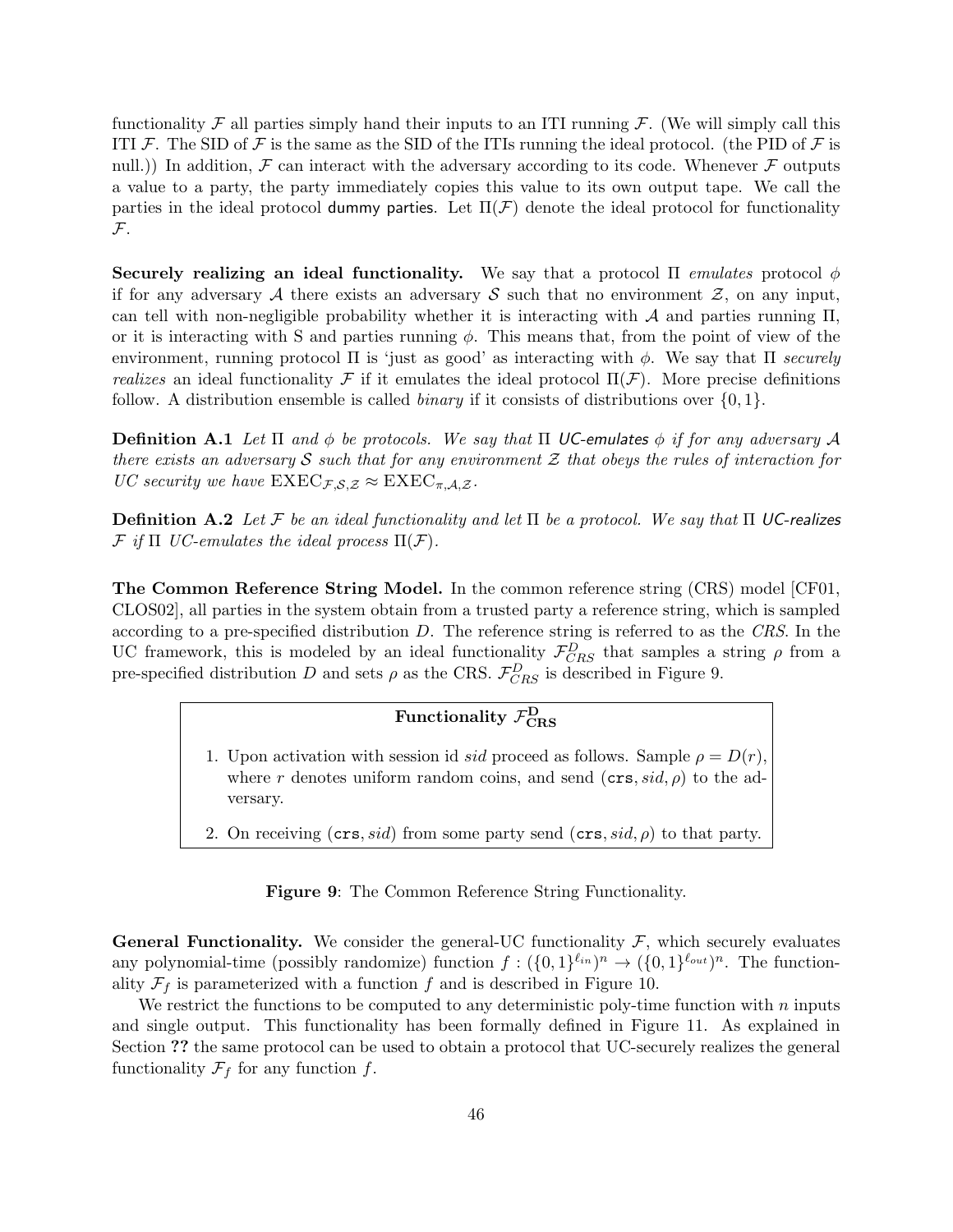functionality $\mathcal{F}$ all parties simply hand their inputs to an ITI running $\mathcal{F}$. (We will simply call this ITI $\mathcal{F}$. The SID of $\mathcal{F}$ is the same as the SID of the ITIs running the ideal protocol. (the PID of $\mathcal{F}$ is null.)) In addition, $\mathcal{F}$ can interact with the adversary according to its code. Whenever $\mathcal{F}$ outputs a value to a party, the party immediately copies this value to its own output tape. We call the parties in the ideal protocol dummy parties. Let $\Pi(\mathcal{F})$ denote the ideal protocol for functionality $\mathcal{F}$.

**Securely realizing an ideal functionality.** We say that a protocol $\Pi$ *emulates* protocol $\phi$ if for any adversary $\mathcal{A}$ there exists an adversary $\mathcal{S}$ such that no environment $\mathcal{Z}$, on any input, can tell with non-negligible probability whether it is interacting with $\mathcal{A}$ and parties running $\Pi$, or it is interacting with S and parties running $\phi$. This means that, from the point of view of the environment, running protocol $\Pi$ is 'just as good' as interacting with $\phi$. We say that $\Pi$ *securely realizes* an ideal functionality $\mathcal{F}$ if it emulates the ideal protocol $\Pi(\mathcal{F})$. More precise definitions follow. A distribution ensemble is called *binary* if it consists of distributions over $\{0, 1\}$.

**Definition A.1** *Let $\Pi$ and $\phi$ be protocols. We say that $\Pi$ UC-emulates $\phi$ if for any adversary $\mathcal{A}$ there exists an adversary $\mathcal{S}$ such that for any environment $\mathcal{Z}$ that obeys the rules of interaction for UC security we have $\mathrm{EXEC}_{\mathcal{F},\mathcal{S},\mathcal{Z}} \approx \mathrm{EXEC}_{\pi,\mathcal{A},\mathcal{Z}}$.*

**Definition A.2** *Let $\mathcal{F}$ be an ideal functionality and let $\Pi$ be a protocol. We say that $\Pi$ UC-realizes $\mathcal{F}$ if $\Pi$ UC-emulates the ideal process $\Pi(\mathcal{F})$.*

**The Common Reference String Model.** In the common reference string (CRS) model [CF01, CLOS02], all parties in the system obtain from a trusted party a reference string, which is sampled according to a pre-specified distribution $D$. The reference string is referred to as the *CRS*. In the UC framework, this is modeled by an ideal functionality $\mathcal{F}^{D}_{CRS}$ that samples a string $\rho$ from a pre-specified distribution $D$ and sets $\rho$ as the CRS. $\mathcal{F}^{D}_{CRS}$ is described in Figure 9.

**Functionality $\mathcal{F}^{\mathbf{D}}_{\mathbf{CRS}}$**

1. Upon activation with session id *sid* proceed as follows. Sample $\rho = D(r)$, where $r$ denotes uniform random coins, and send $(\mathtt{crs}, sid, \rho)$ to the adversary.
2. On receiving $(\mathtt{crs}, sid)$ from some party send $(\mathtt{crs}, sid, \rho)$ to that party.

**Figure 9**: The Common Reference String Functionality.

**General Functionality.** We consider the general-UC functionality $\mathcal{F}$, which securely evaluates any polynomial-time (possibly randomize) function $f : (\{0, 1\}^{\ell_{in}})^n \to (\{0, 1\}^{\ell_{out}})^n$. The functionality $\mathcal{F}_f$ is parameterized with a function $f$ and is described in Figure 10.

We restrict the functions to be computed to any deterministic poly-time function with $n$ inputs and single output. This functionality has been formally defined in Figure 11. As explained in Section **??** the same protocol can be used to obtain a protocol that UC-securely realizes the general functionality $\mathcal{F}_f$ for any function $f$.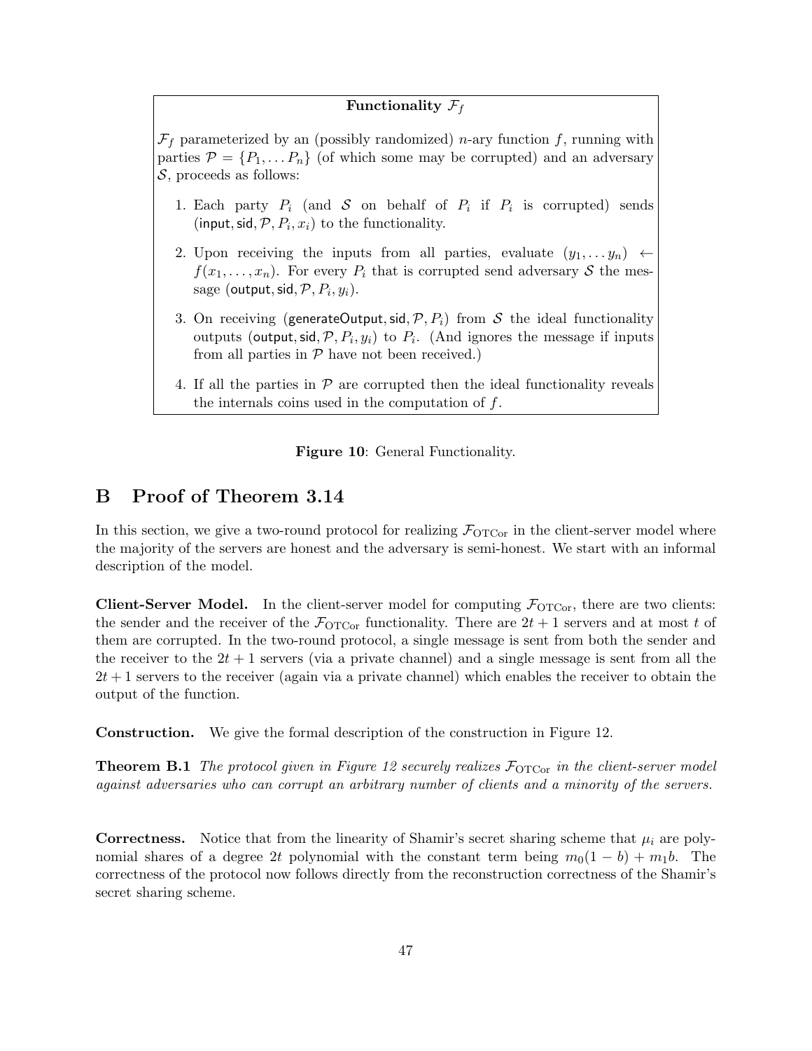**Functionality $\mathcal{F}_f$**

$\mathcal{F}_f$ parameterized by an (possibly randomized) $n$-ary function $f$, running with parties $\mathcal{P} = \{P_1, \ldots P_n\}$ (of which some may be corrupted) and an adversary $\mathcal{S}$, proceeds as follows:

1. Each party $P_i$ (and $\mathcal{S}$ on behalf of $P_i$ if $P_i$ is corrupted) sends $(\mathsf{input}, \mathsf{sid}, \mathcal{P}, P_i, x_i)$ to the functionality.
2. Upon receiving the inputs from all parties, evaluate $(y_1, \ldots y_n) \leftarrow f(x_1, \ldots, x_n)$. For every $P_i$ that is corrupted send adversary $\mathcal{S}$ the message $(\mathsf{output}, \mathsf{sid}, \mathcal{P}, P_i, y_i)$.
3. On receiving $(\mathsf{generateOutput}, \mathsf{sid}, \mathcal{P}, P_i)$ from $\mathcal{S}$ the ideal functionality outputs $(\mathsf{output}, \mathsf{sid}, \mathcal{P}, P_i, y_i)$ to $P_i$. (And ignores the message if inputs from all parties in $\mathcal{P}$ have not been received.)
4. If all the parties in $\mathcal{P}$ are corrupted then the ideal functionality reveals the internals coins used in the computation of $f$.

**Figure 10**: General Functionality.

# B Proof of Theorem 3.14

In this section, we give a two-round protocol for realizing $\mathcal{F}_{\mathrm{OTCor}}$ in the client-server model where the majority of the servers are honest and the adversary is semi-honest. We start with an informal description of the model.

**Client-Server Model.** In the client-server model for computing $\mathcal{F}_{\mathrm{OTCor}}$, there are two clients: the sender and the receiver of the $\mathcal{F}_{\mathrm{OTCor}}$ functionality. There are $2t+1$ servers and at most $t$ of them are corrupted. In the two-round protocol, a single message is sent from both the sender and the receiver to the $2t+1$ servers (via a private channel) and a single message is sent from all the $2t+1$ servers to the receiver (again via a private channel) which enables the receiver to obtain the output of the function.

**Construction.** We give the formal description of the construction in Figure 12.

**Theorem B.1** *The protocol given in Figure 12 securely realizes $\mathcal{F}_{\mathrm{OTCor}}$ in the client-server model against adversaries who can corrupt an arbitrary number of clients and a minority of the servers.*

**Correctness.** Notice that from the linearity of Shamir's secret sharing scheme that $\mu_i$ are polynomial shares of a degree $2t$ polynomial with the constant term being $m_0(1-b) + m_1 b$. The correctness of the protocol now follows directly from the reconstruction correctness of the Shamir's secret sharing scheme.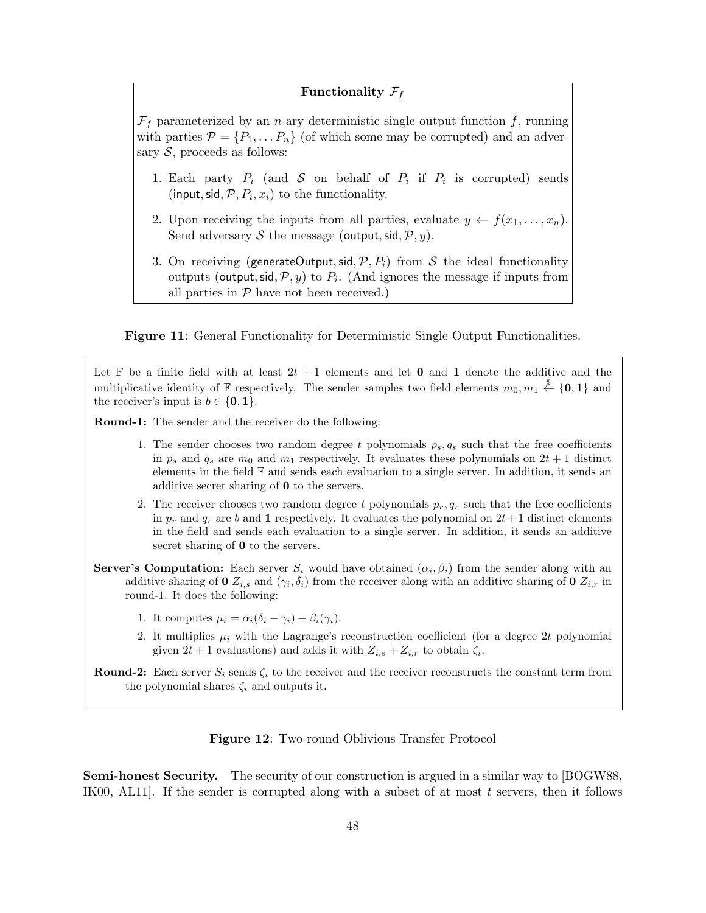**Functionality $\mathcal{F}_f$**

$\mathcal{F}_f$ parameterized by an $n$-ary deterministic single output function $f$, running with parties $\mathcal{P} = \{P_1, \ldots P_n\}$ (of which some may be corrupted) and an adversary $\mathcal{S}$, proceeds as follows:

1. Each party $P_i$ (and $\mathcal{S}$ on behalf of $P_i$ if $P_i$ is corrupted) sends $(\mathsf{input}, \mathsf{sid}, \mathcal{P}, P_i, x_i)$ to the functionality.
2. Upon receiving the inputs from all parties, evaluate $y \leftarrow f(x_1, \ldots, x_n)$. Send adversary $\mathcal{S}$ the message $(\mathsf{output}, \mathsf{sid}, \mathcal{P}, y)$.
3. On receiving $(\mathsf{generateOutput}, \mathsf{sid}, \mathcal{P}, P_i)$ from $\mathcal{S}$ the ideal functionality outputs $(\mathsf{output}, \mathsf{sid}, \mathcal{P}, y)$ to $P_i$. (And ignores the message if inputs from all parties in $\mathcal{P}$ have not been received.)

**Figure 11**: General Functionality for Deterministic Single Output Functionalities.

Let $\mathbb{F}$ be a finite field with at least $2t+1$ elements and let $\mathbf{0}$ and $\mathbf{1}$ denote the additive and the multiplicative identity of $\mathbb{F}$ respectively. The sender samples two field elements $m_0, m_1 \stackrel{\$}{\leftarrow} \{\mathbf{0}, \mathbf{1}\}$ and the receiver's input is $b \in \{\mathbf{0}, \mathbf{1}\}$.

**Round-1:** The sender and the receiver do the following:

1. The sender chooses two random degree $t$ polynomials $p_s, q_s$ such that the free coefficients in $p_s$ and $q_s$ are $m_0$ and $m_1$ respectively. It evaluates these polynomials on $2t+1$ distinct elements in the field $\mathbb{F}$ and sends each evaluation to a single server. In addition, it sends an additive secret sharing of $\mathbf{0}$ to the servers.
2. The receiver chooses two random degree $t$ polynomials $p_r, q_r$ such that the free coefficients in $p_r$ and $q_r$ are $b$ and $\mathbf{1}$ respectively. It evaluates the polynomial on $2t+1$ distinct elements in the field and sends each evaluation to a single server. In addition, it sends an additive secret sharing of $\mathbf{0}$ to the servers.

**Server's Computation:** Each server $S_i$ would have obtained $(\alpha_i, \beta_i)$ from the sender along with an additive sharing of $\mathbf{0}$ $Z_{i,s}$ and $(\gamma_i, \delta_i)$ from the receiver along with an additive sharing of $\mathbf{0}$ $Z_{i,r}$ in round-1. It does the following:

1. It computes $\mu_i = \alpha_i(\delta_i - \gamma_i) + \beta_i(\gamma_i)$.
2. It multiplies $\mu_i$ with the Lagrange's reconstruction coefficient (for a degree $2t$ polynomial given $2t+1$ evaluations) and adds it with $Z_{i,s} + Z_{i,r}$ to obtain $\zeta_i$.

**Round-2:** Each server $S_i$ sends $\zeta_i$ to the receiver and the receiver reconstructs the constant term from the polynomial shares $\zeta_i$ and outputs it.

**Figure 12**: Two-round Oblivious Transfer Protocol

**Semi-honest Security.** The security of our construction is argued in a similar way to [BOGW88, IK00, AL11]. If the sender is corrupted along with a subset of at most $t$ servers, then it follows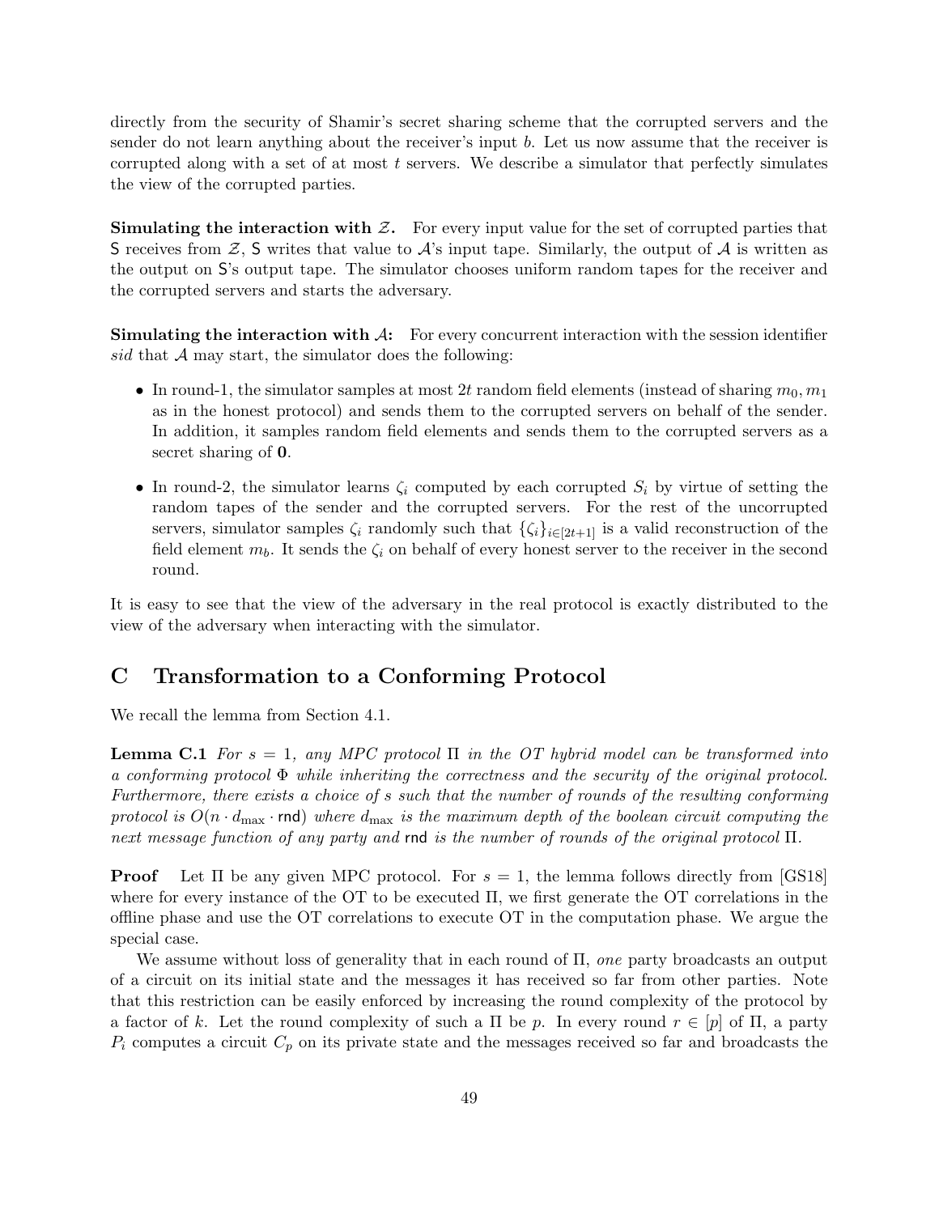directly from the security of Shamir's secret sharing scheme that the corrupted servers and the sender do not learn anything about the receiver's input $b$. Let us now assume that the receiver is corrupted along with a set of at most $t$ servers. We describe a simulator that perfectly simulates the view of the corrupted parties.

**Simulating the interaction with $\mathcal{Z}$.** For every input value for the set of corrupted parties that $\mathsf{S}$ receives from $\mathcal{Z}$, $\mathsf{S}$ writes that value to $\mathcal{A}$'s input tape. Similarly, the output of $\mathcal{A}$ is written as the output on $\mathsf{S}$'s output tape. The simulator chooses uniform random tapes for the receiver and the corrupted servers and starts the adversary.

**Simulating the interaction with $\mathcal{A}$:** For every concurrent interaction with the session identifier *sid* that $\mathcal{A}$ may start, the simulator does the following:

- In round-1, the simulator samples at most $2t$ random field elements (instead of sharing $m_0, m_1$ as in the honest protocol) and sends them to the corrupted servers on behalf of the sender. In addition, it samples random field elements and sends them to the corrupted servers as a secret sharing of $\mathbf{0}$.
- In round-2, the simulator learns $\zeta_i$ computed by each corrupted $S_i$ by virtue of setting the random tapes of the sender and the corrupted servers. For the rest of the uncorrupted servers, simulator samples $\zeta_i$ randomly such that $\{\zeta_i\}_{i\in[2t+1]}$ is a valid reconstruction of the field element $m_b$. It sends the $\zeta_i$ on behalf of every honest server to the receiver in the second round.

It is easy to see that the view of the adversary in the real protocol is exactly distributed to the view of the adversary when interacting with the simulator.

# C Transformation to a Conforming Protocol

We recall the lemma from Section 4.1.

**Lemma C.1** *For $s = 1$, any MPC protocol $\Pi$ in the OT hybrid model can be transformed into a conforming protocol $\Phi$ while inheriting the correctness and the security of the original protocol. Furthermore, there exists a choice of $s$ such that the number of rounds of the resulting conforming protocol is $O(n \cdot d_{\max} \cdot \mathsf{rnd})$ where $d_{\max}$ is the maximum depth of the boolean circuit computing the next message function of any party and $\mathsf{rnd}$ is the number of rounds of the original protocol $\Pi$.*

**Proof** Let $\Pi$ be any given MPC protocol. For $s = 1$, the lemma follows directly from [GS18] where for every instance of the OT to be executed $\Pi$, we first generate the OT correlations in the offline phase and use the OT correlations to execute OT in the computation phase. We argue the special case.

We assume without loss of generality that in each round of $\Pi$, *one* party broadcasts an output of a circuit on its initial state and the messages it has received so far from other parties. Note that this restriction can be easily enforced by increasing the round complexity of the protocol by a factor of $k$. Let the round complexity of such a $\Pi$ be $p$. In every round $r \in [p]$ of $\Pi$, a party $P_i$ computes a circuit $C_p$ on its private state and the messages received so far and broadcasts the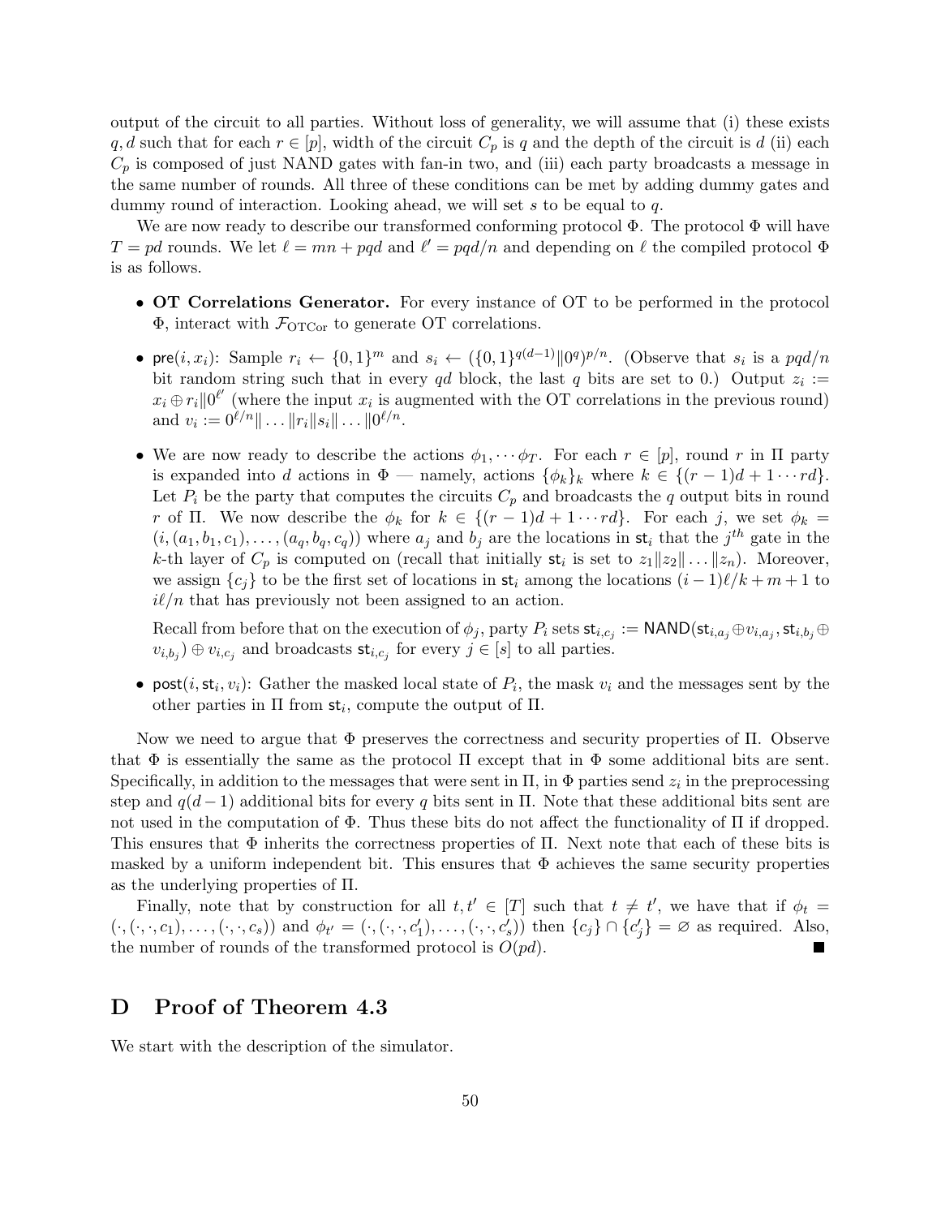output of the circuit to all parties. Without loss of generality, we will assume that (i) these exists $q, d$ such that for each $r \in [p]$, width of the circuit $C_p$ is $q$ and the depth of the circuit is $d$ (ii) each $C_p$ is composed of just NAND gates with fan-in two, and (iii) each party broadcasts a message in the same number of rounds. All three of these conditions can be met by adding dummy gates and dummy round of interaction. Looking ahead, we will set $s$ to be equal to $q$.

We are now ready to describe our transformed conforming protocol $\Phi$. The protocol $\Phi$ will have $T = pd$ rounds. We let $\ell = mn + pqd$ and $\ell' = pqd/n$ and depending on $\ell$ the compiled protocol $\Phi$ is as follows.

- **OT Correlations Generator.** For every instance of OT to be performed in the protocol $\Phi$, interact with $\mathcal{F}_{\text{OTCor}}$ to generate OT correlations.
- $\mathsf{pre}(i, x_i)$: Sample $r_i \leftarrow \{0,1\}^m$ and $s_i \leftarrow (\{0,1\}^{q(d-1)} \| 0^q)^{p/n}$. (Observe that $s_i$ is a $pqd/n$ bit random string such that in every $qd$ block, the last $q$ bits are set to 0.) Output $z_i := x_i \oplus r_i \| 0^{\ell'}$ (where the input $x_i$ is augmented with the OT correlations in the previous round) and $v_i := 0^{\ell/n} \| \ldots \| r_i \| s_i \| \ldots \| 0^{\ell/n}$.
- We are now ready to describe the actions $\phi_1, \cdots \phi_T$. For each $r \in [p]$, round $r$ in $\Pi$ party is expanded into $d$ actions in $\Phi$ — namely, actions $\{\phi_k\}_k$ where $k \in \{(r-1)d + 1 \cdots rd\}$. Let $P_i$ be the party that computes the circuits $C_p$ and broadcasts the $q$ output bits in round $r$ of $\Pi$. We now describe the $\phi_k$ for $k \in \{(r-1)d + 1 \cdots rd\}$. For each $j$, we set $\phi_k = (i, (a_1, b_1, c_1), \ldots, (a_q, b_q, c_q))$ where $a_j$ and $b_j$ are the locations in $\mathsf{st}_i$ that the $j^{th}$ gate in the $k$-th layer of $C_p$ is computed on (recall that initially $\mathsf{st}_i$ is set to $z_1 \| z_2 \| \ldots \| z_n$). Moreover, we assign $\{c_j\}$ to be the first set of locations in $\mathsf{st}_i$ among the locations $(i-1)\ell/k + m + 1$ to $i\ell/n$ that has previously not been assigned to an action.

  Recall from before that on the execution of $\phi_j$, party $P_i$ sets $\mathsf{st}_{i,c_j} := \mathsf{NAND}(\mathsf{st}_{i,a_j} \oplus v_{i,a_j}, \mathsf{st}_{i,b_j} \oplus v_{i,b_j}) \oplus v_{i,c_j}$ and broadcasts $\mathsf{st}_{i,c_j}$ for every $j \in [s]$ to all parties.
- $\mathsf{post}(i, \mathsf{st}_i, v_i)$: Gather the masked local state of $P_i$, the mask $v_i$ and the messages sent by the other parties in $\Pi$ from $\mathsf{st}_i$, compute the output of $\Pi$.

Now we need to argue that $\Phi$ preserves the correctness and security properties of $\Pi$. Observe that $\Phi$ is essentially the same as the protocol $\Pi$ except that in $\Phi$ some additional bits are sent. Specifically, in addition to the messages that were sent in $\Pi$, in $\Phi$ parties send $z_i$ in the preprocessing step and $q(d-1)$ additional bits for every $q$ bits sent in $\Pi$. Note that these additional bits sent are not used in the computation of $\Phi$. Thus these bits do not affect the functionality of $\Pi$ if dropped. This ensures that $\Phi$ inherits the correctness properties of $\Pi$. Next note that each of these bits is masked by a uniform independent bit. This ensures that $\Phi$ achieves the same security properties as the underlying properties of $\Pi$.

Finally, note that by construction for all $t, t' \in [T]$ such that $t \neq t'$, we have that if $\phi_t = (\cdot, (\cdot, \cdot, c_1), \ldots, (\cdot, \cdot, c_s))$ and $\phi_{t'} = (\cdot, (\cdot, \cdot, c'_1), \ldots, (\cdot, \cdot, c'_s))$ then $\{c_j\} \cap \{c'_j\} = \varnothing$ as required. Also, the number of rounds of the transformed protocol is $O(pd)$. ■

# D Proof of Theorem 4.3

We start with the description of the simulator.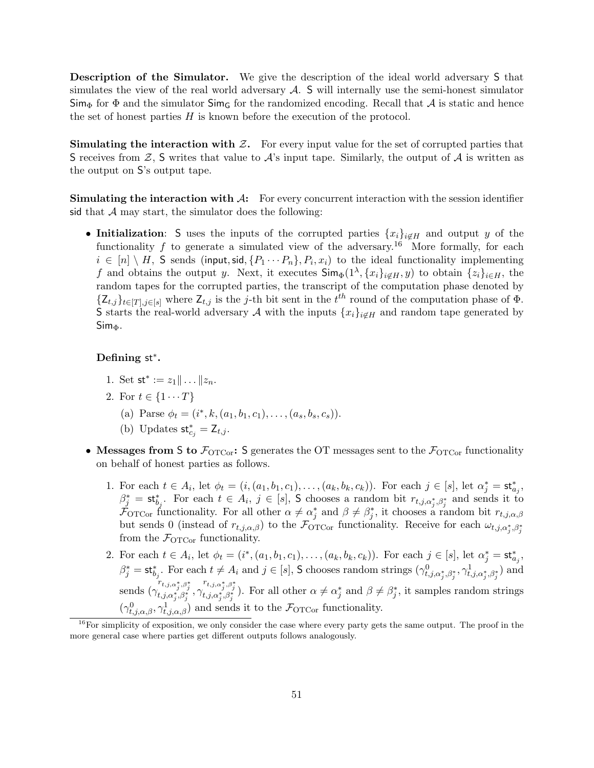**Description of the Simulator.** We give the description of the ideal world adversary $\mathsf{S}$ that simulates the view of the real world adversary $\mathcal{A}$. $\mathsf{S}$ will internally use the semi-honest simulator $\mathsf{Sim}_\Phi$ for $\Phi$ and the simulator $\mathsf{Sim}_\mathsf{G}$ for the randomized encoding. Recall that $\mathcal{A}$ is static and hence the set of honest parties $H$ is known before the execution of the protocol.

**Simulating the interaction with $\mathcal{Z}$.** For every input value for the set of corrupted parties that $\mathsf{S}$ receives from $\mathcal{Z}$, $\mathsf{S}$ writes that value to $\mathcal{A}$'s input tape. Similarly, the output of $\mathcal{A}$ is written as the output on $\mathsf{S}$'s output tape.

**Simulating the interaction with $\mathcal{A}$:** For every concurrent interaction with the session identifier $\mathsf{sid}$ that $\mathcal{A}$ may start, the simulator does the following:

- **Initialization**: $\mathsf{S}$ uses the inputs of the corrupted parties $\{x_i\}_{i \notin H}$ and output $y$ of the functionality $f$ to generate a simulated view of the adversary.[16] More formally, for each $i \in [n] \setminus H$, $\mathsf{S}$ sends $(\mathsf{input}, \mathsf{sid}, \{P_1 \cdots P_n\}, P_i, x_i)$ to the ideal functionality implementing $f$ and obtains the output $y$. Next, it executes $\mathsf{Sim}_\Phi(1^\lambda, \{x_i\}_{i \notin H}, y)$ to obtain $\{z_i\}_{i \in H}$, the random tapes for the corrupted parties, the transcript of the computation phase denoted by $\{\mathsf{Z}_{t,j}\}_{t \in [T], j \in [s]}$ where $\mathsf{Z}_{t,j}$ is the $j$-th bit sent in the $t^{th}$ round of the computation phase of $\Phi$. $\mathsf{S}$ starts the real-world adversary $\mathcal{A}$ with the inputs $\{x_i\}_{i \notin H}$ and random tape generated by $\mathsf{Sim}_\Phi$.

  **Defining $\mathsf{st}^*$.**

  1. Set $\mathsf{st}^* := z_1 \| \ldots \| z_n$.
  2. For $t \in \{1 \cdots T\}$
     (a) Parse $\phi_t = (i^*, k, (a_1, b_1, c_1), \ldots, (a_s, b_s, c_s))$.
     (b) Updates $\mathsf{st}^*_{c_j} = \mathsf{Z}_{t,j}$.

- **Messages from $\mathsf{S}$ to $\mathcal{F}_{\text{OTCor}}$:** $\mathsf{S}$ generates the OT messages sent to the $\mathcal{F}_{\text{OTCor}}$ functionality on behalf of honest parties as follows.

  1. For each $t \in A_i$, let $\phi_t = (i, (a_1, b_1, c_1), \ldots, (a_k, b_k, c_k))$. For each $j \in [s]$, let $\alpha^*_j = \mathsf{st}^*_{a_j}$, $\beta^*_j = \mathsf{st}^*_{b_j}$. For each $t \in A_i$, $j \in [s]$, $\mathsf{S}$ chooses a random bit $r_{t,j,\alpha^*_j,\beta^*_j}$ and sends it to $\mathcal{F}_{\text{OTCor}}$ functionality. For all other $\alpha \neq \alpha^*_j$ and $\beta \neq \beta^*_j$, it chooses a random bit $r_{t,j,\alpha,\beta}$ but sends 0 (instead of $r_{t,j,\alpha,\beta}$) to the $\mathcal{F}_{\text{OTCor}}$ functionality. Receive for each $\omega_{t,j,\alpha^*_j,\beta^*_j}$ from the $\mathcal{F}_{\text{OTCor}}$ functionality.
  2. For each $t \in A_i$, let $\phi_t = (i^*, (a_1, b_1, c_1), \ldots, (a_k, b_k, c_k))$. For each $j \in [s]$, let $\alpha^*_j = \mathsf{st}^*_{a_j}$, $\beta^*_j = \mathsf{st}^*_{b_j}$. For each $t \neq A_i$ and $j \in [s]$, $\mathsf{S}$ chooses random strings $(\gamma^0_{t,j,\alpha^*_j,\beta^*_j}, \gamma^1_{t,j,\alpha^*_j,\beta^*_j})$ and sends $(\gamma^{r_{t,j,\alpha^*_j,\beta^*_j}}_{t,j,\alpha^*_j,\beta^*_j}, \gamma^{r_{t,j,\alpha^*_j,\beta^*_j}}_{t,j,\alpha^*_j,\beta^*_j})$. For all other $\alpha \neq \alpha^*_j$ and $\beta \neq \beta^*_j$, it samples random strings $(\gamma^0_{t,j,\alpha,\beta}, \gamma^1_{t,j,\alpha,\beta})$ and sends it to the $\mathcal{F}_{\text{OTCor}}$ functionality.

[16] For simplicity of exposition, we only consider the case where every party gets the same output. The proof in the more general case where parties get different outputs follows analogously.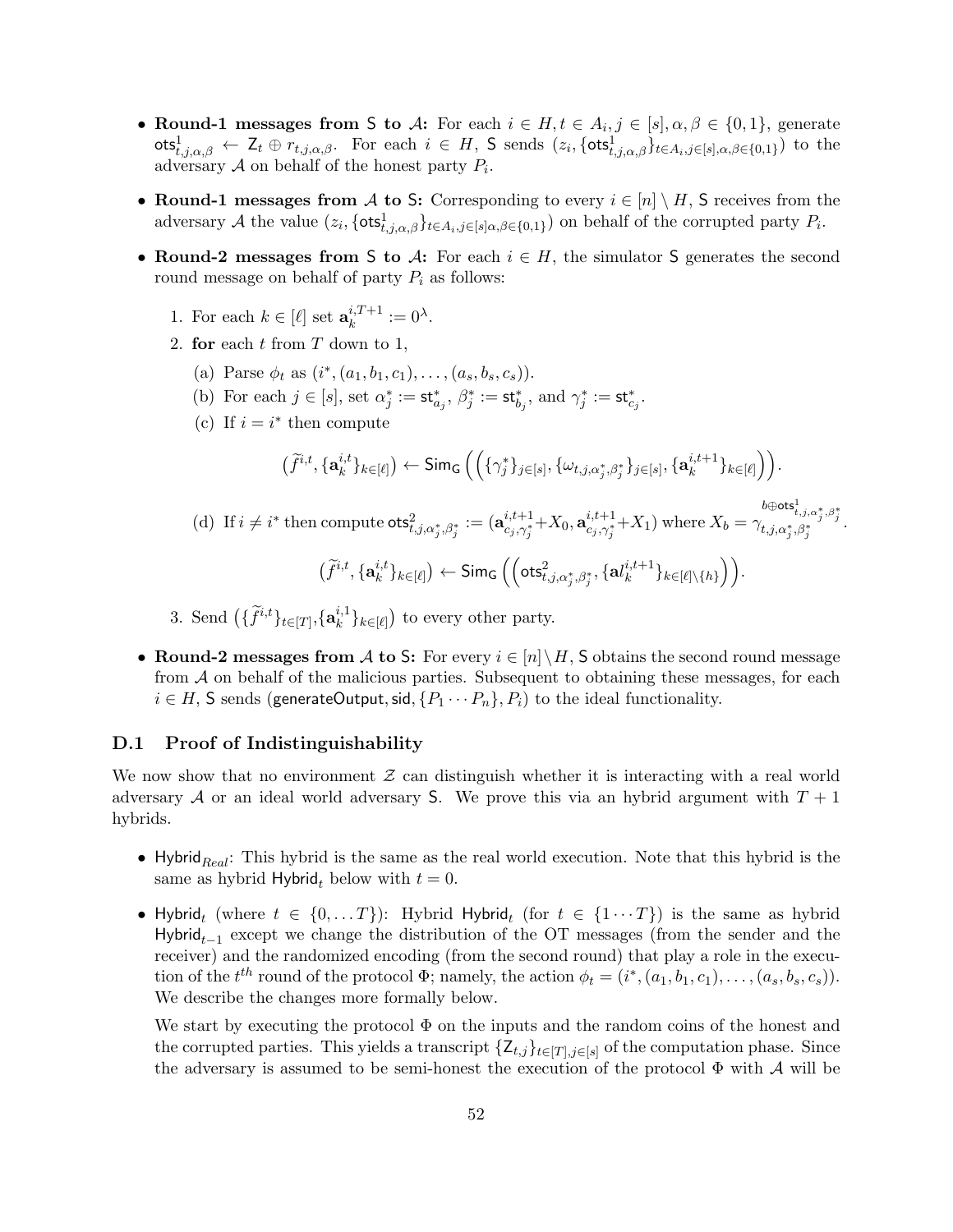- **Round-1 messages from S to $\mathcal{A}$:** For each $i \in H, t \in A_i, j \in [s], \alpha, \beta \in \{0,1\}$, generate $\mathsf{ots}^1_{t,j,\alpha,\beta} \leftarrow \mathsf{Z}_t \oplus r_{t,j,\alpha,\beta}$. For each $i \in H$, S sends $(z_i, \{\mathsf{ots}^1_{t,j,\alpha,\beta}\}_{t \in A_i, j\in[s],\alpha,\beta\in\{0,1\}})$ to the adversary $\mathcal{A}$ on behalf of the honest party $P_i$.

- **Round-1 messages from $\mathcal{A}$ to S:** Corresponding to every $i \in [n] \setminus H$, S receives from the adversary $\mathcal{A}$ the value $(z_i, \{\mathsf{ots}^1_{t,j,\alpha,\beta}\}_{t\in A_i, j\in[s]\alpha,\beta\in\{0,1\}})$ on behalf of the corrupted party $P_i$.

- **Round-2 messages from S to $\mathcal{A}$:** For each $i \in H$, the simulator S generates the second round message on behalf of party $P_i$ as follows:

  1. For each $k \in [\ell]$ set $\mathbf{a}^{i,T+1}_k := 0^\lambda$.
  2. **for** each $t$ from $T$ down to 1,

     (a) Parse $\phi_t$ as $(i^*, (a_1, b_1, c_1), \ldots, (a_s, b_s, c_s))$.

     (b) For each $j \in [s]$, set $\alpha^*_j := \mathsf{st}^*_{a_j}$, $\beta^*_j := \mathsf{st}^*_{b_j}$, and $\gamma^*_j := \mathsf{st}^*_{c_j}$.

     (c) If $i = i^*$ then compute
     $$\big(\widetilde{f}^{i,t}, \{\mathbf{a}^{i,t}_k\}_{k\in[\ell]}\big) \leftarrow \mathsf{Sim}_\mathsf{G}\Big(\big(\{\gamma^*_j\}_{j\in[s]}, \{\omega_{t,j,\alpha^*_j,\beta^*_j}\}_{j\in[s]}, \{\mathbf{a}^{i,t+1}_k\}_{k\in[\ell]}\big)\Big).$$

     (d) If $i \neq i^*$ then compute $\mathsf{ots}^2_{t,j,\alpha^*_j,\beta^*_j} := (\mathbf{a}^{i,t+1}_{c_j,\gamma^*_j} + X_0, \mathbf{a}^{i,t+1}_{c_j,\gamma^*_j} + X_1)$ where $X_b = \gamma^{b \oplus \mathsf{ots}^1_{t,j,\alpha^*_j,\beta^*_j}}_{t,j,\alpha^*_j,\beta^*_j}$.
     $$\big(\widetilde{f}^{i,t}, \{\mathbf{a}^{i,t}_k\}_{k\in[\ell]}\big) \leftarrow \mathsf{Sim}_\mathsf{G}\Big(\big(\mathsf{ots}^2_{t,j,\alpha^*_j,\beta^*_j}, \{\mathbf{a}l^{i,t+1}_k\}_{k\in[\ell]\setminus\{h\}}\big)\Big).$$

  3. Send $\big(\{\widetilde{f}^{i,t}\}_{t\in[T]}, \{\mathbf{a}^{i,1}_k\}_{k\in[\ell]}\big)$ to every other party.

- **Round-2 messages from $\mathcal{A}$ to S:** For every $i \in [n]\setminus H$, S obtains the second round message from $\mathcal{A}$ on behalf of the malicious parties. Subsequent to obtaining these messages, for each $i \in H$, S sends $(\mathsf{generateOutput}, \mathsf{sid}, \{P_1 \cdots P_n\}, P_i)$ to the ideal functionality.

### D.1 Proof of Indistinguishability

We now show that no environment $\mathcal{Z}$ can distinguish whether it is interacting with a real world adversary $\mathcal{A}$ or an ideal world adversary S. We prove this via an hybrid argument with $T+1$ hybrids.

- $\mathsf{Hybrid}_{Real}$: This hybrid is the same as the real world execution. Note that this hybrid is the same as hybrid $\mathsf{Hybrid}_t$ below with $t = 0$.

- $\mathsf{Hybrid}_t$ (where $t \in \{0, \ldots T\}$): Hybrid $\mathsf{Hybrid}_t$ (for $t \in \{1 \cdots T\}$) is the same as hybrid $\mathsf{Hybrid}_{t-1}$ except we change the distribution of the OT messages (from the sender and the receiver) and the randomized encoding (from the second round) that play a role in the execution of the $t^{th}$ round of the protocol $\Phi$; namely, the action $\phi_t = (i^*, (a_1, b_1, c_1), \ldots, (a_s, b_s, c_s))$. We describe the changes more formally below.

  We start by executing the protocol $\Phi$ on the inputs and the random coins of the honest and the corrupted parties. This yields a transcript $\{\mathsf{Z}_{t,j}\}_{t\in[T],j\in[s]}$ of the computation phase. Since the adversary is assumed to be semi-honest the execution of the protocol $\Phi$ with $\mathcal{A}$ will be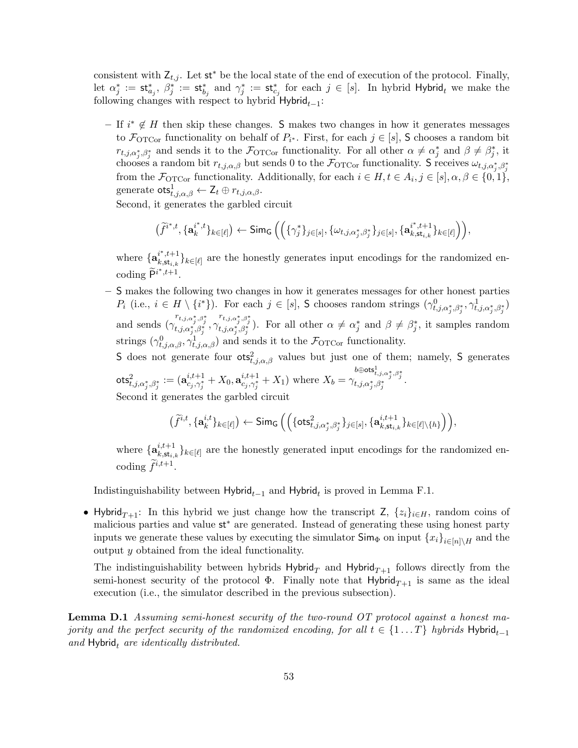consistent with $\mathsf{Z}_{t,j}$. Let $\mathsf{st}^*$ be the local state of the end of execution of the protocol. Finally, let $\alpha_j^* := \mathsf{st}^*_{a_j}$, $\beta_j^* := \mathsf{st}^*_{b_j}$ and $\gamma_j^* := \mathsf{st}^*_{c_j}$ for each $j \in [s]$. In hybrid $\mathsf{Hybrid}_t$ we make the following changes with respect to hybrid $\mathsf{Hybrid}_{t-1}$:

– If $i^* \notin H$ then skip these changes. $\mathsf{S}$ makes two changes in how it generates messages to $\mathcal{F}_{\mathrm{OTCor}}$ functionality on behalf of $P_{i^*}$. First, for each $j \in [s]$, $\mathsf{S}$ chooses a random bit $r_{t,j,\alpha_j^*,\beta_j^*}$ and sends it to the $\mathcal{F}_{\mathrm{OTCor}}$ functionality. For all other $\alpha \neq \alpha_j^*$ and $\beta \neq \beta_j^*$, it chooses a random bit $r_{t,j,\alpha,\beta}$ but sends 0 to the $\mathcal{F}_{\mathrm{OTCor}}$ functionality. $\mathsf{S}$ receives $\omega_{t,j,\alpha_j^*,\beta_j^*}$ from the $\mathcal{F}_{\mathrm{OTCor}}$ functionality. Additionally, for each $i \in H, t \in A_i, j \in [s], \alpha, \beta \in \{0,1\}$, generate $\mathsf{ots}^1_{t,j,\alpha,\beta} \leftarrow \mathsf{Z}_t \oplus r_{t,j,\alpha,\beta}$.
Second, it generates the garbled circuit

$$\left(\widetilde{f}^{i^*,t}, \{\mathbf{a}_k^{i^*,t}\}_{k\in[\ell]}\right) \leftarrow \mathsf{Sim}_{\mathsf{G}}\left(\left(\{\gamma_j^*\}_{j\in[s]}, \{\omega_{t,j,\alpha_j^*,\beta_j^*}\}_{j\in[s]}, \{\mathbf{a}^{i^*,t+1}_{k,\mathsf{st}_{i,k}}\}_{k\in[\ell]}\right)\right),$$

where $\{\mathbf{a}^{i^*,t+1}_{k,\mathsf{st}_{i,k}}\}_{k\in[\ell]}$ are the honestly generates input encodings for the randomized encoding $\widetilde{\mathsf{P}}^{i^*,t+1}$.

– $\mathsf{S}$ makes the following two changes in how it generates messages for other honest parties $P_i$ (i.e., $i \in H \setminus \{i^*\}$). For each $j \in [s]$, $\mathsf{S}$ chooses random strings $(\gamma^0_{t,j,\alpha_j^*,\beta_j^*}, \gamma^1_{t,j,\alpha_j^*,\beta_j^*})$ and sends $(\gamma^{r_{t,j,\alpha_j^*,\beta_j^*}}_{t,j,\alpha_j^*,\beta_j^*}, \gamma^{r_{t,j,\alpha_j^*,\beta_j^*}}_{t,j,\alpha_j^*,\beta_j^*})$. For all other $\alpha \neq \alpha_j^*$ and $\beta \neq \beta_j^*$, it samples random strings $(\gamma^0_{t,j,\alpha,\beta}, \gamma^1_{t,j,\alpha,\beta})$ and sends it to the $\mathcal{F}_{\mathrm{OTCor}}$ functionality.
$\mathsf{S}$ does not generate four $\mathsf{ots}^2_{t,j,\alpha,\beta}$ values but just one of them; namely, $\mathsf{S}$ generates $\mathsf{ots}^2_{t,j,\alpha_j^*,\beta_j^*} := (\mathbf{a}^{i,t+1}_{c_j,\gamma_j^*} + X_0, \mathbf{a}^{i,t+1}_{c_j,\gamma_j^*} + X_1)$ where $X_b = \gamma^{b\oplus \mathsf{ots}^1_{t,j,\alpha_j^*,\beta_j^*}}_{t,j,\alpha_j^*,\beta_j^*}$.
Second it generates the garbled circuit

$$\left(\widetilde{f}^{i,t}, \{\mathbf{a}_k^{i,t}\}_{k\in[\ell]}\right) \leftarrow \mathsf{Sim}_{\mathsf{G}}\left(\left(\{\mathsf{ots}^2_{t,j,\alpha_j^*,\beta_j^*}\}_{j\in[s]}, \{\mathbf{a}^{i,t+1}_{k,\mathsf{st}_{i,k}}\}_{k\in[\ell]\setminus\{h\}}\right)\right),$$

where $\{\mathbf{a}^{i,t+1}_{k,\mathsf{st}_{i,k}}\}_{k\in[\ell]}$ are the honestly generated input encodings for the randomized encoding $\widetilde{f}^{i,t+1}$.

Indistinguishability between $\mathsf{Hybrid}_{t-1}$ and $\mathsf{Hybrid}_t$ is proved in Lemma F.1.

- $\mathsf{Hybrid}_{T+1}$: In this hybrid we just change how the transcript $\mathsf{Z}$, $\{z_i\}_{i\in H}$, random coins of malicious parties and value $\mathsf{st}^*$ are generated. Instead of generating these using honest party inputs we generate these values by executing the simulator $\mathsf{Sim}_\Phi$ on input $\{x_i\}_{i\in[n]\setminus H}$ and the output $y$ obtained from the ideal functionality.

  The indistinguishability between hybrids $\mathsf{Hybrid}_T$ and $\mathsf{Hybrid}_{T+1}$ follows directly from the semi-honest security of the protocol $\Phi$. Finally note that $\mathsf{Hybrid}_{T+1}$ is same as the ideal execution (i.e., the simulator described in the previous subsection).

**Lemma D.1** *Assuming semi-honest security of the two-round OT protocol against a honest majority and the perfect security of the randomized encoding, for all $t \in \{1 \ldots T\}$ hybrids $\mathsf{Hybrid}_{t-1}$ and $\mathsf{Hybrid}_t$ are identically distributed.*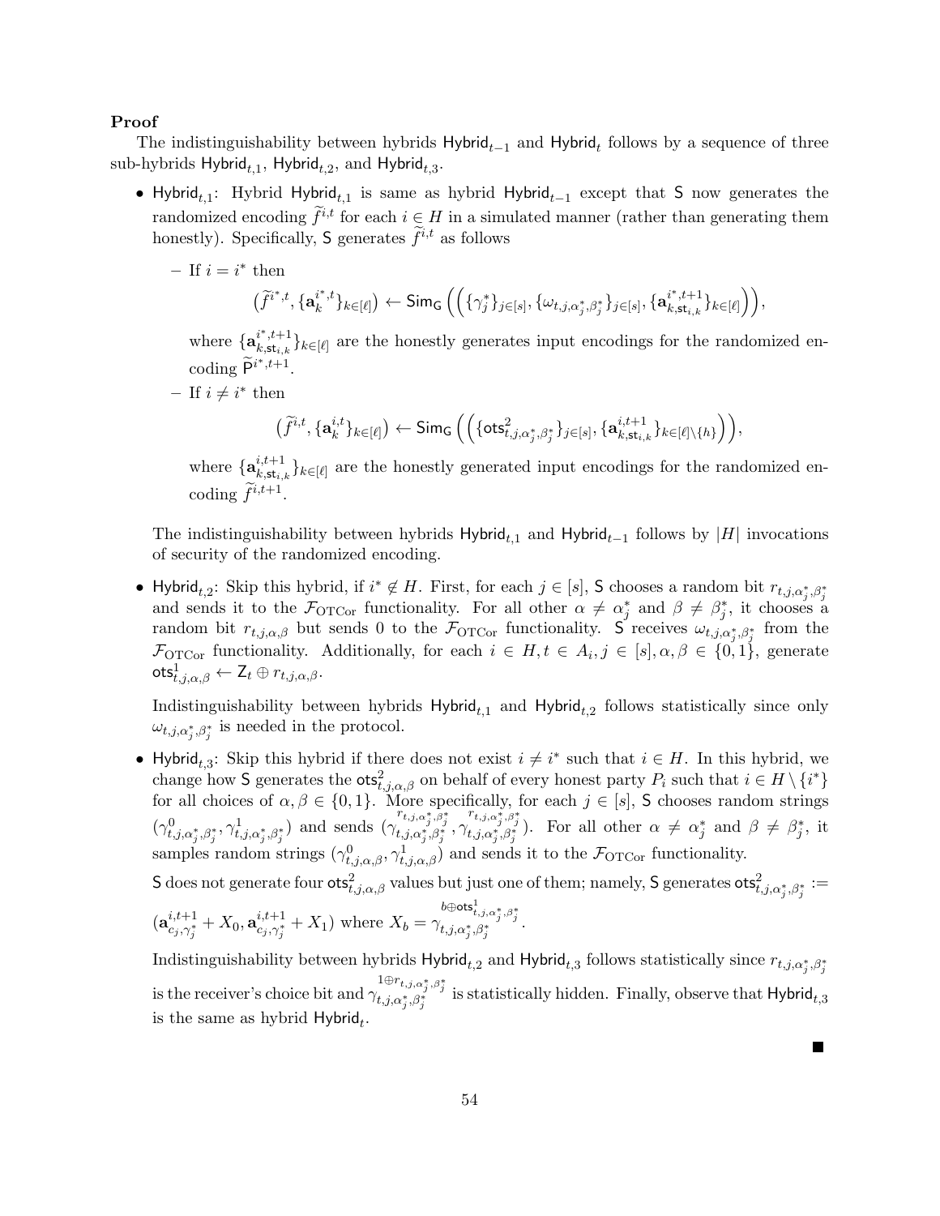**Proof**

The indistinguishability between hybrids $\mathsf{Hybrid}_{t-1}$ and $\mathsf{Hybrid}_t$ follows by a sequence of three sub-hybrids $\mathsf{Hybrid}_{t,1}$, $\mathsf{Hybrid}_{t,2}$, and $\mathsf{Hybrid}_{t,3}$.

- $\mathsf{Hybrid}_{t,1}$: Hybrid $\mathsf{Hybrid}_{t,1}$ is same as hybrid $\mathsf{Hybrid}_{t-1}$ except that $\mathsf{S}$ now generates the randomized encoding $\widetilde{f}^{i,t}$ for each $i \in H$ in a simulated manner (rather than generating them honestly). Specifically, $\mathsf{S}$ generates $\widetilde{f}^{i,t}$ as follows

  – If $i = i^*$ then
  $$\big(\widetilde{f}^{i^*,t}, \{\mathbf{a}_k^{i^*,t}\}_{k\in[\ell]}\big) \leftarrow \mathsf{Sim}_{\mathsf{G}}\left(\left(\{\gamma_j^*\}_{j\in[s]}, \{\omega_{t,j,\alpha_j^*,\beta_j^*}\}_{j\in[s]}, \{\mathbf{a}_{k,\mathsf{st}_{i,k}}^{i^*,t+1}\}_{k\in[\ell]}\right)\right),$$
  where $\{\mathbf{a}_{k,\mathsf{st}_{i,k}}^{i^*,t+1}\}_{k\in[\ell]}$ are the honestly generates input encodings for the randomized encoding $\widetilde{\mathsf{P}}^{i^*,t+1}$.

  – If $i \neq i^*$ then
  $$\big(\widetilde{f}^{i,t}, \{\mathbf{a}_k^{i,t}\}_{k\in[\ell]}\big) \leftarrow \mathsf{Sim}_{\mathsf{G}}\left(\left(\{\mathsf{ots}^2_{t,j,\alpha_j^*,\beta_j^*}\}_{j\in[s]}, \{\mathbf{a}_{k,\mathsf{st}_{i,k}}^{i,t+1}\}_{k\in[\ell]\setminus\{h\}}\right)\right),$$
  where $\{\mathbf{a}_{k,\mathsf{st}_{i,k}}^{i,t+1}\}_{k\in[\ell]}$ are the honestly generated input encodings for the randomized encoding $\widetilde{f}^{i,t+1}$.

  The indistinguishability between hybrids $\mathsf{Hybrid}_{t,1}$ and $\mathsf{Hybrid}_{t-1}$ follows by $|H|$ invocations of security of the randomized encoding.

- $\mathsf{Hybrid}_{t,2}$: Skip this hybrid, if $i^* \notin H$. First, for each $j \in [s]$, $\mathsf{S}$ chooses a random bit $r_{t,j,\alpha_j^*,\beta_j^*}$ and sends it to the $\mathcal{F}_{\mathrm{OTCor}}$ functionality. For all other $\alpha \neq \alpha_j^*$ and $\beta \neq \beta_j^*$, it chooses a random bit $r_{t,j,\alpha,\beta}$ but sends 0 to the $\mathcal{F}_{\mathrm{OTCor}}$ functionality. $\mathsf{S}$ receives $\omega_{t,j,\alpha_j^*,\beta_j^*}$ from the $\mathcal{F}_{\mathrm{OTCor}}$ functionality. Additionally, for each $i \in H, t \in A_i, j \in [s], \alpha, \beta \in \{0,1\}$, generate $\mathsf{ots}^1_{t,j,\alpha,\beta} \leftarrow \mathsf{Z}_t \oplus r_{t,j,\alpha,\beta}$.

  Indistinguishability between hybrids $\mathsf{Hybrid}_{t,1}$ and $\mathsf{Hybrid}_{t,2}$ follows statistically since only $\omega_{t,j,\alpha_j^*,\beta_j^*}$ is needed in the protocol.

- $\mathsf{Hybrid}_{t,3}$: Skip this hybrid if there does not exist $i \neq i^*$ such that $i \in H$. In this hybrid, we change how $\mathsf{S}$ generates the $\mathsf{ots}^2_{t,j,\alpha,\beta}$ on behalf of every honest party $P_i$ such that $i \in H \setminus \{i^*\}$ for all choices of $\alpha, \beta \in \{0,1\}$. More specifically, for each $j \in [s]$, $\mathsf{S}$ chooses random strings $(\gamma^0_{t,j,\alpha_j^*,\beta_j^*}, \gamma^1_{t,j,\alpha_j^*,\beta_j^*})$ and sends $(\gamma^{r_{t,j,\alpha_j^*,\beta_j^*}}_{t,j,\alpha_j^*,\beta_j^*}, \gamma^{r_{t,j,\alpha_j^*,\beta_j^*}}_{t,j,\alpha_j^*,\beta_j^*})$. For all other $\alpha \neq \alpha_j^*$ and $\beta \neq \beta_j^*$, it samples random strings $(\gamma^0_{t,j,\alpha,\beta}, \gamma^1_{t,j,\alpha,\beta})$ and sends it to the $\mathcal{F}_{\mathrm{OTCor}}$ functionality.

  $\mathsf{S}$ does not generate four $\mathsf{ots}^2_{t,j,\alpha,\beta}$ values but just one of them; namely, $\mathsf{S}$ generates $\mathsf{ots}^2_{t,j,\alpha_j^*,\beta_j^*} := (\mathbf{a}^{i,t+1}_{c_j,\gamma_j^*} + X_0, \mathbf{a}^{i,t+1}_{c_j,\gamma_j^*} + X_1)$ where $X_b = \gamma^{b \oplus \mathsf{ots}^1_{t,j,\alpha_j^*,\beta_j^*}}_{t,j,\alpha_j^*,\beta_j^*}$.

  Indistinguishability between hybrids $\mathsf{Hybrid}_{t,2}$ and $\mathsf{Hybrid}_{t,3}$ follows statistically since $r_{t,j,\alpha_j^*,\beta_j^*}$ is the receiver's choice bit and $\gamma^{1\oplus r_{t,j,\alpha_j^*,\beta_j^*}}_{t,j,\alpha_j^*,\beta_j^*}$ is statistically hidden. Finally, observe that $\mathsf{Hybrid}_{t,3}$ is the same as hybrid $\mathsf{Hybrid}_t$.

■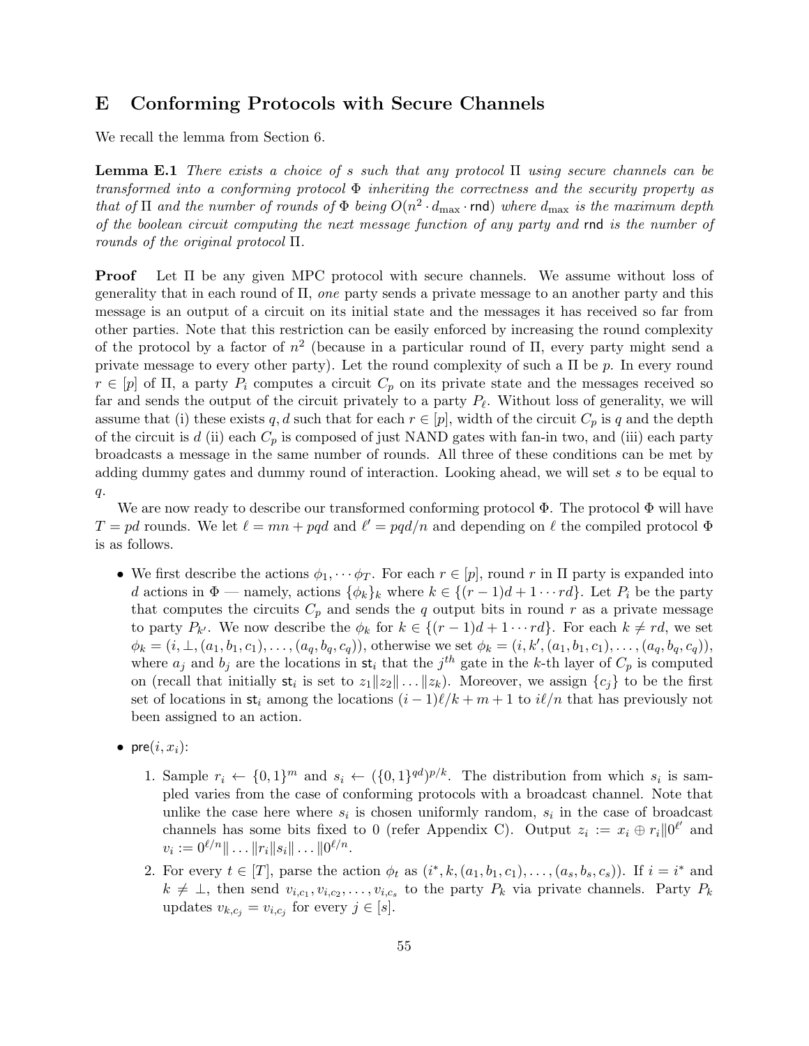## E Conforming Protocols with Secure Channels

We recall the lemma from Section 6.

**Lemma E.1** *There exists a choice of $s$ such that any protocol $\Pi$ using secure channels can be transformed into a conforming protocol $\Phi$ inheriting the correctness and the security property as that of $\Pi$ and the number of rounds of $\Phi$ being $O(n^2 \cdot d_{\max} \cdot \mathsf{rnd})$ where $d_{\max}$ is the maximum depth of the boolean circuit computing the next message function of any party and $\mathsf{rnd}$ is the number of rounds of the original protocol $\Pi$.*

**Proof** Let $\Pi$ be any given MPC protocol with secure channels. We assume without loss of generality that in each round of $\Pi$, *one* party sends a private message to an another party and this message is an output of a circuit on its initial state and the messages it has received so far from other parties. Note that this restriction can be easily enforced by increasing the round complexity of the protocol by a factor of $n^2$ (because in a particular round of $\Pi$, every party might send a private message to every other party). Let the round complexity of such a $\Pi$ be $p$. In every round $r \in [p]$ of $\Pi$, a party $P_i$ computes a circuit $C_p$ on its private state and the messages received so far and sends the output of the circuit privately to a party $P_\ell$. Without loss of generality, we will assume that (i) these exists $q, d$ such that for each $r \in [p]$, width of the circuit $C_p$ is $q$ and the depth of the circuit is $d$ (ii) each $C_p$ is composed of just NAND gates with fan-in two, and (iii) each party broadcasts a message in the same number of rounds. All three of these conditions can be met by adding dummy gates and dummy round of interaction. Looking ahead, we will set $s$ to be equal to $q$.

We are now ready to describe our transformed conforming protocol $\Phi$. The protocol $\Phi$ will have $T = pd$ rounds. We let $\ell = mn + pqd$ and $\ell' = pqd/n$ and depending on $\ell$ the compiled protocol $\Phi$ is as follows.

- We first describe the actions $\phi_1, \cdots \phi_T$. For each $r \in [p]$, round $r$ in $\Pi$ party is expanded into $d$ actions in $\Phi$ — namely, actions $\{\phi_k\}_k$ where $k \in \{(r-1)d + 1 \cdots rd\}$. Let $P_i$ be the party that computes the circuits $C_p$ and sends the $q$ output bits in round $r$ as a private message to party $P_{k'}$. We now describe the $\phi_k$ for $k \in \{(r-1)d + 1 \cdots rd\}$. For each $k \neq rd$, we set $\phi_k = (i, \perp, (a_1, b_1, c_1), \ldots, (a_q, b_q, c_q))$, otherwise we set $\phi_k = (i, k', (a_1, b_1, c_1), \ldots, (a_q, b_q, c_q))$, where $a_j$ and $b_j$ are the locations in $\mathsf{st}_i$ that the $j^{th}$ gate in the $k$-th layer of $C_p$ is computed on (recall that initially $\mathsf{st}_i$ is set to $z_1 \| z_2 \| \ldots \| z_k$). Moreover, we assign $\{c_j\}$ to be the first set of locations in $\mathsf{st}_i$ among the locations $(i-1)\ell/k + m + 1$ to $i\ell/n$ that has previously not been assigned to an action.
- $\mathsf{pre}(i, x_i)$:
  1. Sample $r_i \leftarrow \{0,1\}^m$ and $s_i \leftarrow (\{0,1\}^{qd})^{p/k}$. The distribution from which $s_i$ is sampled varies from the case of conforming protocols with a broadcast channel. Note that unlike the case here where $s_i$ is chosen uniformly random, $s_i$ in the case of broadcast channels has some bits fixed to 0 (refer Appendix C). Output $z_i := x_i \oplus r_i \| 0^{\ell'}$ and $v_i := 0^{\ell/n} \| \ldots \| r_i \| s_i \| \ldots \| 0^{\ell/n}$.
  2. For every $t \in [T]$, parse the action $\phi_t$ as $(i^*, k, (a_1, b_1, c_1), \ldots, (a_s, b_s, c_s))$. If $i = i^*$ and $k \neq \perp$, then send $v_{i,c_1}, v_{i,c_2}, \ldots, v_{i,c_s}$ to the party $P_k$ via private channels. Party $P_k$ updates $v_{k,c_j} = v_{i,c_j}$ for every $j \in [s]$.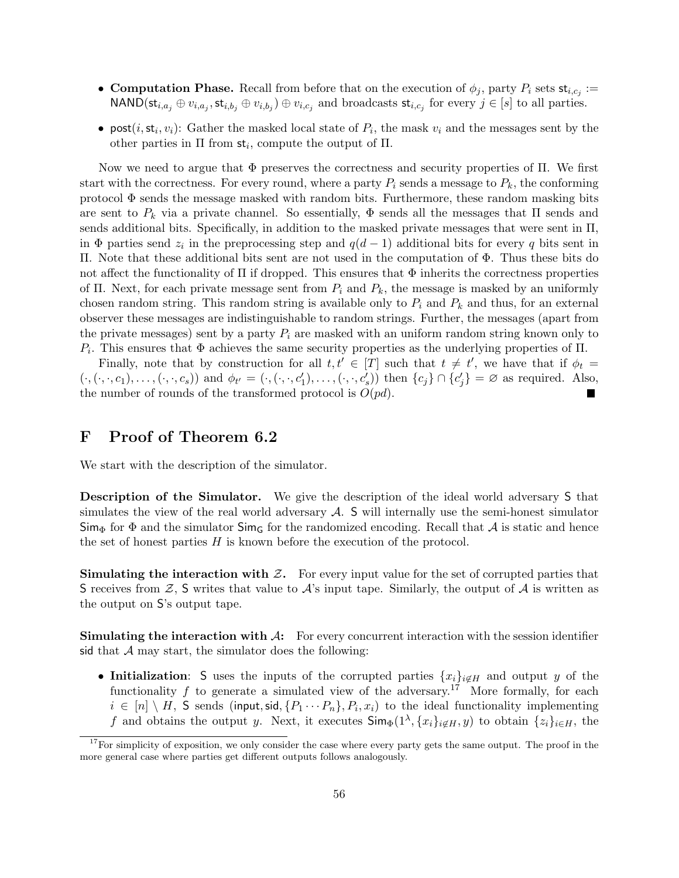- **Computation Phase.** Recall from before that on the execution of $\phi_j$, party $P_i$ sets $\mathsf{st}_{i,c_j} := \mathsf{NAND}(\mathsf{st}_{i,a_j} \oplus v_{i,a_j}, \mathsf{st}_{i,b_j} \oplus v_{i,b_j}) \oplus v_{i,c_j}$ and broadcasts $\mathsf{st}_{i,c_j}$ for every $j \in [s]$ to all parties.
- $\mathsf{post}(i, \mathsf{st}_i, v_i)$: Gather the masked local state of $P_i$, the mask $v_i$ and the messages sent by the other parties in $\Pi$ from $\mathsf{st}_i$, compute the output of $\Pi$.

Now we need to argue that $\Phi$ preserves the correctness and security properties of $\Pi$. We first start with the correctness. For every round, where a party $P_i$ sends a message to $P_k$, the conforming protocol $\Phi$ sends the message masked with random bits. Furthermore, these random masking bits are sent to $P_k$ via a private channel. So essentially, $\Phi$ sends all the messages that $\Pi$ sends and sends additional bits. Specifically, in addition to the masked private messages that were sent in $\Pi$, in $\Phi$ parties send $z_i$ in the preprocessing step and $q(d-1)$ additional bits for every $q$ bits sent in $\Pi$. Note that these additional bits sent are not used in the computation of $\Phi$. Thus these bits do not affect the functionality of $\Pi$ if dropped. This ensures that $\Phi$ inherits the correctness properties of $\Pi$. Next, for each private message sent from $P_i$ and $P_k$, the message is masked by an uniformly chosen random string. This random string is available only to $P_i$ and $P_k$ and thus, for an external observer these messages are indistinguishable to random strings. Further, the messages (apart from the private messages) sent by a party $P_i$ are masked with an uniform random string known only to $P_i$. This ensures that $\Phi$ achieves the same security properties as the underlying properties of $\Pi$.

Finally, note that by construction for all $t, t' \in [T]$ such that $t \neq t'$, we have that if $\phi_t = (\cdot, (\cdot, \cdot, c_1), \ldots, (\cdot, \cdot, c_s))$ and $\phi_{t'} = (\cdot, (\cdot, \cdot, c'_1), \ldots, (\cdot, \cdot, c'_s))$ then $\{c_j\} \cap \{c'_j\} = \varnothing$ as required. Also, the number of rounds of the transformed protocol is $O(pd)$. ■

# F Proof of Theorem 6.2

We start with the description of the simulator.

**Description of the Simulator.** We give the description of the ideal world adversary $\mathsf{S}$ that simulates the view of the real world adversary $\mathcal{A}$. $\mathsf{S}$ will internally use the semi-honest simulator $\mathsf{Sim}_\Phi$ for $\Phi$ and the simulator $\mathsf{Sim}_\mathsf{G}$ for the randomized encoding. Recall that $\mathcal{A}$ is static and hence the set of honest parties $H$ is known before the execution of the protocol.

**Simulating the interaction with $\mathcal{Z}$.** For every input value for the set of corrupted parties that $\mathsf{S}$ receives from $\mathcal{Z}$, $\mathsf{S}$ writes that value to $\mathcal{A}$'s input tape. Similarly, the output of $\mathcal{A}$ is written as the output on $\mathsf{S}$'s output tape.

**Simulating the interaction with $\mathcal{A}$:** For every concurrent interaction with the session identifier $\mathsf{sid}$ that $\mathcal{A}$ may start, the simulator does the following:

- **Initialization**: $\mathsf{S}$ uses the inputs of the corrupted parties $\{x_i\}_{i \notin H}$ and output $y$ of the functionality $f$ to generate a simulated view of the adversary.[17] More formally, for each $i \in [n] \setminus H$, $\mathsf{S}$ sends $(\mathsf{input}, \mathsf{sid}, \{P_1 \cdots P_n\}, P_i, x_i)$ to the ideal functionality implementing $f$ and obtains the output $y$. Next, it executes $\mathsf{Sim}_\Phi(1^\lambda, \{x_i\}_{i \notin H}, y)$ to obtain $\{z_i\}_{i \in H}$, the

[17] For simplicity of exposition, we only consider the case where every party gets the same output. The proof in the more general case where parties get different outputs follows analogously.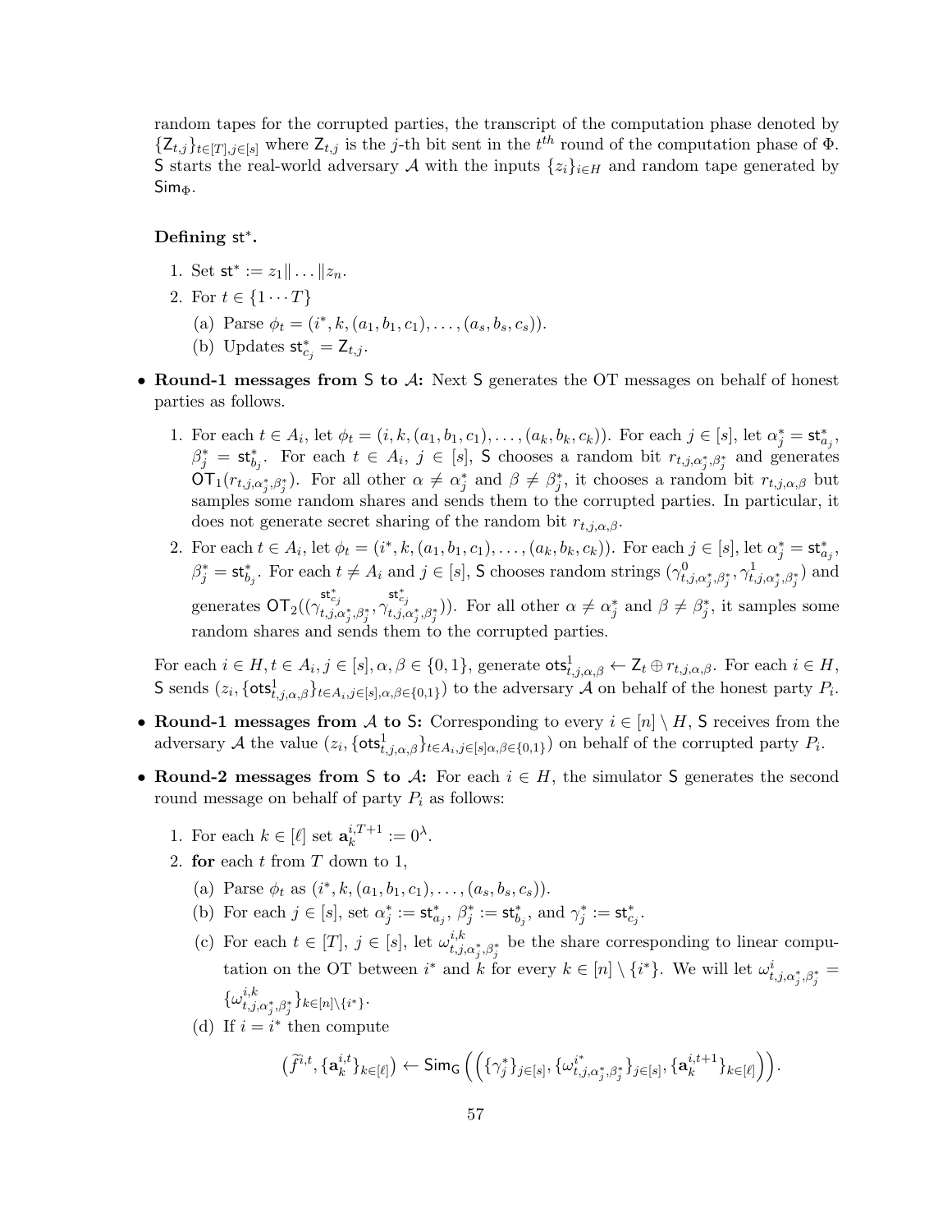random tapes for the corrupted parties, the transcript of the computation phase denoted by $\{\mathsf{Z}_{t,j}\}_{t\in[T],j\in[s]}$ where $\mathsf{Z}_{t,j}$ is the $j$-th bit sent in the $t^{th}$ round of the computation phase of $\Phi$. $\mathsf{S}$ starts the real-world adversary $\mathcal{A}$ with the inputs $\{z_i\}_{i\in H}$ and random tape generated by $\mathsf{Sim}_\Phi$.

**Defining $\mathsf{st}^*$.**

1. Set $\mathsf{st}^* := z_1\|\ldots\|z_n$.
2. For $t \in \{1\cdots T\}$
   (a) Parse $\phi_t = (i^*, k, (a_1, b_1, c_1), \ldots, (a_s, b_s, c_s))$.
   (b) Updates $\mathsf{st}^*_{c_j} = \mathsf{Z}_{t,j}$.

- **Round-1 messages from $\mathsf{S}$ to $\mathcal{A}$:** Next $\mathsf{S}$ generates the OT messages on behalf of honest parties as follows.
  1. For each $t \in A_i$, let $\phi_t = (i, k, (a_1, b_1, c_1), \ldots, (a_k, b_k, c_k))$. For each $j \in [s]$, let $\alpha^*_j = \mathsf{st}^*_{a_j}$, $\beta^*_j = \mathsf{st}^*_{b_j}$. For each $t \in A_i$, $j \in [s]$, $\mathsf{S}$ chooses a random bit $r_{t,j,\alpha^*_j,\beta^*_j}$ and generates $\mathsf{OT}_1(r_{t,j,\alpha^*_j,\beta^*_j})$. For all other $\alpha \neq \alpha^*_j$ and $\beta \neq \beta^*_j$, it chooses a random bit $r_{t,j,\alpha,\beta}$ but samples some random shares and sends them to the corrupted parties. In particular, it does not generate secret sharing of the random bit $r_{t,j,\alpha,\beta}$.
  2. For each $t \in A_i$, let $\phi_t = (i^*, k, (a_1, b_1, c_1), \ldots, (a_k, b_k, c_k))$. For each $j \in [s]$, let $\alpha^*_j = \mathsf{st}^*_{a_j}$, $\beta^*_j = \mathsf{st}^*_{b_j}$. For each $t \neq A_i$ and $j \in [s]$, $\mathsf{S}$ chooses random strings $(\gamma^0_{t,j,\alpha^*_j,\beta^*_j}, \gamma^1_{t,j,\alpha^*_j,\beta^*_j})$ and generates $\mathsf{OT}_2((\gamma^{\mathsf{st}^*_{c_j}}_{t,j,\alpha^*_j,\beta^*_j}, \gamma^{\mathsf{st}^*_{c_j}}_{t,j,\alpha^*_j,\beta^*_j}))$. For all other $\alpha \neq \alpha^*_j$ and $\beta \neq \beta^*_j$, it samples some random shares and sends them to the corrupted parties.

  For each $i \in H, t \in A_i, j \in [s], \alpha, \beta \in \{0,1\}$, generate $\mathsf{ots}^1_{t,j,\alpha,\beta} \leftarrow \mathsf{Z}_t \oplus r_{t,j,\alpha,\beta}$. For each $i \in H$, $\mathsf{S}$ sends $(z_i, \{\mathsf{ots}^1_{t,j,\alpha,\beta}\}_{t\in A_i, j\in[s], \alpha,\beta\in\{0,1\}})$ to the adversary $\mathcal{A}$ on behalf of the honest party $P_i$.

- **Round-1 messages from $\mathcal{A}$ to $\mathsf{S}$:** Corresponding to every $i \in [n] \setminus H$, $\mathsf{S}$ receives from the adversary $\mathcal{A}$ the value $(z_i, \{\mathsf{ots}^1_{t,j,\alpha,\beta}\}_{t\in A_i, j\in[s]\alpha,\beta\in\{0,1\}})$ on behalf of the corrupted party $P_i$.

- **Round-2 messages from $\mathsf{S}$ to $\mathcal{A}$:** For each $i \in H$, the simulator $\mathsf{S}$ generates the second round message on behalf of party $P_i$ as follows:
  1. For each $k \in [\ell]$ set $\mathbf{a}^{i,T+1}_k := 0^\lambda$.
  2. **for** each $t$ from $T$ down to 1,
     (a) Parse $\phi_t$ as $(i^*, k, (a_1, b_1, c_1), \ldots, (a_s, b_s, c_s))$.
     (b) For each $j \in [s]$, set $\alpha^*_j := \mathsf{st}^*_{a_j}$, $\beta^*_j := \mathsf{st}^*_{b_j}$, and $\gamma^*_j := \mathsf{st}^*_{c_j}$.
     (c) For each $t \in [T]$, $j \in [s]$, let $\omega^{i,k}_{t,j,\alpha^*_j,\beta^*_j}$ be the share corresponding to linear computation on the OT between $i^*$ and $k$ for every $k \in [n] \setminus \{i^*\}$. We will let $\omega^i_{t,j,\alpha^*_j,\beta^*_j} = \{\omega^{i,k}_{t,j,\alpha^*_j,\beta^*_j}\}_{k\in[n]\setminus\{i^*\}}$.
     (d) If $i = i^*$ then compute
     $$\left(\widetilde{f}^{i,t}, \{\mathbf{a}^{i,t}_k\}_{k\in[\ell]}\right) \leftarrow \mathsf{Sim}_{\mathsf{G}}\left(\left(\{\gamma^*_j\}_{j\in[s]}, \{\omega^{i^*}_{t,j,\alpha^*_j,\beta^*_j}\}_{j\in[s]}, \{\mathbf{a}^{i,t+1}_k\}_{k\in[\ell]}\right)\right).$$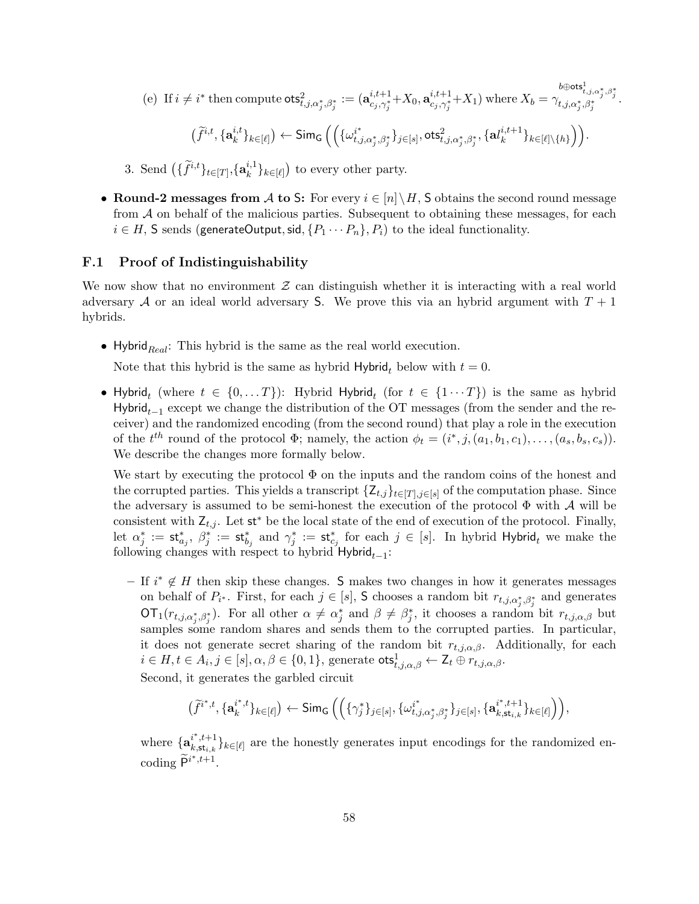(e) If $i \neq i^*$ then compute $\mathsf{ots}^2_{t,j,\alpha^*_j,\beta^*_j} := (\mathbf{a}^{i,t+1}_{c_j,\gamma^*_j} + X_0, \mathbf{a}^{i,t+1}_{c_j,\gamma^*_j} + X_1)$ where $X_b = \gamma^{b \oplus \mathsf{ots}^1_{t,j,\alpha^*_j,\beta^*_j}}_{t,j,\alpha^*_j,\beta^*_j}$.

$$\big(\widetilde{f}^{i,t}, \{\mathbf{a}^{i,t}_k\}_{k \in [\ell]}\big) \leftarrow \mathsf{Sim}_{\mathsf{G}}\Big(\Big(\{\omega^{i^*}_{t,j,\alpha^*_j,\beta^*_j}\}_{j \in [s]}, \mathsf{ots}^2_{t,j,\alpha^*_j,\beta^*_j}, \{\mathbf{a}l^{i,t+1}_k\}_{k \in [\ell] \setminus \{h\}}\Big)\Big).$$

3. Send $\big(\{\widetilde{f}^{i,t}\}_{t \in [T]}, \{\mathbf{a}^{i,1}_k\}_{k \in [\ell]}\big)$ to every other party.

- **Round-2 messages from $\mathcal{A}$ to $\mathsf{S}$:** For every $i \in [n] \setminus H$, $\mathsf{S}$ obtains the second round message from $\mathcal{A}$ on behalf of the malicious parties. Subsequent to obtaining these messages, for each $i \in H$, $\mathsf{S}$ sends $(\mathsf{generateOutput}, \mathsf{sid}, \{P_1 \cdots P_n\}, P_i)$ to the ideal functionality.

## F.1 Proof of Indistinguishability

We now show that no environment $\mathcal{Z}$ can distinguish whether it is interacting with a real world adversary $\mathcal{A}$ or an ideal world adversary $\mathsf{S}$. We prove this via an hybrid argument with $T+1$ hybrids.

- $\mathsf{Hybrid}_{Real}$: This hybrid is the same as the real world execution.

  Note that this hybrid is the same as hybrid $\mathsf{Hybrid}_t$ below with $t = 0$.

- $\mathsf{Hybrid}_t$ (where $t \in \{0, \ldots T\}$): Hybrid $\mathsf{Hybrid}_t$ (for $t \in \{1 \cdots T\}$) is the same as hybrid $\mathsf{Hybrid}_{t-1}$ except we change the distribution of the OT messages (from the sender and the receiver) and the randomized encoding (from the second round) that play a role in the execution of the $t^{th}$ round of the protocol $\Phi$; namely, the action $\phi_t = (i^*, j, (a_1, b_1, c_1), \ldots, (a_s, b_s, c_s))$. We describe the changes more formally below.

  We start by executing the protocol $\Phi$ on the inputs and the random coins of the honest and the corrupted parties. This yields a transcript $\{\mathsf{Z}_{t,j}\}_{t \in [T], j \in [s]}$ of the computation phase. Since the adversary is assumed to be semi-honest the execution of the protocol $\Phi$ with $\mathcal{A}$ will be consistent with $\mathsf{Z}_{t,j}$. Let $\mathsf{st}^*$ be the local state of the end of execution of the protocol. Finally, let $\alpha^*_j := \mathsf{st}^*_{a_j}$, $\beta^*_j := \mathsf{st}^*_{b_j}$ and $\gamma^*_j := \mathsf{st}^*_{c_j}$ for each $j \in [s]$. In hybrid $\mathsf{Hybrid}_t$ we make the following changes with respect to hybrid $\mathsf{Hybrid}_{t-1}$:

  - If $i^* \notin H$ then skip these changes. $\mathsf{S}$ makes two changes in how it generates messages on behalf of $P_{i^*}$. First, for each $j \in [s]$, $\mathsf{S}$ chooses a random bit $r_{t,j,\alpha^*_j,\beta^*_j}$ and generates $\mathsf{OT}_1(r_{t,j,\alpha^*_j,\beta^*_j})$. For all other $\alpha \neq \alpha^*_j$ and $\beta \neq \beta^*_j$, it chooses a random bit $r_{t,j,\alpha,\beta}$ but samples some random shares and sends them to the corrupted parties. In particular, it does not generate secret sharing of the random bit $r_{t,j,\alpha,\beta}$. Additionally, for each $i \in H, t \in A_i, j \in [s], \alpha, \beta \in \{0,1\}$, generate $\mathsf{ots}^1_{t,j,\alpha,\beta} \leftarrow \mathsf{Z}_t \oplus r_{t,j,\alpha,\beta}$.

    Second, it generates the garbled circuit

    $$\big(\widetilde{f}^{i^*,t}, \{\mathbf{a}^{i^*,t}_k\}_{k \in [\ell]}\big) \leftarrow \mathsf{Sim}_{\mathsf{G}}\Big(\Big(\{\gamma^*_j\}_{j \in [s]}, \{\omega^{i^*}_{t,j,\alpha^*_j,\beta^*_j}\}_{j \in [s]}, \{\mathbf{a}^{i^*,t+1}_{k,\mathsf{st}_{i,k}}\}_{k \in [\ell]}\Big)\Big),$$

    where $\{\mathbf{a}^{i^*,t+1}_{k,\mathsf{st}_{i,k}}\}_{k \in [\ell]}$ are the honestly generates input encodings for the randomized encoding $\widetilde{\mathsf{P}}^{i^*,t+1}$.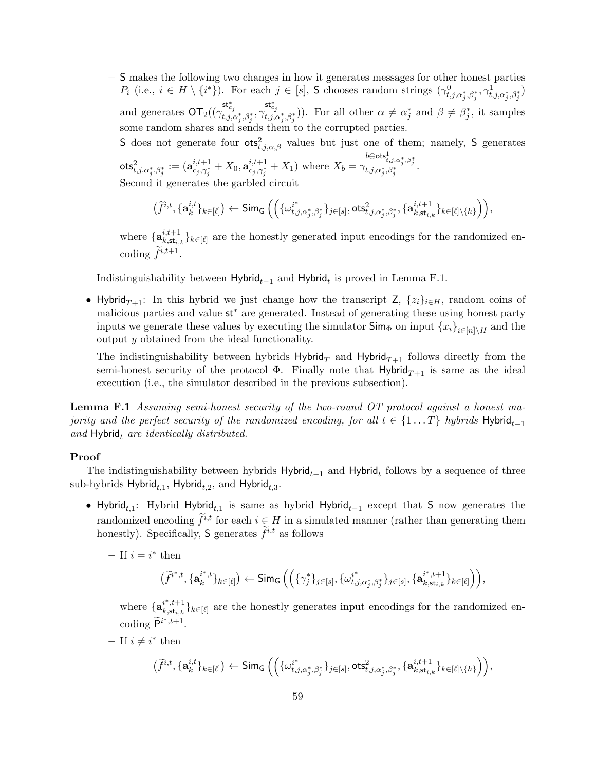- $\mathsf{S}$ makes the following two changes in how it generates messages for other honest parties $P_i$ (i.e., $i \in H \setminus \{i^*\}$). For each $j \in [s]$, $\mathsf{S}$ chooses random strings $(\gamma^0_{t,j,\alpha^*_j,\beta^*_j}, \gamma^1_{t,j,\alpha^*_j,\beta^*_j})$ and generates $\mathsf{OT}_2((\gamma^{\mathsf{st}^*_{c_j}}_{t,j,\alpha^*_j,\beta^*_j}, \gamma^{\mathsf{st}^*_{c_j}}_{t,j,\alpha^*_j,\beta^*_j}))$. For all other $\alpha \neq \alpha^*_j$ and $\beta \neq \beta^*_j$, it samples some random shares and sends them to the corrupted parties.

    $\mathsf{S}$ does not generate four $\mathsf{ots}^2_{t,j,\alpha,\beta}$ values but just one of them; namely, $\mathsf{S}$ generates $\mathsf{ots}^2_{t,j,\alpha^*_j,\beta^*_j} := (\mathbf{a}^{i,t+1}_{c_j,\gamma^*_j} + X_0, \mathbf{a}^{i,t+1}_{c_j,\gamma^*_j} + X_1)$ where $X_b = \gamma^{b \oplus \mathsf{ots}^1_{t,j,\alpha^*_j,\beta^*_j}}_{t,j,\alpha^*_j,\beta^*_j}$.

    Second it generates the garbled circuit

$$\left(\widetilde{f}^{i,t}, \{\mathbf{a}^{i,t}_k\}_{k\in[\ell]}\right) \leftarrow \mathsf{Sim}_{\mathsf{G}}\left(\left(\{\omega^{i^*}_{t,j,\alpha^*_j,\beta^*_j}\}_{j\in[s]}, \mathsf{ots}^2_{t,j,\alpha^*_j,\beta^*_j}, \{\mathbf{a}^{i,t+1}_{k,\mathsf{st}_{i,k}}\}_{k\in[\ell]\setminus\{h\}}\right)\right),$$

    where $\{\mathbf{a}^{i,t+1}_{k,\mathsf{st}_{i,k}}\}_{k\in[\ell]}$ are the honestly generated input encodings for the randomized encoding $\widetilde{f}^{i,t+1}$.

Indistinguishability between $\mathsf{Hybrid}_{t-1}$ and $\mathsf{Hybrid}_t$ is proved in Lemma F.1.

- $\mathsf{Hybrid}_{T+1}$: In this hybrid we just change how the transcript $\mathsf{Z}$, $\{z_i\}_{i\in H}$, random coins of malicious parties and value $\mathsf{st}^*$ are generated. Instead of generating these using honest party inputs we generate these values by executing the simulator $\mathsf{Sim}_\Phi$ on input $\{x_i\}_{i\in[n]\setminus H}$ and the output $y$ obtained from the ideal functionality.

  The indistinguishability between hybrids $\mathsf{Hybrid}_T$ and $\mathsf{Hybrid}_{T+1}$ follows directly from the semi-honest security of the protocol $\Phi$. Finally note that $\mathsf{Hybrid}_{T+1}$ is same as the ideal execution (i.e., the simulator described in the previous subsection).

**Lemma F.1** *Assuming semi-honest security of the two-round OT protocol against a honest majority and the perfect security of the randomized encoding, for all $t \in \{1 \ldots T\}$ hybrids $\mathsf{Hybrid}_{t-1}$ and $\mathsf{Hybrid}_t$ are identically distributed.*

**Proof**

The indistinguishability between hybrids $\mathsf{Hybrid}_{t-1}$ and $\mathsf{Hybrid}_t$ follows by a sequence of three sub-hybrids $\mathsf{Hybrid}_{t,1}$, $\mathsf{Hybrid}_{t,2}$, and $\mathsf{Hybrid}_{t,3}$.

- $\mathsf{Hybrid}_{t,1}$: Hybrid $\mathsf{Hybrid}_{t,1}$ is same as hybrid $\mathsf{Hybrid}_{t-1}$ except that $\mathsf{S}$ now generates the randomized encoding $\widetilde{f}^{i,t}$ for each $i \in H$ in a simulated manner (rather than generating them honestly). Specifically, $\mathsf{S}$ generates $\widetilde{f}^{i,t}$ as follows

  - If $i = i^*$ then

$$\left(\widetilde{f}^{i^*,t}, \{\mathbf{a}^{i^*,t}_k\}_{k\in[\ell]}\right) \leftarrow \mathsf{Sim}_{\mathsf{G}}\left(\left(\{\gamma^*_j\}_{j\in[s]}, \{\omega^{i^*}_{t,j,\alpha^*_j,\beta^*_j}\}_{j\in[s]}, \{\mathbf{a}^{i^*,t+1}_{k,\mathsf{st}_{i,k}}\}_{k\in[\ell]}\right)\right),$$

    where $\{\mathbf{a}^{i^*,t+1}_{k,\mathsf{st}_{i,k}}\}_{k\in[\ell]}$ are the honestly generates input encodings for the randomized encoding $\widetilde{\mathsf{P}}^{i^*,t+1}$.

  - If $i \neq i^*$ then

$$\left(\widetilde{f}^{i,t}, \{\mathbf{a}^{i,t}_k\}_{k\in[\ell]}\right) \leftarrow \mathsf{Sim}_{\mathsf{G}}\left(\left(\{\omega^{i^*}_{t,j,\alpha^*_j,\beta^*_j}\}_{j\in[s]}, \mathsf{ots}^2_{t,j,\alpha^*_j,\beta^*_j}, \{\mathbf{a}^{i,t+1}_{k,\mathsf{st}_{i,k}}\}_{k\in[\ell]\setminus\{h\}}\right)\right),$$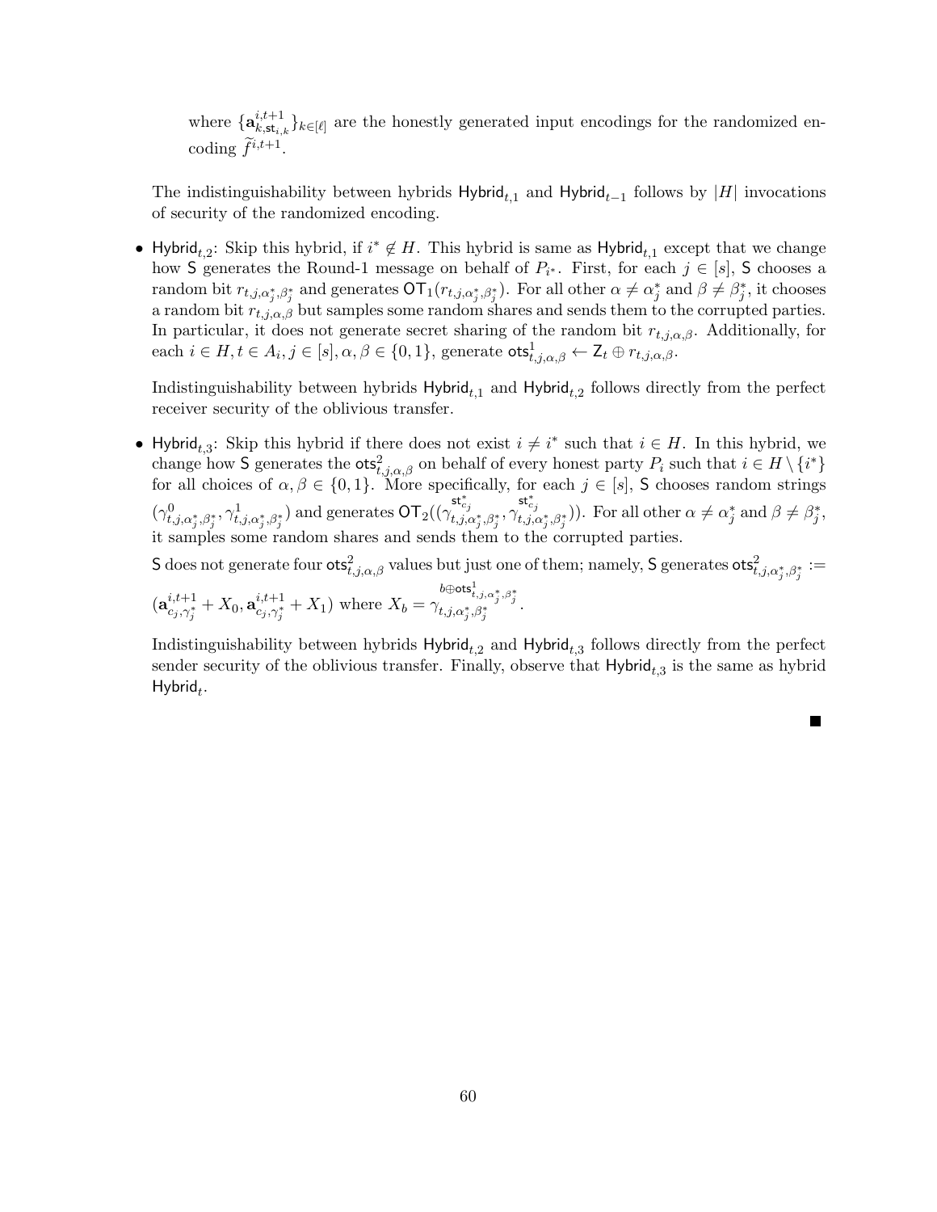where $\{\mathbf{a}^{i,t+1}_{k,\mathsf{st}_{i,k}}\}_{k\in[\ell]}$ are the honestly generated input encodings for the randomized encoding $\widetilde{f}^{i,t+1}$.

The indistinguishability between hybrids $\mathsf{Hybrid}_{t,1}$ and $\mathsf{Hybrid}_{t-1}$ follows by $|H|$ invocations of security of the randomized encoding.

- $\mathsf{Hybrid}_{t,2}$: Skip this hybrid, if $i^* \notin H$. This hybrid is same as $\mathsf{Hybrid}_{t,1}$ except that we change how $\mathsf{S}$ generates the Round-1 message on behalf of $P_{i^*}$. First, for each $j \in [s]$, $\mathsf{S}$ chooses a random bit $r_{t,j,\alpha^*_j,\beta^*_j}$ and generates $\mathsf{OT}_1(r_{t,j,\alpha^*_j,\beta^*_j})$. For all other $\alpha \neq \alpha^*_j$ and $\beta \neq \beta^*_j$, it chooses a random bit $r_{t,j,\alpha,\beta}$ but samples some random shares and sends them to the corrupted parties. In particular, it does not generate secret sharing of the random bit $r_{t,j,\alpha,\beta}$. Additionally, for each $i \in H, t \in A_i, j \in [s], \alpha, \beta \in \{0,1\}$, generate $\mathsf{ots}^1_{t,j,\alpha,\beta} \leftarrow \mathsf{Z}_t \oplus r_{t,j,\alpha,\beta}$.

  Indistinguishability between hybrids $\mathsf{Hybrid}_{t,1}$ and $\mathsf{Hybrid}_{t,2}$ follows directly from the perfect receiver security of the oblivious transfer.

- $\mathsf{Hybrid}_{t,3}$: Skip this hybrid if there does not exist $i \neq i^*$ such that $i \in H$. In this hybrid, we change how $\mathsf{S}$ generates the $\mathsf{ots}^2_{t,j,\alpha,\beta}$ on behalf of every honest party $P_i$ such that $i \in H \setminus \{i^*\}$ for all choices of $\alpha, \beta \in \{0,1\}$. More specifically, for each $j \in [s]$, $\mathsf{S}$ chooses random strings $(\gamma^0_{t,j,\alpha^*_j,\beta^*_j}, \gamma^1_{t,j,\alpha^*_j,\beta^*_j})$ and generates $\mathsf{OT}_2((\gamma^{\mathsf{st}^*_{c_j}}_{t,j,\alpha^*_j,\beta^*_j}, \gamma^{\mathsf{st}^*_{c_j}}_{t,j,\alpha^*_j,\beta^*_j}))$. For all other $\alpha \neq \alpha^*_j$ and $\beta \neq \beta^*_j$, it samples some random shares and sends them to the corrupted parties.

  $\mathsf{S}$ does not generate four $\mathsf{ots}^2_{t,j,\alpha,\beta}$ values but just one of them; namely, $\mathsf{S}$ generates $\mathsf{ots}^2_{t,j,\alpha^*_j,\beta^*_j} := (\mathbf{a}^{i,t+1}_{c_j,\gamma^*_j} + X_0, \mathbf{a}^{i,t+1}_{c_j,\gamma^*_j} + X_1)$ where $X_b = \gamma^{b\oplus\mathsf{ots}^1_{t,j,\alpha^*_j,\beta^*_j}}_{t,j,\alpha^*_j,\beta^*_j}$.

  Indistinguishability between hybrids $\mathsf{Hybrid}_{t,2}$ and $\mathsf{Hybrid}_{t,3}$ follows directly from the perfect sender security of the oblivious transfer. Finally, observe that $\mathsf{Hybrid}_{t,3}$ is the same as hybrid $\mathsf{Hybrid}_t$.

■